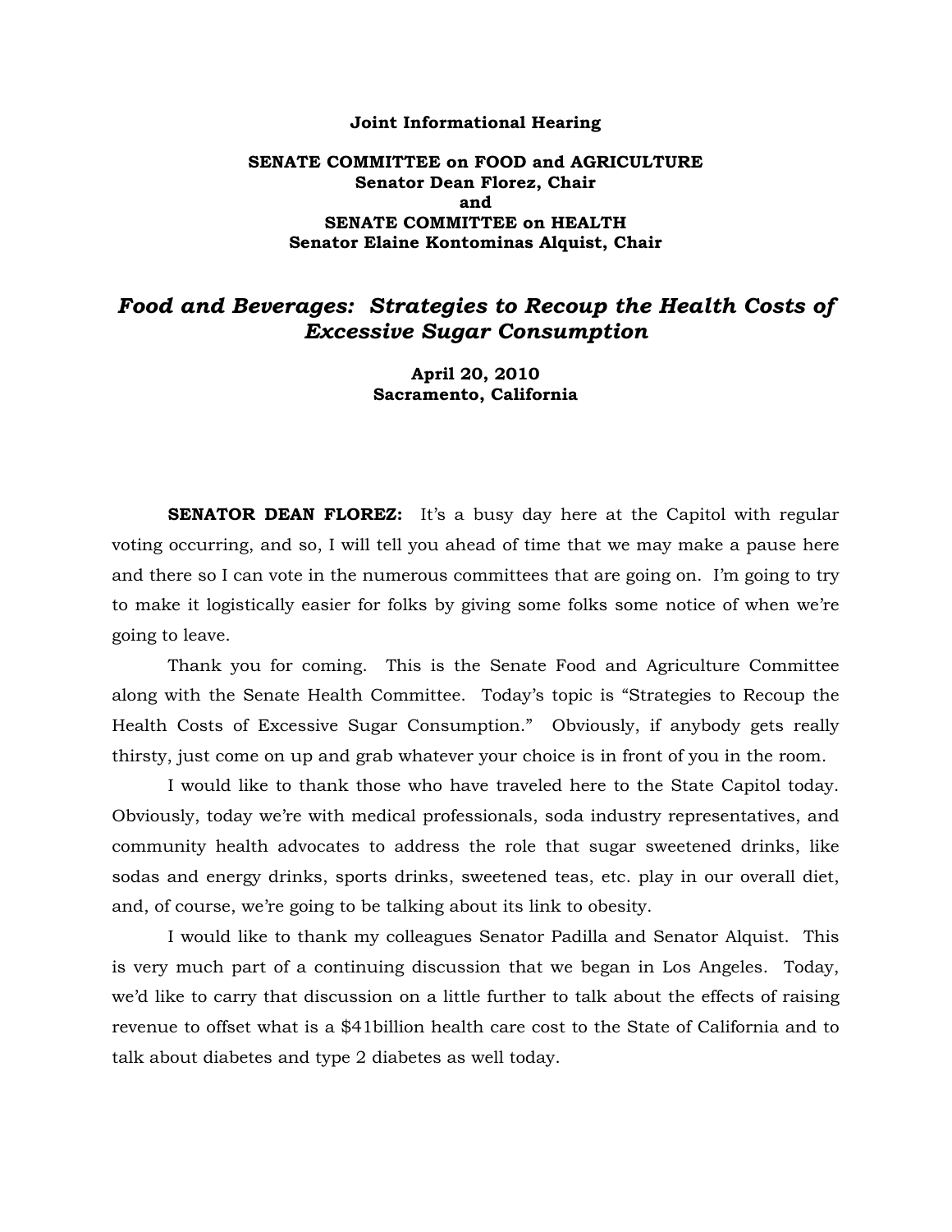**Joint Informational Hearing**

**SENATE COMMITTEE on FOOD and AGRICULTURE**
**Senator Dean Florez, Chair**
**and**
**SENATE COMMITTEE on HEALTH**
**Senator Elaine Kontominas Alquist, Chair**

# *Food and Beverages: Strategies to Recoup the Health Costs of Excessive Sugar Consumption*

**April 20, 2010**
**Sacramento, California**

**SENATOR DEAN FLOREZ:** It's a busy day here at the Capitol with regular voting occurring, and so, I will tell you ahead of time that we may make a pause here and there so I can vote in the numerous committees that are going on. I'm going to try to make it logistically easier for folks by giving some folks some notice of when we're going to leave.

Thank you for coming. This is the Senate Food and Agriculture Committee along with the Senate Health Committee. Today's topic is "Strategies to Recoup the Health Costs of Excessive Sugar Consumption." Obviously, if anybody gets really thirsty, just come on up and grab whatever your choice is in front of you in the room.

I would like to thank those who have traveled here to the State Capitol today. Obviously, today we're with medical professionals, soda industry representatives, and community health advocates to address the role that sugar sweetened drinks, like sodas and energy drinks, sports drinks, sweetened teas, etc. play in our overall diet, and, of course, we're going to be talking about its link to obesity.

I would like to thank my colleagues Senator Padilla and Senator Alquist. This is very much part of a continuing discussion that we began in Los Angeles. Today, we'd like to carry that discussion on a little further to talk about the effects of raising revenue to offset what is a $41billion health care cost to the State of California and to talk about diabetes and type 2 diabetes as well today.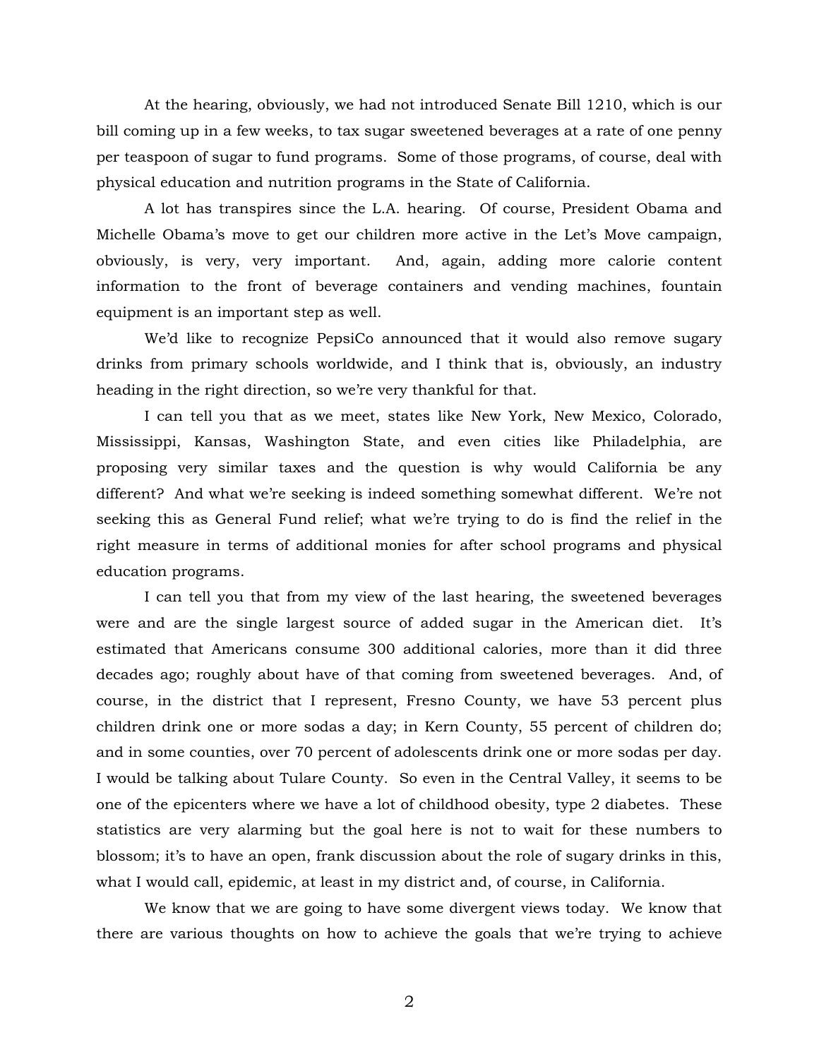At the hearing, obviously, we had not introduced Senate Bill 1210, which is our bill coming up in a few weeks, to tax sugar sweetened beverages at a rate of one penny per teaspoon of sugar to fund programs. Some of those programs, of course, deal with physical education and nutrition programs in the State of California.

A lot has transpires since the L.A. hearing. Of course, President Obama and Michelle Obama's move to get our children more active in the Let's Move campaign, obviously, is very, very important. And, again, adding more calorie content information to the front of beverage containers and vending machines, fountain equipment is an important step as well.

We'd like to recognize PepsiCo announced that it would also remove sugary drinks from primary schools worldwide, and I think that is, obviously, an industry heading in the right direction, so we're very thankful for that.

I can tell you that as we meet, states like New York, New Mexico, Colorado, Mississippi, Kansas, Washington State, and even cities like Philadelphia, are proposing very similar taxes and the question is why would California be any different? And what we're seeking is indeed something somewhat different. We're not seeking this as General Fund relief; what we're trying to do is find the relief in the right measure in terms of additional monies for after school programs and physical education programs.

I can tell you that from my view of the last hearing, the sweetened beverages were and are the single largest source of added sugar in the American diet. It's estimated that Americans consume 300 additional calories, more than it did three decades ago; roughly about have of that coming from sweetened beverages. And, of course, in the district that I represent, Fresno County, we have 53 percent plus children drink one or more sodas a day; in Kern County, 55 percent of children do; and in some counties, over 70 percent of adolescents drink one or more sodas per day. I would be talking about Tulare County. So even in the Central Valley, it seems to be one of the epicenters where we have a lot of childhood obesity, type 2 diabetes. These statistics are very alarming but the goal here is not to wait for these numbers to blossom; it's to have an open, frank discussion about the role of sugary drinks in this, what I would call, epidemic, at least in my district and, of course, in California.

We know that we are going to have some divergent views today. We know that there are various thoughts on how to achieve the goals that we're trying to achieve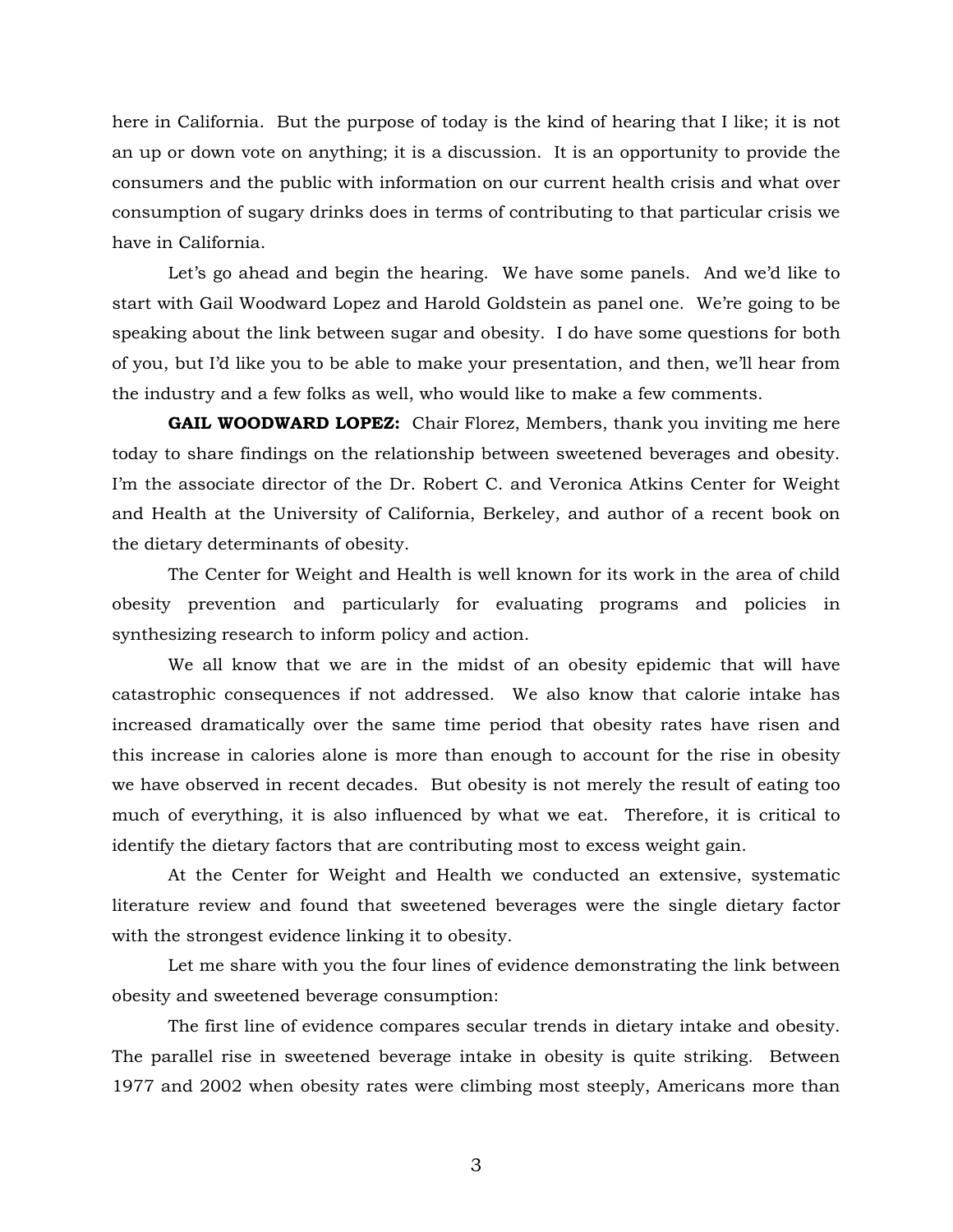here in California. But the purpose of today is the kind of hearing that I like; it is not an up or down vote on anything; it is a discussion. It is an opportunity to provide the consumers and the public with information on our current health crisis and what over consumption of sugary drinks does in terms of contributing to that particular crisis we have in California.

Let's go ahead and begin the hearing. We have some panels. And we'd like to start with Gail Woodward Lopez and Harold Goldstein as panel one. We're going to be speaking about the link between sugar and obesity. I do have some questions for both of you, but I'd like you to be able to make your presentation, and then, we'll hear from the industry and a few folks as well, who would like to make a few comments.

**GAIL WOODWARD LOPEZ:** Chair Florez, Members, thank you inviting me here today to share findings on the relationship between sweetened beverages and obesity. I'm the associate director of the Dr. Robert C. and Veronica Atkins Center for Weight and Health at the University of California, Berkeley, and author of a recent book on the dietary determinants of obesity.

The Center for Weight and Health is well known for its work in the area of child obesity prevention and particularly for evaluating programs and policies in synthesizing research to inform policy and action.

We all know that we are in the midst of an obesity epidemic that will have catastrophic consequences if not addressed. We also know that calorie intake has increased dramatically over the same time period that obesity rates have risen and this increase in calories alone is more than enough to account for the rise in obesity we have observed in recent decades. But obesity is not merely the result of eating too much of everything, it is also influenced by what we eat. Therefore, it is critical to identify the dietary factors that are contributing most to excess weight gain.

At the Center for Weight and Health we conducted an extensive, systematic literature review and found that sweetened beverages were the single dietary factor with the strongest evidence linking it to obesity.

Let me share with you the four lines of evidence demonstrating the link between obesity and sweetened beverage consumption:

The first line of evidence compares secular trends in dietary intake and obesity. The parallel rise in sweetened beverage intake in obesity is quite striking. Between 1977 and 2002 when obesity rates were climbing most steeply, Americans more than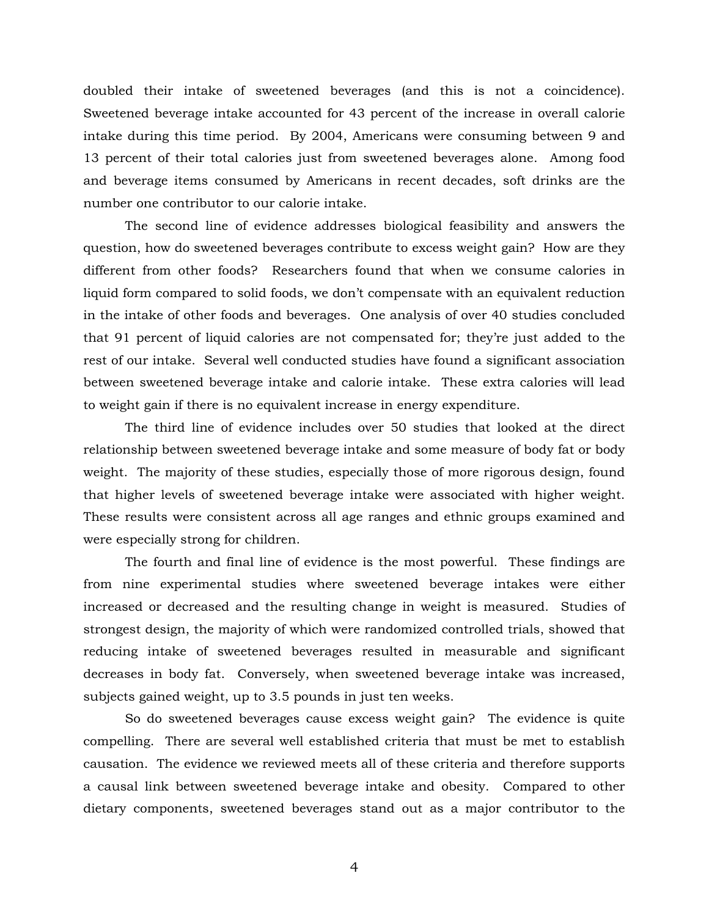doubled their intake of sweetened beverages (and this is not a coincidence). Sweetened beverage intake accounted for 43 percent of the increase in overall calorie intake during this time period. By 2004, Americans were consuming between 9 and 13 percent of their total calories just from sweetened beverages alone. Among food and beverage items consumed by Americans in recent decades, soft drinks are the number one contributor to our calorie intake.

The second line of evidence addresses biological feasibility and answers the question, how do sweetened beverages contribute to excess weight gain? How are they different from other foods? Researchers found that when we consume calories in liquid form compared to solid foods, we don't compensate with an equivalent reduction in the intake of other foods and beverages. One analysis of over 40 studies concluded that 91 percent of liquid calories are not compensated for; they're just added to the rest of our intake. Several well conducted studies have found a significant association between sweetened beverage intake and calorie intake. These extra calories will lead to weight gain if there is no equivalent increase in energy expenditure.

The third line of evidence includes over 50 studies that looked at the direct relationship between sweetened beverage intake and some measure of body fat or body weight. The majority of these studies, especially those of more rigorous design, found that higher levels of sweetened beverage intake were associated with higher weight. These results were consistent across all age ranges and ethnic groups examined and were especially strong for children.

The fourth and final line of evidence is the most powerful. These findings are from nine experimental studies where sweetened beverage intakes were either increased or decreased and the resulting change in weight is measured. Studies of strongest design, the majority of which were randomized controlled trials, showed that reducing intake of sweetened beverages resulted in measurable and significant decreases in body fat. Conversely, when sweetened beverage intake was increased, subjects gained weight, up to 3.5 pounds in just ten weeks.

So do sweetened beverages cause excess weight gain? The evidence is quite compelling. There are several well established criteria that must be met to establish causation. The evidence we reviewed meets all of these criteria and therefore supports a causal link between sweetened beverage intake and obesity. Compared to other dietary components, sweetened beverages stand out as a major contributor to the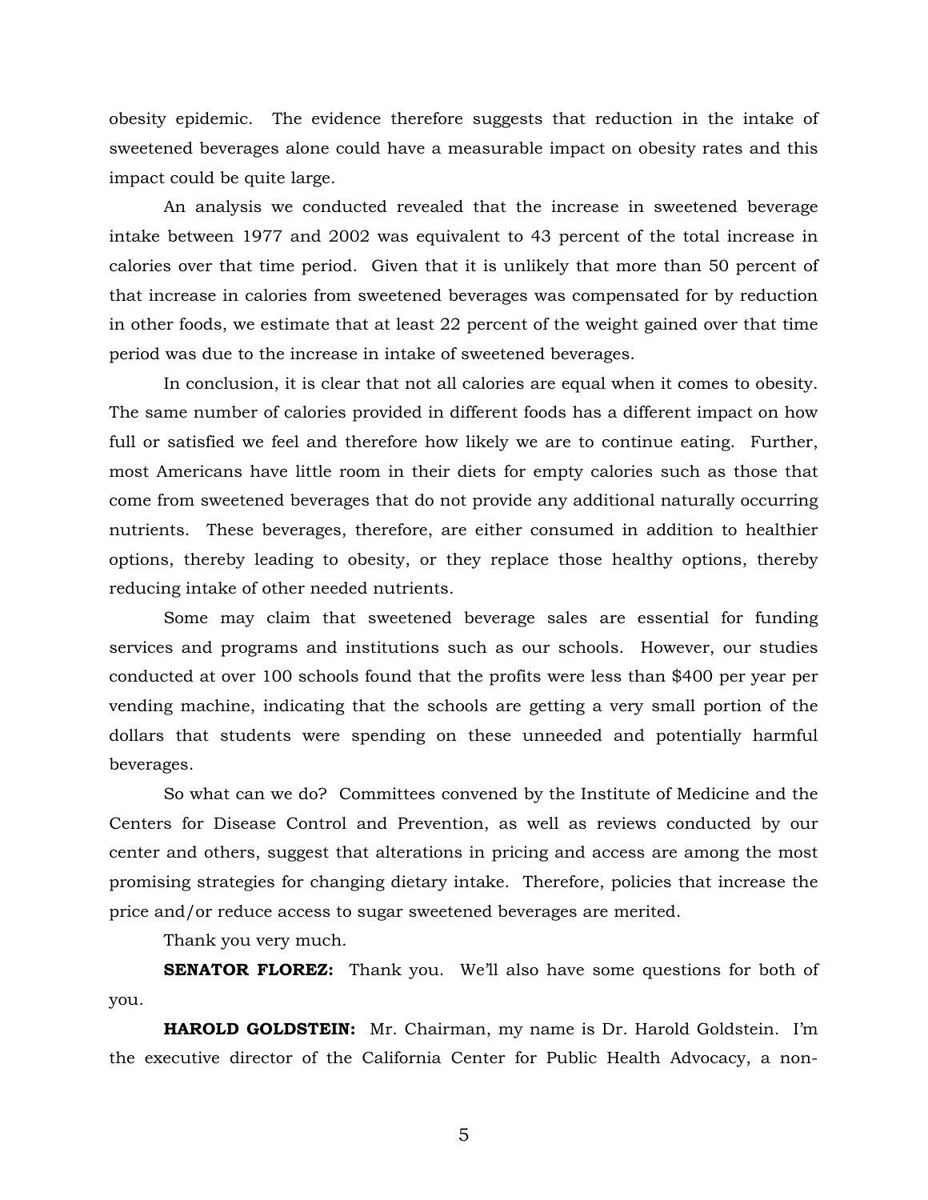obesity epidemic. The evidence therefore suggests that reduction in the intake of sweetened beverages alone could have a measurable impact on obesity rates and this impact could be quite large.

An analysis we conducted revealed that the increase in sweetened beverage intake between 1977 and 2002 was equivalent to 43 percent of the total increase in calories over that time period. Given that it is unlikely that more than 50 percent of that increase in calories from sweetened beverages was compensated for by reduction in other foods, we estimate that at least 22 percent of the weight gained over that time period was due to the increase in intake of sweetened beverages.

In conclusion, it is clear that not all calories are equal when it comes to obesity. The same number of calories provided in different foods has a different impact on how full or satisfied we feel and therefore how likely we are to continue eating. Further, most Americans have little room in their diets for empty calories such as those that come from sweetened beverages that do not provide any additional naturally occurring nutrients. These beverages, therefore, are either consumed in addition to healthier options, thereby leading to obesity, or they replace those healthy options, thereby reducing intake of other needed nutrients.

Some may claim that sweetened beverage sales are essential for funding services and programs and institutions such as our schools. However, our studies conducted at over 100 schools found that the profits were less than $400 per year per vending machine, indicating that the schools are getting a very small portion of the dollars that students were spending on these unneeded and potentially harmful beverages.

So what can we do? Committees convened by the Institute of Medicine and the Centers for Disease Control and Prevention, as well as reviews conducted by our center and others, suggest that alterations in pricing and access are among the most promising strategies for changing dietary intake. Therefore, policies that increase the price and/or reduce access to sugar sweetened beverages are merited.

Thank you very much.

**SENATOR FLOREZ:** Thank you. We'll also have some questions for both of you.

**HAROLD GOLDSTEIN:** Mr. Chairman, my name is Dr. Harold Goldstein. I'm the executive director of the California Center for Public Health Advocacy, a non-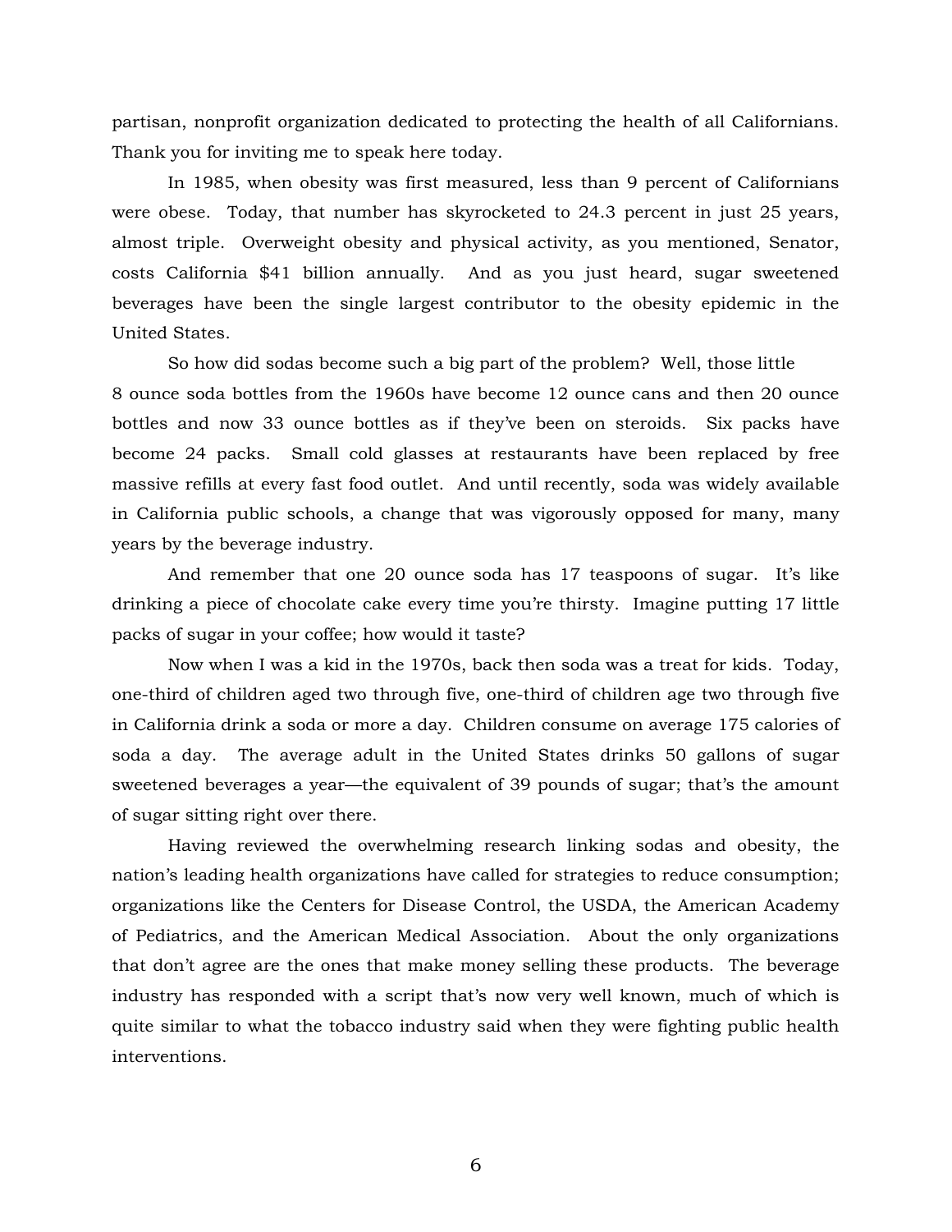partisan, nonprofit organization dedicated to protecting the health of all Californians. Thank you for inviting me to speak here today.

In 1985, when obesity was first measured, less than 9 percent of Californians were obese. Today, that number has skyrocketed to 24.3 percent in just 25 years, almost triple. Overweight obesity and physical activity, as you mentioned, Senator, costs California $41 billion annually. And as you just heard, sugar sweetened beverages have been the single largest contributor to the obesity epidemic in the United States.

So how did sodas become such a big part of the problem? Well, those little 8 ounce soda bottles from the 1960s have become 12 ounce cans and then 20 ounce bottles and now 33 ounce bottles as if they've been on steroids. Six packs have become 24 packs. Small cold glasses at restaurants have been replaced by free massive refills at every fast food outlet. And until recently, soda was widely available in California public schools, a change that was vigorously opposed for many, many years by the beverage industry.

And remember that one 20 ounce soda has 17 teaspoons of sugar. It's like drinking a piece of chocolate cake every time you're thirsty. Imagine putting 17 little packs of sugar in your coffee; how would it taste?

Now when I was a kid in the 1970s, back then soda was a treat for kids. Today, one-third of children aged two through five, one-third of children age two through five in California drink a soda or more a day. Children consume on average 175 calories of soda a day. The average adult in the United States drinks 50 gallons of sugar sweetened beverages a year—the equivalent of 39 pounds of sugar; that's the amount of sugar sitting right over there.

Having reviewed the overwhelming research linking sodas and obesity, the nation's leading health organizations have called for strategies to reduce consumption; organizations like the Centers for Disease Control, the USDA, the American Academy of Pediatrics, and the American Medical Association. About the only organizations that don't agree are the ones that make money selling these products. The beverage industry has responded with a script that's now very well known, much of which is quite similar to what the tobacco industry said when they were fighting public health interventions.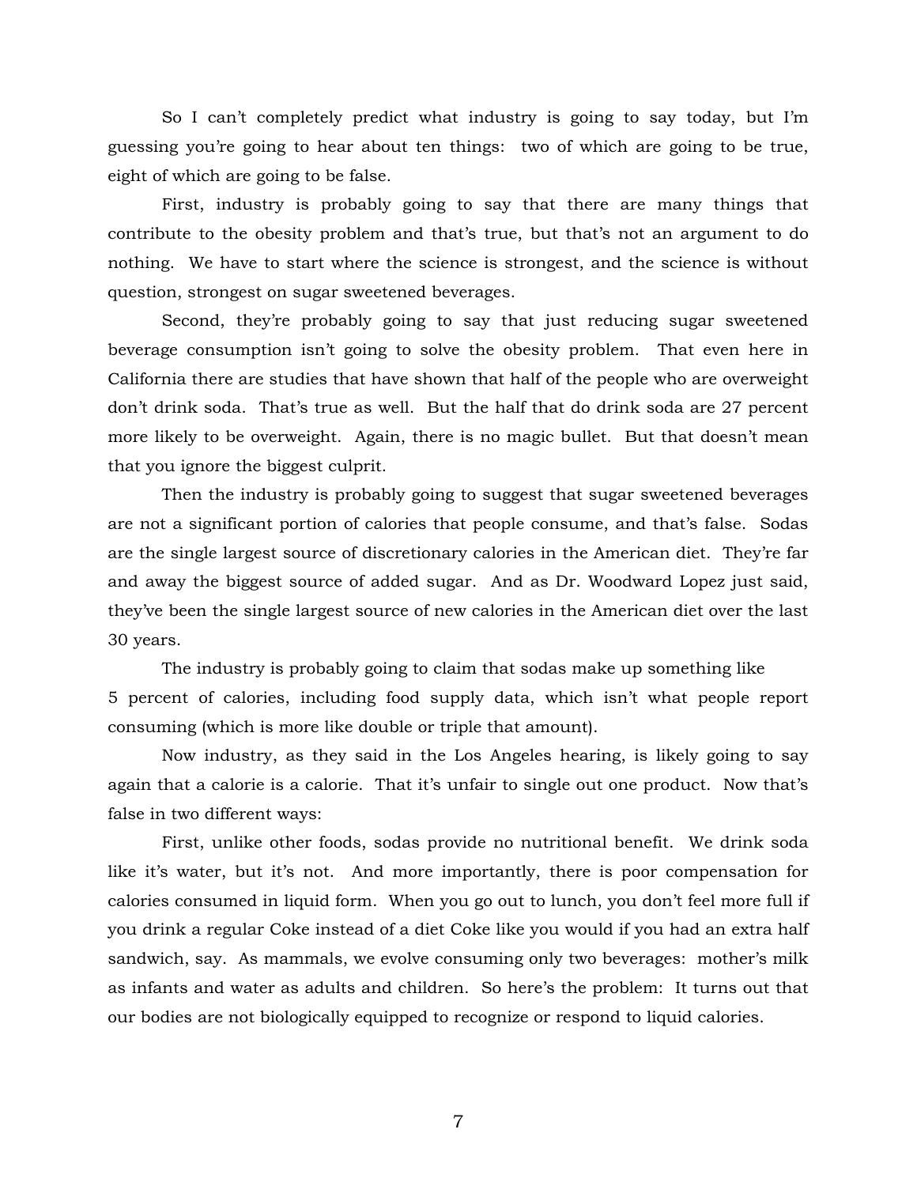So I can't completely predict what industry is going to say today, but I'm guessing you're going to hear about ten things: two of which are going to be true, eight of which are going to be false.

First, industry is probably going to say that there are many things that contribute to the obesity problem and that's true, but that's not an argument to do nothing. We have to start where the science is strongest, and the science is without question, strongest on sugar sweetened beverages.

Second, they're probably going to say that just reducing sugar sweetened beverage consumption isn't going to solve the obesity problem. That even here in California there are studies that have shown that half of the people who are overweight don't drink soda. That's true as well. But the half that do drink soda are 27 percent more likely to be overweight. Again, there is no magic bullet. But that doesn't mean that you ignore the biggest culprit.

Then the industry is probably going to suggest that sugar sweetened beverages are not a significant portion of calories that people consume, and that's false. Sodas are the single largest source of discretionary calories in the American diet. They're far and away the biggest source of added sugar. And as Dr. Woodward Lopez just said, they've been the single largest source of new calories in the American diet over the last 30 years.

The industry is probably going to claim that sodas make up something like 5 percent of calories, including food supply data, which isn't what people report consuming (which is more like double or triple that amount).

Now industry, as they said in the Los Angeles hearing, is likely going to say again that a calorie is a calorie. That it's unfair to single out one product. Now that's false in two different ways:

First, unlike other foods, sodas provide no nutritional benefit. We drink soda like it's water, but it's not. And more importantly, there is poor compensation for calories consumed in liquid form. When you go out to lunch, you don't feel more full if you drink a regular Coke instead of a diet Coke like you would if you had an extra half sandwich, say. As mammals, we evolve consuming only two beverages: mother's milk as infants and water as adults and children. So here's the problem: It turns out that our bodies are not biologically equipped to recognize or respond to liquid calories.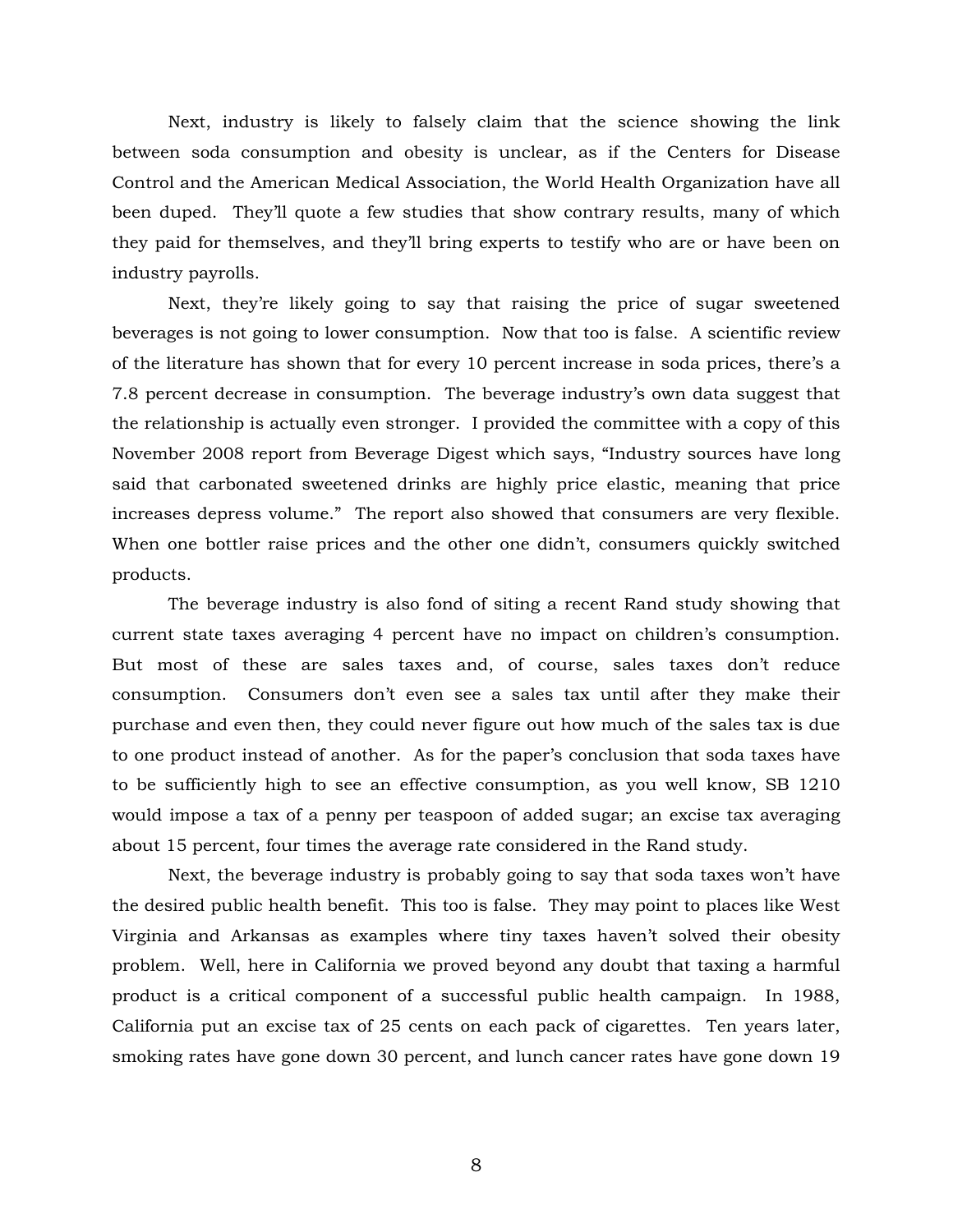Next, industry is likely to falsely claim that the science showing the link between soda consumption and obesity is unclear, as if the Centers for Disease Control and the American Medical Association, the World Health Organization have all been duped. They'll quote a few studies that show contrary results, many of which they paid for themselves, and they'll bring experts to testify who are or have been on industry payrolls.

Next, they're likely going to say that raising the price of sugar sweetened beverages is not going to lower consumption. Now that too is false. A scientific review of the literature has shown that for every 10 percent increase in soda prices, there's a 7.8 percent decrease in consumption. The beverage industry's own data suggest that the relationship is actually even stronger. I provided the committee with a copy of this November 2008 report from Beverage Digest which says, "Industry sources have long said that carbonated sweetened drinks are highly price elastic, meaning that price increases depress volume." The report also showed that consumers are very flexible. When one bottler raise prices and the other one didn't, consumers quickly switched products.

The beverage industry is also fond of siting a recent Rand study showing that current state taxes averaging 4 percent have no impact on children's consumption. But most of these are sales taxes and, of course, sales taxes don't reduce consumption. Consumers don't even see a sales tax until after they make their purchase and even then, they could never figure out how much of the sales tax is due to one product instead of another. As for the paper's conclusion that soda taxes have to be sufficiently high to see an effective consumption, as you well know, SB 1210 would impose a tax of a penny per teaspoon of added sugar; an excise tax averaging about 15 percent, four times the average rate considered in the Rand study.

Next, the beverage industry is probably going to say that soda taxes won't have the desired public health benefit. This too is false. They may point to places like West Virginia and Arkansas as examples where tiny taxes haven't solved their obesity problem. Well, here in California we proved beyond any doubt that taxing a harmful product is a critical component of a successful public health campaign. In 1988, California put an excise tax of 25 cents on each pack of cigarettes. Ten years later, smoking rates have gone down 30 percent, and lunch cancer rates have gone down 19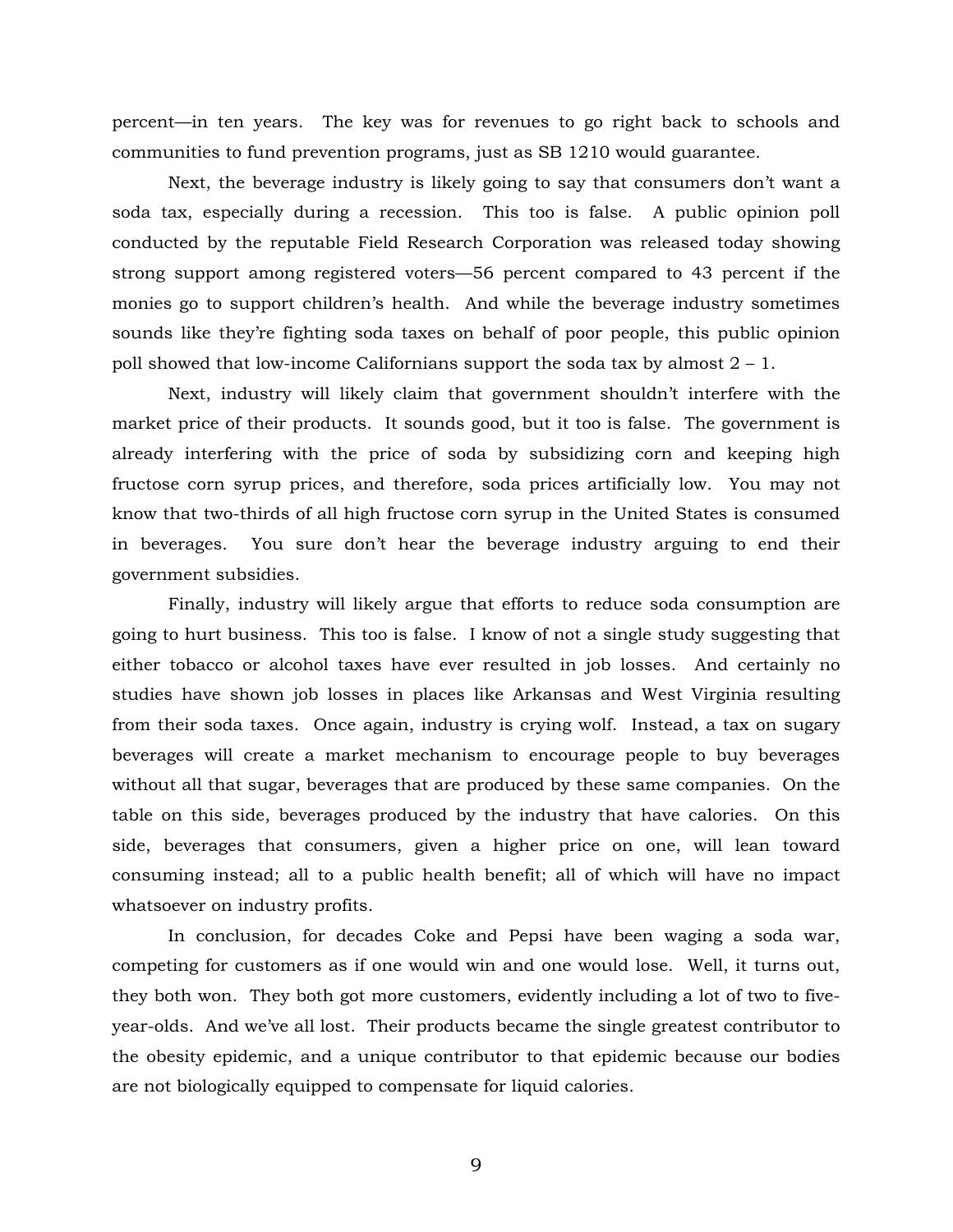percent—in ten years. The key was for revenues to go right back to schools and communities to fund prevention programs, just as SB 1210 would guarantee.

Next, the beverage industry is likely going to say that consumers don't want a soda tax, especially during a recession. This too is false. A public opinion poll conducted by the reputable Field Research Corporation was released today showing strong support among registered voters—56 percent compared to 43 percent if the monies go to support children's health. And while the beverage industry sometimes sounds like they're fighting soda taxes on behalf of poor people, this public opinion poll showed that low-income Californians support the soda tax by almost 2 – 1.

Next, industry will likely claim that government shouldn't interfere with the market price of their products. It sounds good, but it too is false. The government is already interfering with the price of soda by subsidizing corn and keeping high fructose corn syrup prices, and therefore, soda prices artificially low. You may not know that two-thirds of all high fructose corn syrup in the United States is consumed in beverages. You sure don't hear the beverage industry arguing to end their government subsidies.

Finally, industry will likely argue that efforts to reduce soda consumption are going to hurt business. This too is false. I know of not a single study suggesting that either tobacco or alcohol taxes have ever resulted in job losses. And certainly no studies have shown job losses in places like Arkansas and West Virginia resulting from their soda taxes. Once again, industry is crying wolf. Instead, a tax on sugary beverages will create a market mechanism to encourage people to buy beverages without all that sugar, beverages that are produced by these same companies. On the table on this side, beverages produced by the industry that have calories. On this side, beverages that consumers, given a higher price on one, will lean toward consuming instead; all to a public health benefit; all of which will have no impact whatsoever on industry profits.

In conclusion, for decades Coke and Pepsi have been waging a soda war, competing for customers as if one would win and one would lose. Well, it turns out, they both won. They both got more customers, evidently including a lot of two to five-year-olds. And we've all lost. Their products became the single greatest contributor to the obesity epidemic, and a unique contributor to that epidemic because our bodies are not biologically equipped to compensate for liquid calories.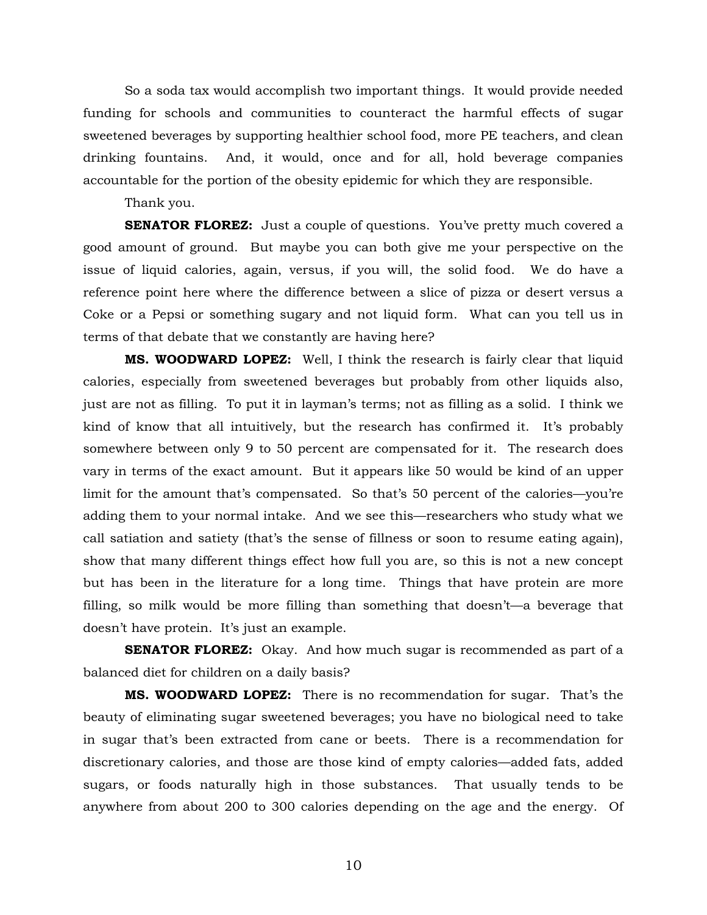So a soda tax would accomplish two important things. It would provide needed funding for schools and communities to counteract the harmful effects of sugar sweetened beverages by supporting healthier school food, more PE teachers, and clean drinking fountains. And, it would, once and for all, hold beverage companies accountable for the portion of the obesity epidemic for which they are responsible.

Thank you.

**SENATOR FLOREZ:** Just a couple of questions. You've pretty much covered a good amount of ground. But maybe you can both give me your perspective on the issue of liquid calories, again, versus, if you will, the solid food. We do have a reference point here where the difference between a slice of pizza or desert versus a Coke or a Pepsi or something sugary and not liquid form. What can you tell us in terms of that debate that we constantly are having here?

**MS. WOODWARD LOPEZ:** Well, I think the research is fairly clear that liquid calories, especially from sweetened beverages but probably from other liquids also, just are not as filling. To put it in layman's terms; not as filling as a solid. I think we kind of know that all intuitively, but the research has confirmed it. It's probably somewhere between only 9 to 50 percent are compensated for it. The research does vary in terms of the exact amount. But it appears like 50 would be kind of an upper limit for the amount that's compensated. So that's 50 percent of the calories—you're adding them to your normal intake. And we see this—researchers who study what we call satiation and satiety (that's the sense of fillness or soon to resume eating again), show that many different things effect how full you are, so this is not a new concept but has been in the literature for a long time. Things that have protein are more filling, so milk would be more filling than something that doesn't—a beverage that doesn't have protein. It's just an example.

**SENATOR FLOREZ:** Okay. And how much sugar is recommended as part of a balanced diet for children on a daily basis?

**MS. WOODWARD LOPEZ:** There is no recommendation for sugar. That's the beauty of eliminating sugar sweetened beverages; you have no biological need to take in sugar that's been extracted from cane or beets. There is a recommendation for discretionary calories, and those are those kind of empty calories—added fats, added sugars, or foods naturally high in those substances. That usually tends to be anywhere from about 200 to 300 calories depending on the age and the energy. Of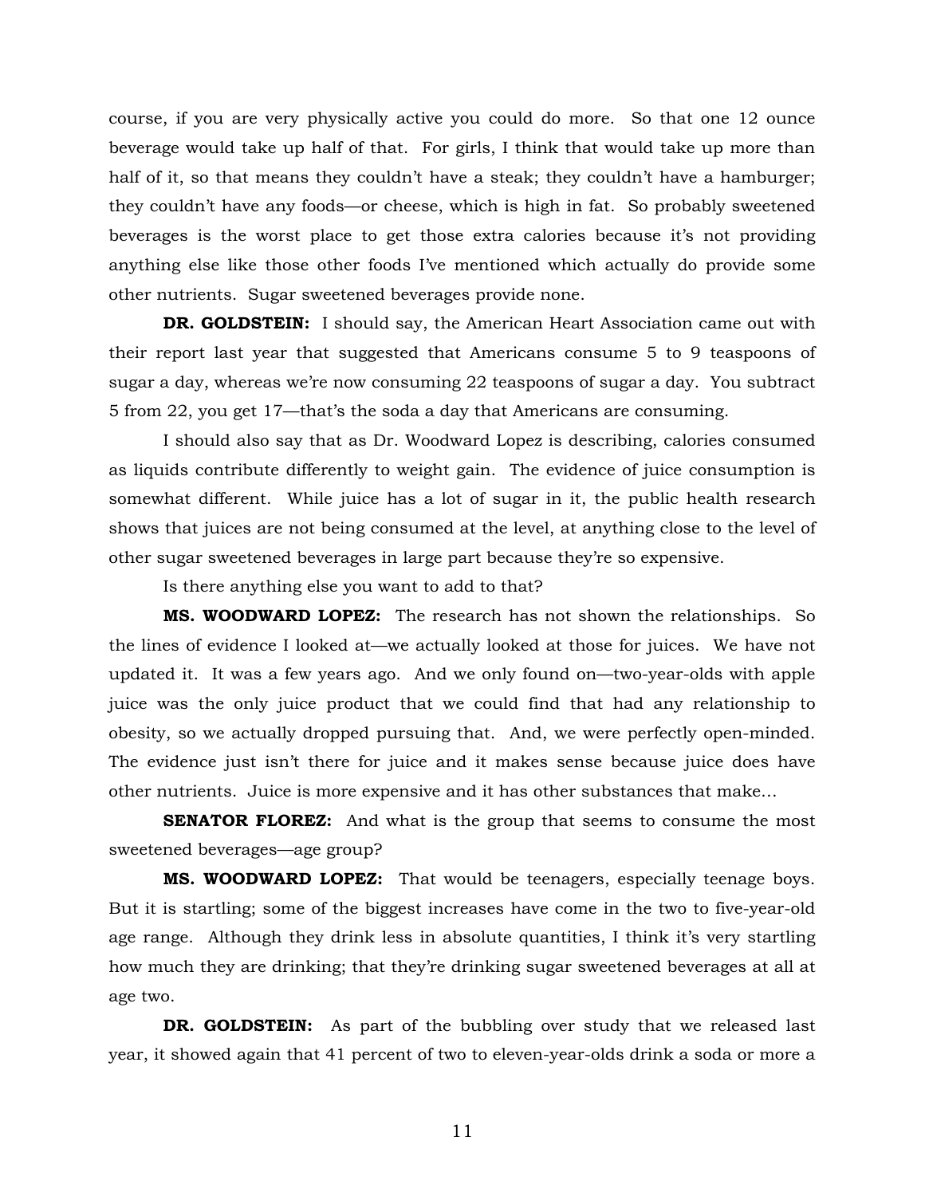course, if you are very physically active you could do more. So that one 12 ounce beverage would take up half of that. For girls, I think that would take up more than half of it, so that means they couldn't have a steak; they couldn't have a hamburger; they couldn't have any foods—or cheese, which is high in fat. So probably sweetened beverages is the worst place to get those extra calories because it's not providing anything else like those other foods I've mentioned which actually do provide some other nutrients. Sugar sweetened beverages provide none.

**DR. GOLDSTEIN:** I should say, the American Heart Association came out with their report last year that suggested that Americans consume 5 to 9 teaspoons of sugar a day, whereas we're now consuming 22 teaspoons of sugar a day. You subtract 5 from 22, you get 17—that's the soda a day that Americans are consuming.

I should also say that as Dr. Woodward Lopez is describing, calories consumed as liquids contribute differently to weight gain. The evidence of juice consumption is somewhat different. While juice has a lot of sugar in it, the public health research shows that juices are not being consumed at the level, at anything close to the level of other sugar sweetened beverages in large part because they're so expensive.

Is there anything else you want to add to that?

**MS. WOODWARD LOPEZ:** The research has not shown the relationships. So the lines of evidence I looked at—we actually looked at those for juices. We have not updated it. It was a few years ago. And we only found on—two-year-olds with apple juice was the only juice product that we could find that had any relationship to obesity, so we actually dropped pursuing that. And, we were perfectly open-minded. The evidence just isn't there for juice and it makes sense because juice does have other nutrients. Juice is more expensive and it has other substances that make…

**SENATOR FLOREZ:** And what is the group that seems to consume the most sweetened beverages—age group?

**MS. WOODWARD LOPEZ:** That would be teenagers, especially teenage boys. But it is startling; some of the biggest increases have come in the two to five-year-old age range. Although they drink less in absolute quantities, I think it's very startling how much they are drinking; that they're drinking sugar sweetened beverages at all at age two.

**DR. GOLDSTEIN:** As part of the bubbling over study that we released last year, it showed again that 41 percent of two to eleven-year-olds drink a soda or more a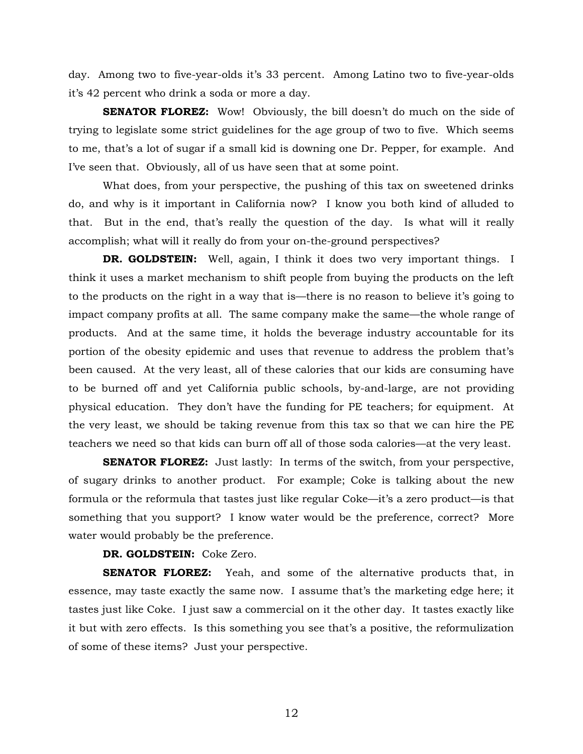day. Among two to five-year-olds it's 33 percent. Among Latino two to five-year-olds it's 42 percent who drink a soda or more a day.

**SENATOR FLOREZ:** Wow! Obviously, the bill doesn't do much on the side of trying to legislate some strict guidelines for the age group of two to five. Which seems to me, that's a lot of sugar if a small kid is downing one Dr. Pepper, for example. And I've seen that. Obviously, all of us have seen that at some point.

What does, from your perspective, the pushing of this tax on sweetened drinks do, and why is it important in California now? I know you both kind of alluded to that. But in the end, that's really the question of the day. Is what will it really accomplish; what will it really do from your on-the-ground perspectives?

**DR. GOLDSTEIN:** Well, again, I think it does two very important things. I think it uses a market mechanism to shift people from buying the products on the left to the products on the right in a way that is—there is no reason to believe it's going to impact company profits at all. The same company make the same—the whole range of products. And at the same time, it holds the beverage industry accountable for its portion of the obesity epidemic and uses that revenue to address the problem that's been caused. At the very least, all of these calories that our kids are consuming have to be burned off and yet California public schools, by-and-large, are not providing physical education. They don't have the funding for PE teachers; for equipment. At the very least, we should be taking revenue from this tax so that we can hire the PE teachers we need so that kids can burn off all of those soda calories—at the very least.

**SENATOR FLOREZ:** Just lastly: In terms of the switch, from your perspective, of sugary drinks to another product. For example; Coke is talking about the new formula or the reformula that tastes just like regular Coke—it's a zero product—is that something that you support? I know water would be the preference, correct? More water would probably be the preference.

**DR. GOLDSTEIN:** Coke Zero.

**SENATOR FLOREZ:** Yeah, and some of the alternative products that, in essence, may taste exactly the same now. I assume that's the marketing edge here; it tastes just like Coke. I just saw a commercial on it the other day. It tastes exactly like it but with zero effects. Is this something you see that's a positive, the reformulization of some of these items? Just your perspective.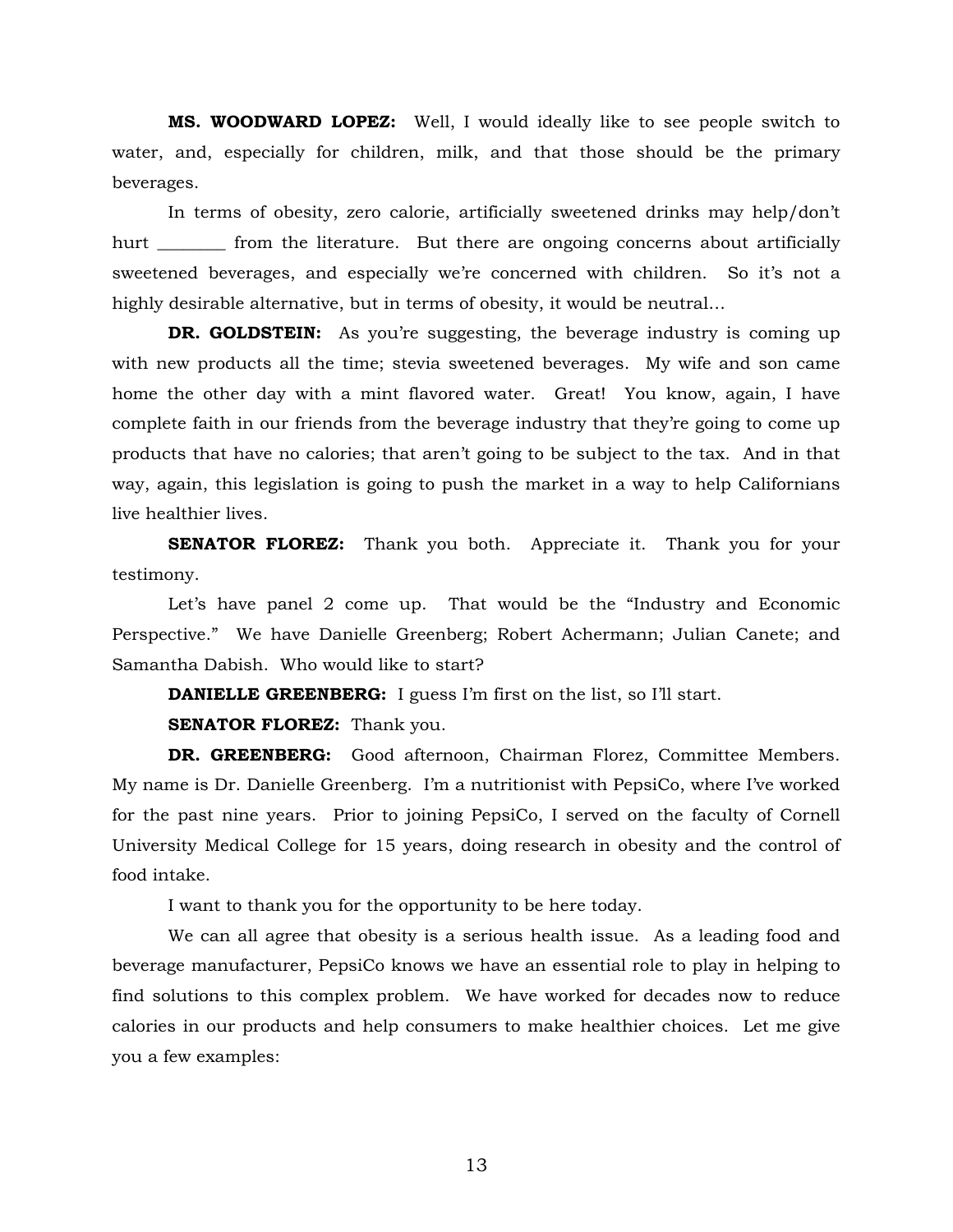**MS. WOODWARD LOPEZ:** Well, I would ideally like to see people switch to water, and, especially for children, milk, and that those should be the primary beverages.

In terms of obesity, zero calorie, artificially sweetened drinks may help/don't hurt ________ from the literature. But there are ongoing concerns about artificially sweetened beverages, and especially we're concerned with children. So it's not a highly desirable alternative, but in terms of obesity, it would be neutral…

**DR. GOLDSTEIN:** As you're suggesting, the beverage industry is coming up with new products all the time; stevia sweetened beverages. My wife and son came home the other day with a mint flavored water. Great! You know, again, I have complete faith in our friends from the beverage industry that they're going to come up products that have no calories; that aren't going to be subject to the tax. And in that way, again, this legislation is going to push the market in a way to help Californians live healthier lives.

**SENATOR FLOREZ:** Thank you both. Appreciate it. Thank you for your testimony.

Let's have panel 2 come up. That would be the "Industry and Economic Perspective." We have Danielle Greenberg; Robert Achermann; Julian Canete; and Samantha Dabish. Who would like to start?

**DANIELLE GREENBERG:** I guess I'm first on the list, so I'll start.

**SENATOR FLOREZ:** Thank you.

**DR. GREENBERG:** Good afternoon, Chairman Florez, Committee Members. My name is Dr. Danielle Greenberg. I'm a nutritionist with PepsiCo, where I've worked for the past nine years. Prior to joining PepsiCo, I served on the faculty of Cornell University Medical College for 15 years, doing research in obesity and the control of food intake.

I want to thank you for the opportunity to be here today.

We can all agree that obesity is a serious health issue. As a leading food and beverage manufacturer, PepsiCo knows we have an essential role to play in helping to find solutions to this complex problem. We have worked for decades now to reduce calories in our products and help consumers to make healthier choices. Let me give you a few examples: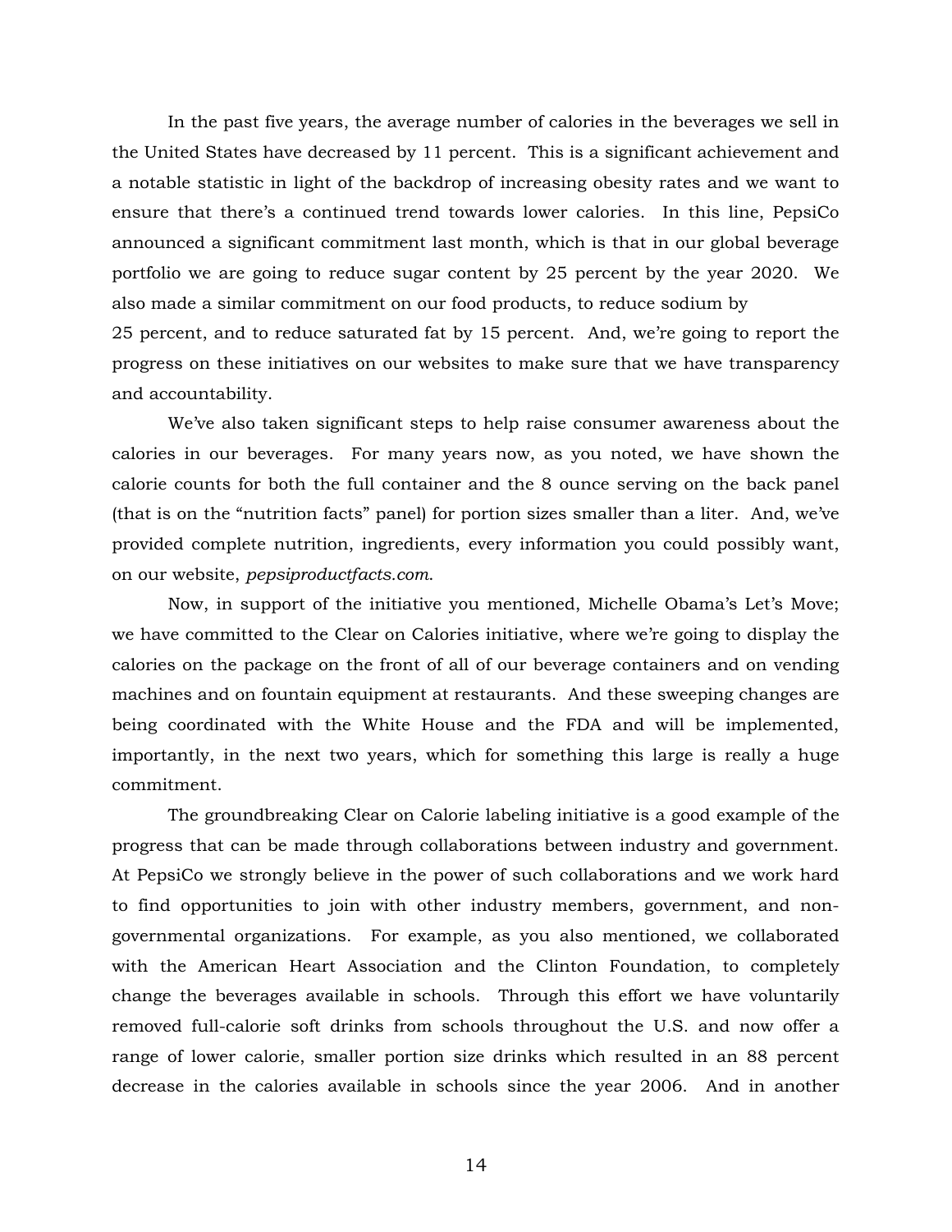In the past five years, the average number of calories in the beverages we sell in the United States have decreased by 11 percent. This is a significant achievement and a notable statistic in light of the backdrop of increasing obesity rates and we want to ensure that there's a continued trend towards lower calories. In this line, PepsiCo announced a significant commitment last month, which is that in our global beverage portfolio we are going to reduce sugar content by 25 percent by the year 2020. We also made a similar commitment on our food products, to reduce sodium by 25 percent, and to reduce saturated fat by 15 percent. And, we're going to report the progress on these initiatives on our websites to make sure that we have transparency and accountability.

We've also taken significant steps to help raise consumer awareness about the calories in our beverages. For many years now, as you noted, we have shown the calorie counts for both the full container and the 8 ounce serving on the back panel (that is on the "nutrition facts" panel) for portion sizes smaller than a liter. And, we've provided complete nutrition, ingredients, every information you could possibly want, on our website, *pepsiproductfacts.com*.

Now, in support of the initiative you mentioned, Michelle Obama's Let's Move; we have committed to the Clear on Calories initiative, where we're going to display the calories on the package on the front of all of our beverage containers and on vending machines and on fountain equipment at restaurants. And these sweeping changes are being coordinated with the White House and the FDA and will be implemented, importantly, in the next two years, which for something this large is really a huge commitment.

The groundbreaking Clear on Calorie labeling initiative is a good example of the progress that can be made through collaborations between industry and government. At PepsiCo we strongly believe in the power of such collaborations and we work hard to find opportunities to join with other industry members, government, and non-governmental organizations. For example, as you also mentioned, we collaborated with the American Heart Association and the Clinton Foundation, to completely change the beverages available in schools. Through this effort we have voluntarily removed full-calorie soft drinks from schools throughout the U.S. and now offer a range of lower calorie, smaller portion size drinks which resulted in an 88 percent decrease in the calories available in schools since the year 2006. And in another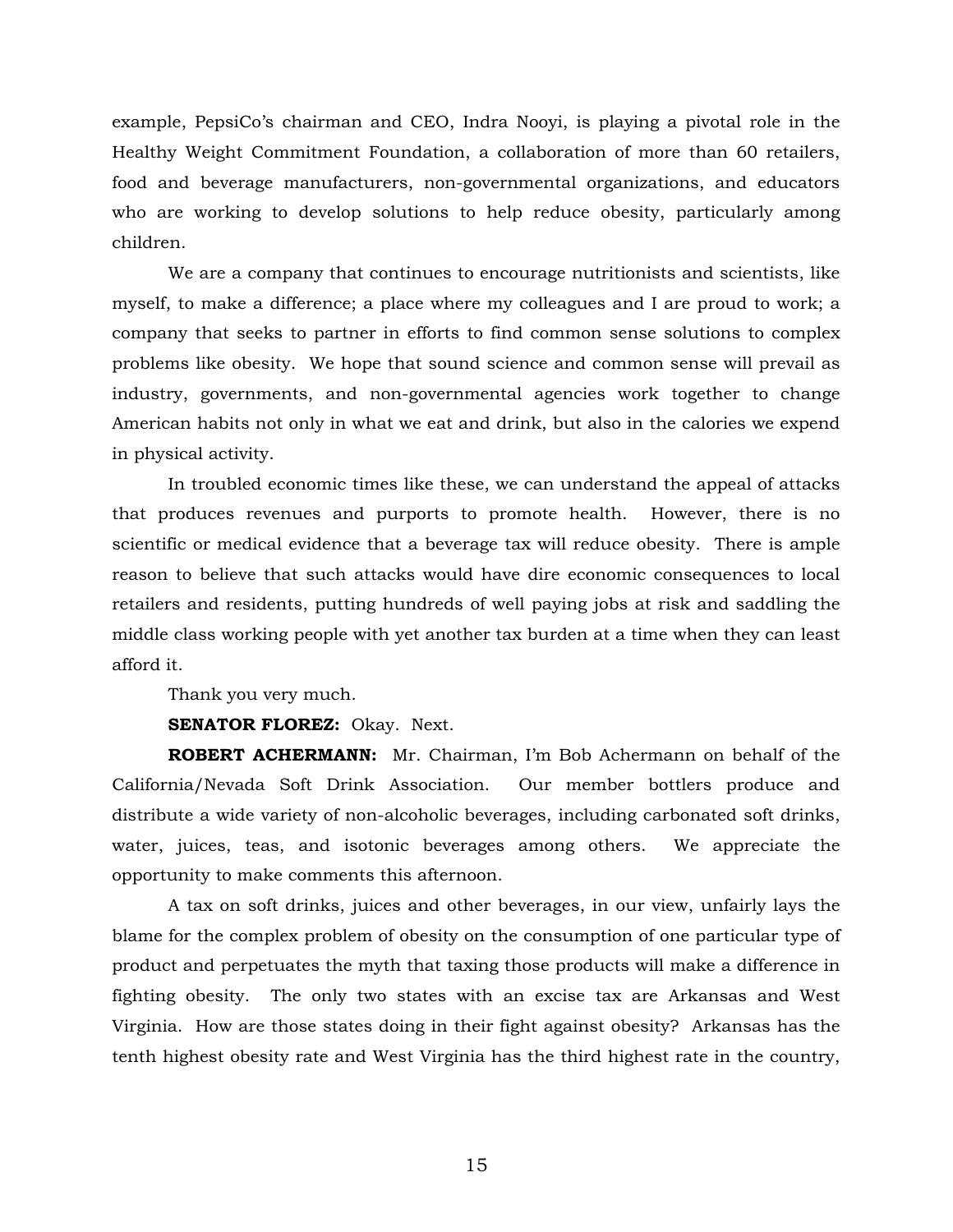example, PepsiCo's chairman and CEO, Indra Nooyi, is playing a pivotal role in the Healthy Weight Commitment Foundation, a collaboration of more than 60 retailers, food and beverage manufacturers, non-governmental organizations, and educators who are working to develop solutions to help reduce obesity, particularly among children.

We are a company that continues to encourage nutritionists and scientists, like myself, to make a difference; a place where my colleagues and I are proud to work; a company that seeks to partner in efforts to find common sense solutions to complex problems like obesity. We hope that sound science and common sense will prevail as industry, governments, and non-governmental agencies work together to change American habits not only in what we eat and drink, but also in the calories we expend in physical activity.

In troubled economic times like these, we can understand the appeal of attacks that produces revenues and purports to promote health. However, there is no scientific or medical evidence that a beverage tax will reduce obesity. There is ample reason to believe that such attacks would have dire economic consequences to local retailers and residents, putting hundreds of well paying jobs at risk and saddling the middle class working people with yet another tax burden at a time when they can least afford it.

Thank you very much.

**SENATOR FLOREZ:** Okay. Next.

**ROBERT ACHERMANN:** Mr. Chairman, I'm Bob Achermann on behalf of the California/Nevada Soft Drink Association. Our member bottlers produce and distribute a wide variety of non-alcoholic beverages, including carbonated soft drinks, water, juices, teas, and isotonic beverages among others. We appreciate the opportunity to make comments this afternoon.

A tax on soft drinks, juices and other beverages, in our view, unfairly lays the blame for the complex problem of obesity on the consumption of one particular type of product and perpetuates the myth that taxing those products will make a difference in fighting obesity. The only two states with an excise tax are Arkansas and West Virginia. How are those states doing in their fight against obesity? Arkansas has the tenth highest obesity rate and West Virginia has the third highest rate in the country,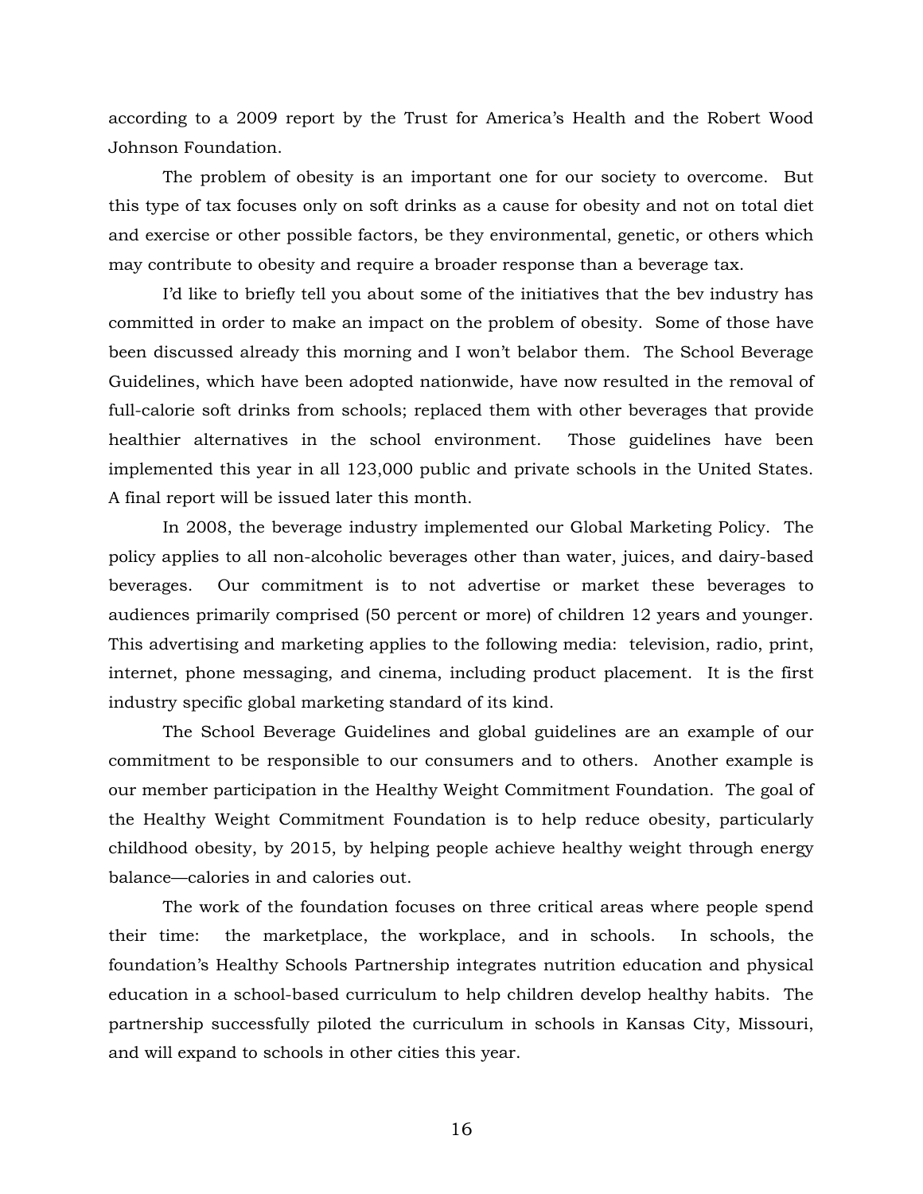according to a 2009 report by the Trust for America's Health and the Robert Wood Johnson Foundation.

The problem of obesity is an important one for our society to overcome. But this type of tax focuses only on soft drinks as a cause for obesity and not on total diet and exercise or other possible factors, be they environmental, genetic, or others which may contribute to obesity and require a broader response than a beverage tax.

I'd like to briefly tell you about some of the initiatives that the bev industry has committed in order to make an impact on the problem of obesity. Some of those have been discussed already this morning and I won't belabor them. The School Beverage Guidelines, which have been adopted nationwide, have now resulted in the removal of full-calorie soft drinks from schools; replaced them with other beverages that provide healthier alternatives in the school environment. Those guidelines have been implemented this year in all 123,000 public and private schools in the United States. A final report will be issued later this month.

In 2008, the beverage industry implemented our Global Marketing Policy. The policy applies to all non-alcoholic beverages other than water, juices, and dairy-based beverages. Our commitment is to not advertise or market these beverages to audiences primarily comprised (50 percent or more) of children 12 years and younger. This advertising and marketing applies to the following media: television, radio, print, internet, phone messaging, and cinema, including product placement. It is the first industry specific global marketing standard of its kind.

The School Beverage Guidelines and global guidelines are an example of our commitment to be responsible to our consumers and to others. Another example is our member participation in the Healthy Weight Commitment Foundation. The goal of the Healthy Weight Commitment Foundation is to help reduce obesity, particularly childhood obesity, by 2015, by helping people achieve healthy weight through energy balance—calories in and calories out.

The work of the foundation focuses on three critical areas where people spend their time: the marketplace, the workplace, and in schools. In schools, the foundation's Healthy Schools Partnership integrates nutrition education and physical education in a school-based curriculum to help children develop healthy habits. The partnership successfully piloted the curriculum in schools in Kansas City, Missouri, and will expand to schools in other cities this year.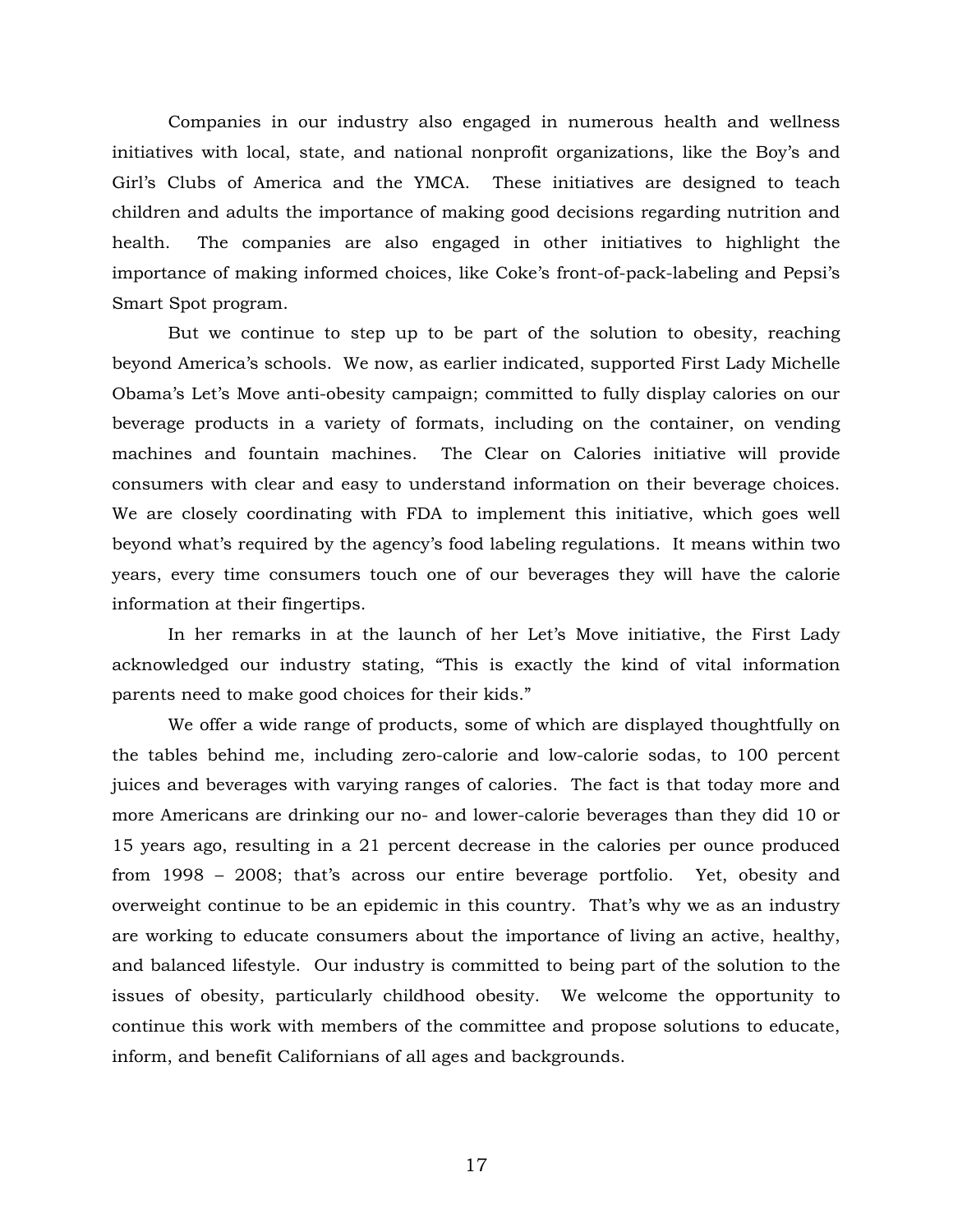Companies in our industry also engaged in numerous health and wellness initiatives with local, state, and national nonprofit organizations, like the Boy's and Girl's Clubs of America and the YMCA. These initiatives are designed to teach children and adults the importance of making good decisions regarding nutrition and health. The companies are also engaged in other initiatives to highlight the importance of making informed choices, like Coke's front-of-pack-labeling and Pepsi's Smart Spot program.

But we continue to step up to be part of the solution to obesity, reaching beyond America's schools. We now, as earlier indicated, supported First Lady Michelle Obama's Let's Move anti-obesity campaign; committed to fully display calories on our beverage products in a variety of formats, including on the container, on vending machines and fountain machines. The Clear on Calories initiative will provide consumers with clear and easy to understand information on their beverage choices. We are closely coordinating with FDA to implement this initiative, which goes well beyond what's required by the agency's food labeling regulations. It means within two years, every time consumers touch one of our beverages they will have the calorie information at their fingertips.

In her remarks in at the launch of her Let's Move initiative, the First Lady acknowledged our industry stating, "This is exactly the kind of vital information parents need to make good choices for their kids."

We offer a wide range of products, some of which are displayed thoughtfully on the tables behind me, including zero-calorie and low-calorie sodas, to 100 percent juices and beverages with varying ranges of calories. The fact is that today more and more Americans are drinking our no- and lower-calorie beverages than they did 10 or 15 years ago, resulting in a 21 percent decrease in the calories per ounce produced from 1998 – 2008; that's across our entire beverage portfolio. Yet, obesity and overweight continue to be an epidemic in this country. That's why we as an industry are working to educate consumers about the importance of living an active, healthy, and balanced lifestyle. Our industry is committed to being part of the solution to the issues of obesity, particularly childhood obesity. We welcome the opportunity to continue this work with members of the committee and propose solutions to educate, inform, and benefit Californians of all ages and backgrounds.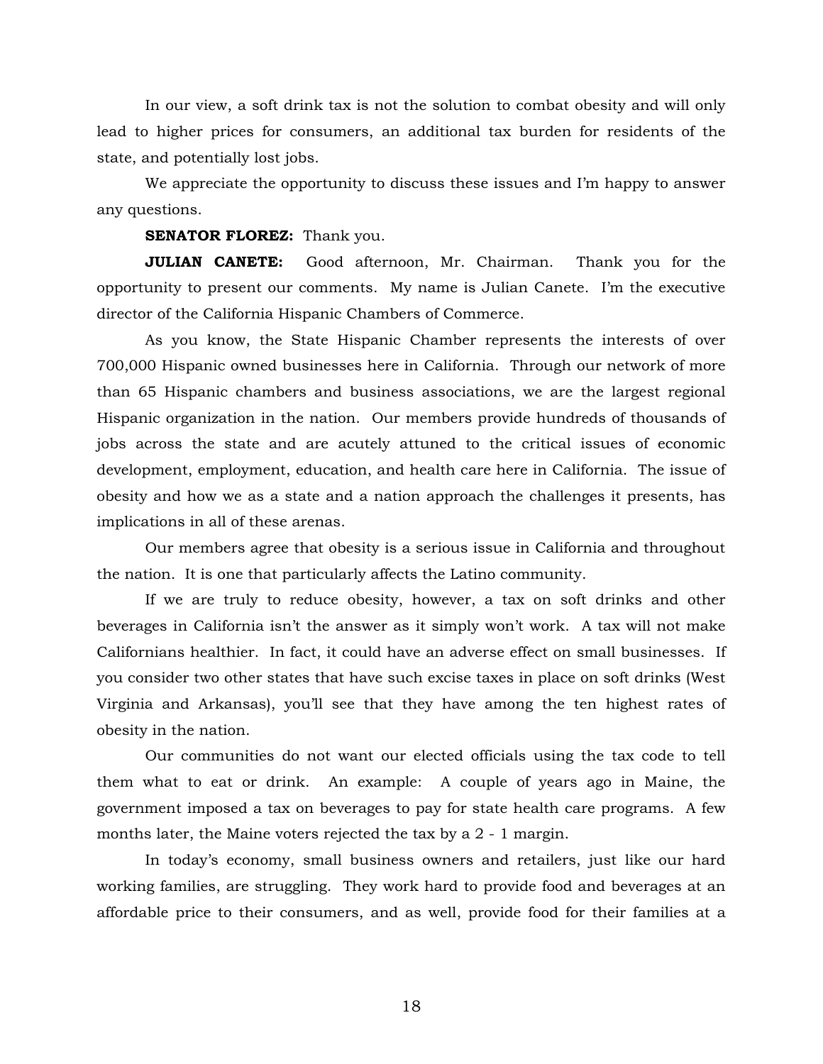In our view, a soft drink tax is not the solution to combat obesity and will only lead to higher prices for consumers, an additional tax burden for residents of the state, and potentially lost jobs.

We appreciate the opportunity to discuss these issues and I'm happy to answer any questions.

**SENATOR FLOREZ:** Thank you.

**JULIAN CANETE:** Good afternoon, Mr. Chairman. Thank you for the opportunity to present our comments. My name is Julian Canete. I'm the executive director of the California Hispanic Chambers of Commerce.

As you know, the State Hispanic Chamber represents the interests of over 700,000 Hispanic owned businesses here in California. Through our network of more than 65 Hispanic chambers and business associations, we are the largest regional Hispanic organization in the nation. Our members provide hundreds of thousands of jobs across the state and are acutely attuned to the critical issues of economic development, employment, education, and health care here in California. The issue of obesity and how we as a state and a nation approach the challenges it presents, has implications in all of these arenas.

Our members agree that obesity is a serious issue in California and throughout the nation. It is one that particularly affects the Latino community.

If we are truly to reduce obesity, however, a tax on soft drinks and other beverages in California isn't the answer as it simply won't work. A tax will not make Californians healthier. In fact, it could have an adverse effect on small businesses. If you consider two other states that have such excise taxes in place on soft drinks (West Virginia and Arkansas), you'll see that they have among the ten highest rates of obesity in the nation.

Our communities do not want our elected officials using the tax code to tell them what to eat or drink. An example: A couple of years ago in Maine, the government imposed a tax on beverages to pay for state health care programs. A few months later, the Maine voters rejected the tax by a 2 - 1 margin.

In today's economy, small business owners and retailers, just like our hard working families, are struggling. They work hard to provide food and beverages at an affordable price to their consumers, and as well, provide food for their families at a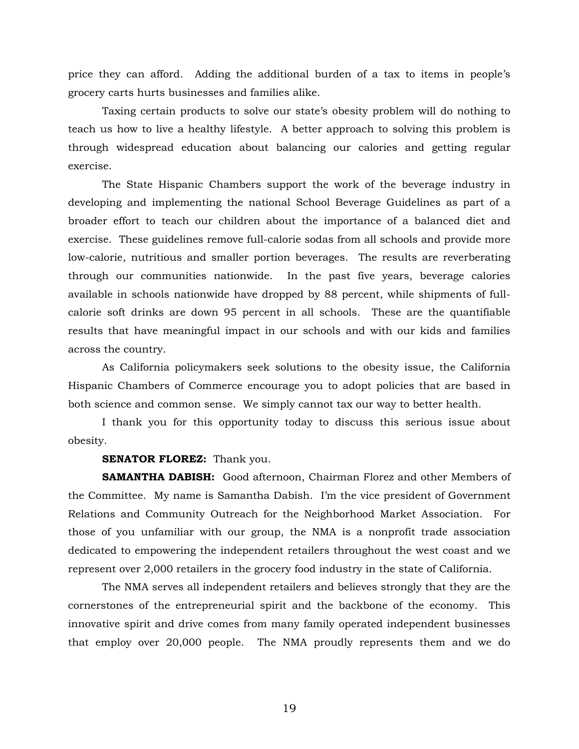price they can afford. Adding the additional burden of a tax to items in people's grocery carts hurts businesses and families alike.

Taxing certain products to solve our state's obesity problem will do nothing to teach us how to live a healthy lifestyle. A better approach to solving this problem is through widespread education about balancing our calories and getting regular exercise.

The State Hispanic Chambers support the work of the beverage industry in developing and implementing the national School Beverage Guidelines as part of a broader effort to teach our children about the importance of a balanced diet and exercise. These guidelines remove full-calorie sodas from all schools and provide more low-calorie, nutritious and smaller portion beverages. The results are reverberating through our communities nationwide. In the past five years, beverage calories available in schools nationwide have dropped by 88 percent, while shipments of full-calorie soft drinks are down 95 percent in all schools. These are the quantifiable results that have meaningful impact in our schools and with our kids and families across the country.

As California policymakers seek solutions to the obesity issue, the California Hispanic Chambers of Commerce encourage you to adopt policies that are based in both science and common sense. We simply cannot tax our way to better health.

I thank you for this opportunity today to discuss this serious issue about obesity.

**SENATOR FLOREZ:** Thank you.

**SAMANTHA DABISH:** Good afternoon, Chairman Florez and other Members of the Committee. My name is Samantha Dabish. I'm the vice president of Government Relations and Community Outreach for the Neighborhood Market Association. For those of you unfamiliar with our group, the NMA is a nonprofit trade association dedicated to empowering the independent retailers throughout the west coast and we represent over 2,000 retailers in the grocery food industry in the state of California.

The NMA serves all independent retailers and believes strongly that they are the cornerstones of the entrepreneurial spirit and the backbone of the economy. This innovative spirit and drive comes from many family operated independent businesses that employ over 20,000 people. The NMA proudly represents them and we do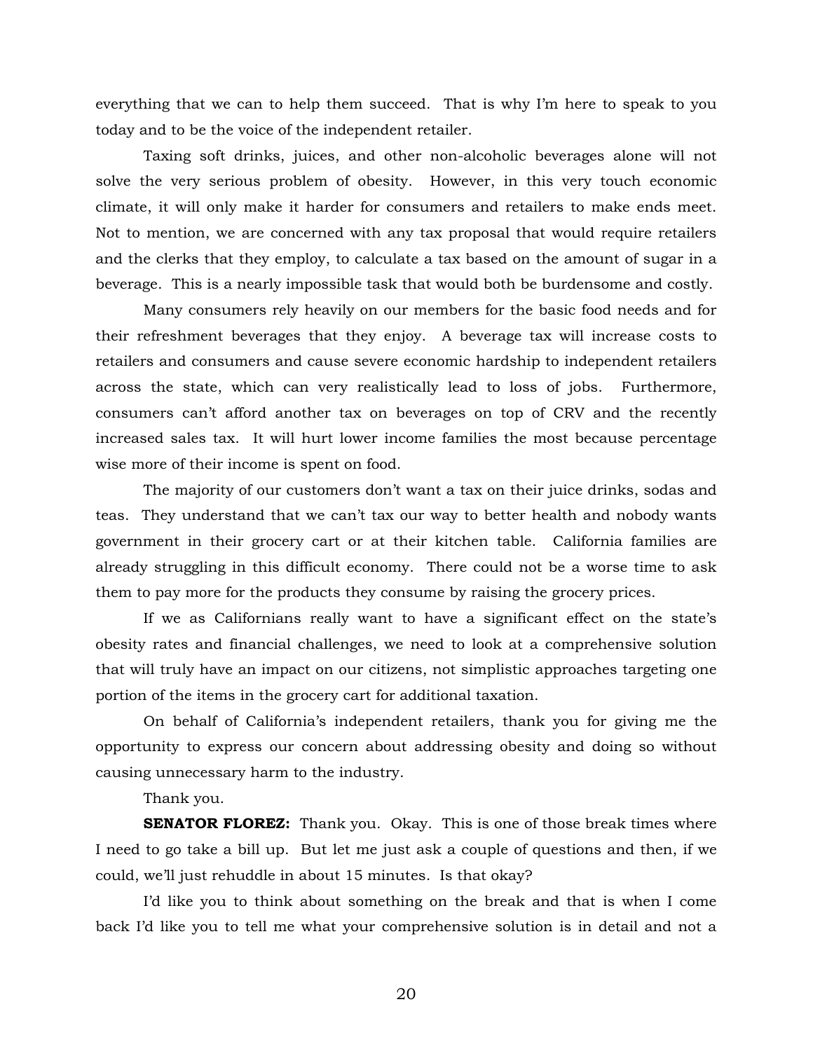everything that we can to help them succeed. That is why I'm here to speak to you today and to be the voice of the independent retailer.

Taxing soft drinks, juices, and other non-alcoholic beverages alone will not solve the very serious problem of obesity. However, in this very touch economic climate, it will only make it harder for consumers and retailers to make ends meet. Not to mention, we are concerned with any tax proposal that would require retailers and the clerks that they employ, to calculate a tax based on the amount of sugar in a beverage. This is a nearly impossible task that would both be burdensome and costly.

Many consumers rely heavily on our members for the basic food needs and for their refreshment beverages that they enjoy. A beverage tax will increase costs to retailers and consumers and cause severe economic hardship to independent retailers across the state, which can very realistically lead to loss of jobs. Furthermore, consumers can't afford another tax on beverages on top of CRV and the recently increased sales tax. It will hurt lower income families the most because percentage wise more of their income is spent on food.

The majority of our customers don't want a tax on their juice drinks, sodas and teas. They understand that we can't tax our way to better health and nobody wants government in their grocery cart or at their kitchen table. California families are already struggling in this difficult economy. There could not be a worse time to ask them to pay more for the products they consume by raising the grocery prices.

If we as Californians really want to have a significant effect on the state's obesity rates and financial challenges, we need to look at a comprehensive solution that will truly have an impact on our citizens, not simplistic approaches targeting one portion of the items in the grocery cart for additional taxation.

On behalf of California's independent retailers, thank you for giving me the opportunity to express our concern about addressing obesity and doing so without causing unnecessary harm to the industry.

Thank you.

**SENATOR FLOREZ:** Thank you. Okay. This is one of those break times where I need to go take a bill up. But let me just ask a couple of questions and then, if we could, we'll just rehuddle in about 15 minutes. Is that okay?

I'd like you to think about something on the break and that is when I come back I'd like you to tell me what your comprehensive solution is in detail and not a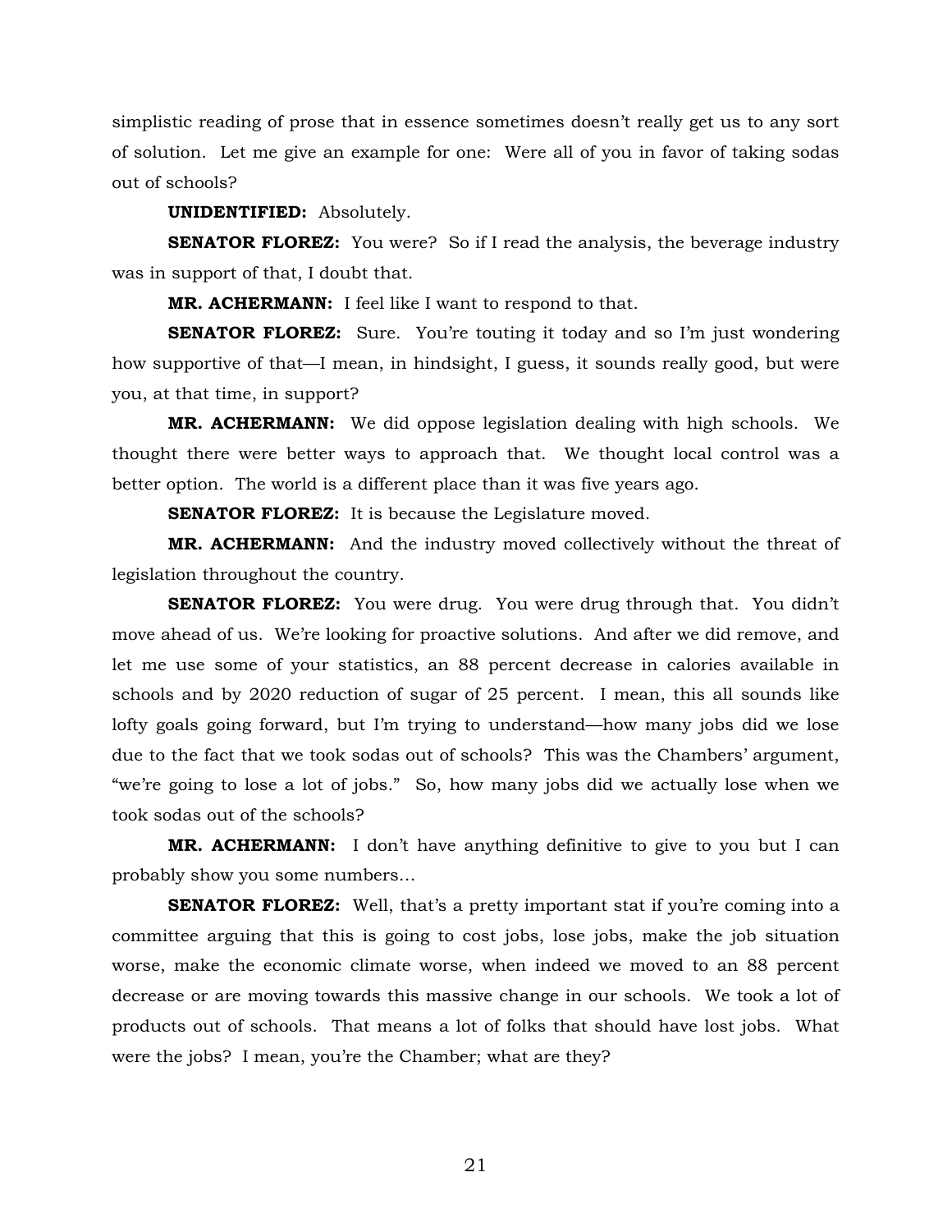simplistic reading of prose that in essence sometimes doesn't really get us to any sort of solution. Let me give an example for one: Were all of you in favor of taking sodas out of schools?

**UNIDENTIFIED:** Absolutely.

**SENATOR FLOREZ:** You were? So if I read the analysis, the beverage industry was in support of that, I doubt that.

**MR. ACHERMANN:** I feel like I want to respond to that.

**SENATOR FLOREZ:** Sure. You're touting it today and so I'm just wondering how supportive of that—I mean, in hindsight, I guess, it sounds really good, but were you, at that time, in support?

**MR. ACHERMANN:** We did oppose legislation dealing with high schools. We thought there were better ways to approach that. We thought local control was a better option. The world is a different place than it was five years ago.

**SENATOR FLOREZ:** It is because the Legislature moved.

**MR. ACHERMANN:** And the industry moved collectively without the threat of legislation throughout the country.

**SENATOR FLOREZ:** You were drug. You were drug through that. You didn't move ahead of us. We're looking for proactive solutions. And after we did remove, and let me use some of your statistics, an 88 percent decrease in calories available in schools and by 2020 reduction of sugar of 25 percent. I mean, this all sounds like lofty goals going forward, but I'm trying to understand—how many jobs did we lose due to the fact that we took sodas out of schools? This was the Chambers' argument, "we're going to lose a lot of jobs." So, how many jobs did we actually lose when we took sodas out of the schools?

**MR. ACHERMANN:** I don't have anything definitive to give to you but I can probably show you some numbers…

**SENATOR FLOREZ:** Well, that's a pretty important stat if you're coming into a committee arguing that this is going to cost jobs, lose jobs, make the job situation worse, make the economic climate worse, when indeed we moved to an 88 percent decrease or are moving towards this massive change in our schools. We took a lot of products out of schools. That means a lot of folks that should have lost jobs. What were the jobs? I mean, you're the Chamber; what are they?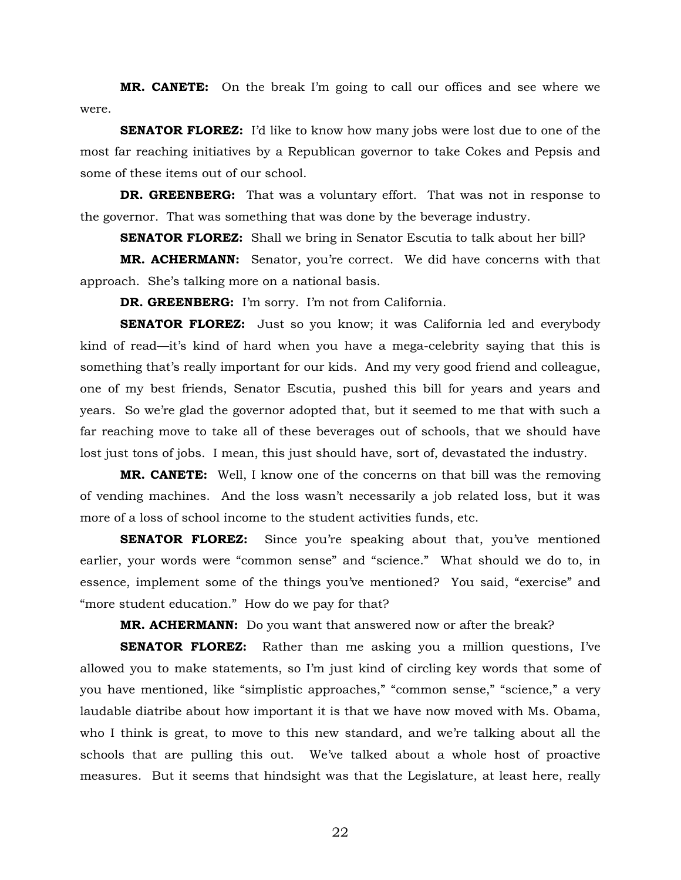**MR. CANETE:** On the break I'm going to call our offices and see where we were.

**SENATOR FLOREZ:** I'd like to know how many jobs were lost due to one of the most far reaching initiatives by a Republican governor to take Cokes and Pepsis and some of these items out of our school.

**DR. GREENBERG:** That was a voluntary effort. That was not in response to the governor. That was something that was done by the beverage industry.

**SENATOR FLOREZ:** Shall we bring in Senator Escutia to talk about her bill?

**MR. ACHERMANN:** Senator, you're correct. We did have concerns with that approach. She's talking more on a national basis.

**DR. GREENBERG:** I'm sorry. I'm not from California.

**SENATOR FLOREZ:** Just so you know; it was California led and everybody kind of read—it's kind of hard when you have a mega-celebrity saying that this is something that's really important for our kids. And my very good friend and colleague, one of my best friends, Senator Escutia, pushed this bill for years and years and years. So we're glad the governor adopted that, but it seemed to me that with such a far reaching move to take all of these beverages out of schools, that we should have lost just tons of jobs. I mean, this just should have, sort of, devastated the industry.

**MR. CANETE:** Well, I know one of the concerns on that bill was the removing of vending machines. And the loss wasn't necessarily a job related loss, but it was more of a loss of school income to the student activities funds, etc.

**SENATOR FLOREZ:** Since you're speaking about that, you've mentioned earlier, your words were "common sense" and "science." What should we do to, in essence, implement some of the things you've mentioned? You said, "exercise" and "more student education." How do we pay for that?

**MR. ACHERMANN:** Do you want that answered now or after the break?

**SENATOR FLOREZ:** Rather than me asking you a million questions, I've allowed you to make statements, so I'm just kind of circling key words that some of you have mentioned, like "simplistic approaches," "common sense," "science," a very laudable diatribe about how important it is that we have now moved with Ms. Obama, who I think is great, to move to this new standard, and we're talking about all the schools that are pulling this out. We've talked about a whole host of proactive measures. But it seems that hindsight was that the Legislature, at least here, really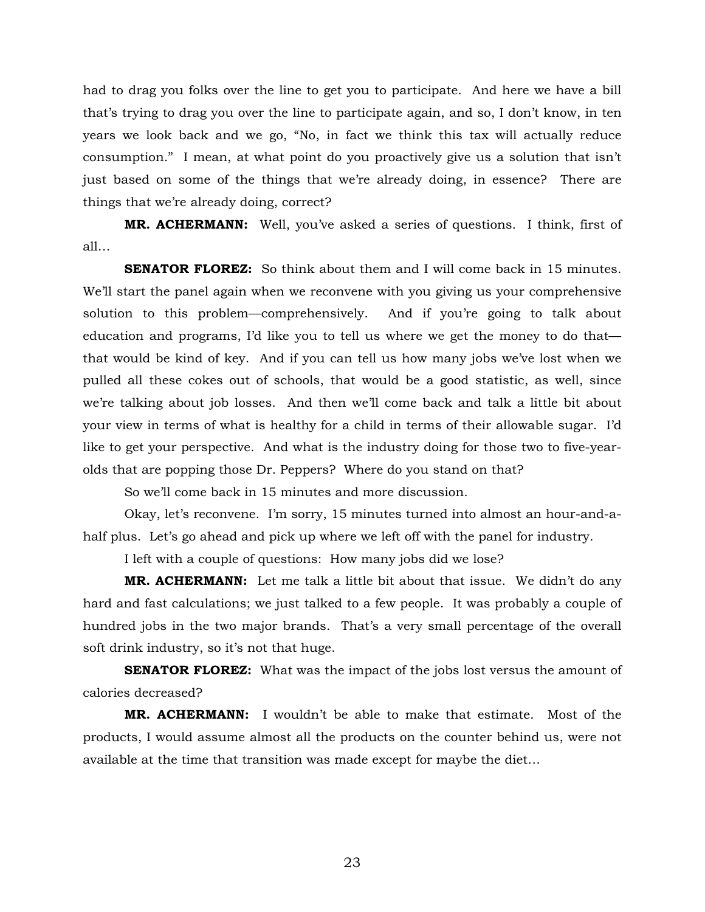had to drag you folks over the line to get you to participate. And here we have a bill that's trying to drag you over the line to participate again, and so, I don't know, in ten years we look back and we go, "No, in fact we think this tax will actually reduce consumption." I mean, at what point do you proactively give us a solution that isn't just based on some of the things that we're already doing, in essence? There are things that we're already doing, correct?

**MR. ACHERMANN:** Well, you've asked a series of questions. I think, first of all…

**SENATOR FLOREZ:** So think about them and I will come back in 15 minutes. We'll start the panel again when we reconvene with you giving us your comprehensive solution to this problem—comprehensively. And if you're going to talk about education and programs, I'd like you to tell us where we get the money to do that—that would be kind of key. And if you can tell us how many jobs we've lost when we pulled all these cokes out of schools, that would be a good statistic, as well, since we're talking about job losses. And then we'll come back and talk a little bit about your view in terms of what is healthy for a child in terms of their allowable sugar. I'd like to get your perspective. And what is the industry doing for those two to five-year-olds that are popping those Dr. Peppers? Where do you stand on that?

So we'll come back in 15 minutes and more discussion.

Okay, let's reconvene. I'm sorry, 15 minutes turned into almost an hour-and-a-half plus. Let's go ahead and pick up where we left off with the panel for industry.

I left with a couple of questions: How many jobs did we lose?

**MR. ACHERMANN:** Let me talk a little bit about that issue. We didn't do any hard and fast calculations; we just talked to a few people. It was probably a couple of hundred jobs in the two major brands. That's a very small percentage of the overall soft drink industry, so it's not that huge.

**SENATOR FLOREZ:** What was the impact of the jobs lost versus the amount of calories decreased?

**MR. ACHERMANN:** I wouldn't be able to make that estimate. Most of the products, I would assume almost all the products on the counter behind us, were not available at the time that transition was made except for maybe the diet…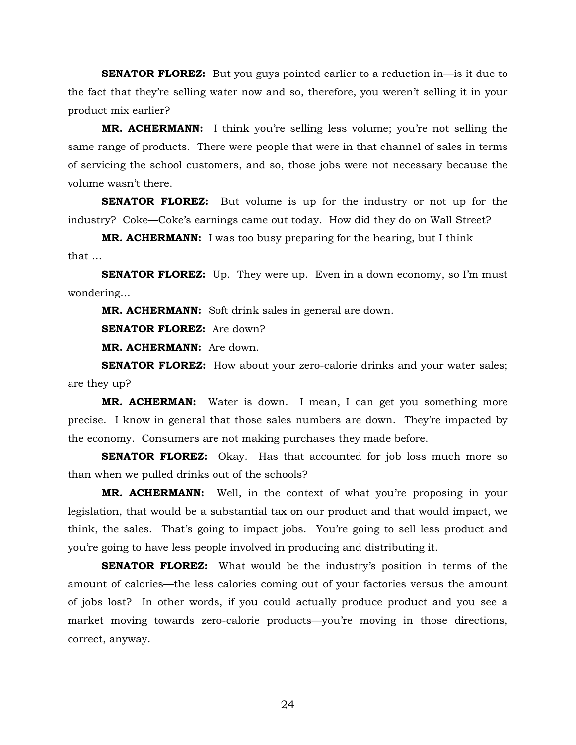**SENATOR FLOREZ:** But you guys pointed earlier to a reduction in—is it due to the fact that they're selling water now and so, therefore, you weren't selling it in your product mix earlier?

**MR. ACHERMANN:** I think you're selling less volume; you're not selling the same range of products. There were people that were in that channel of sales in terms of servicing the school customers, and so, those jobs were not necessary because the volume wasn't there.

**SENATOR FLOREZ:** But volume is up for the industry or not up for the industry? Coke—Coke's earnings came out today. How did they do on Wall Street?

**MR. ACHERMANN:** I was too busy preparing for the hearing, but I think that …

**SENATOR FLOREZ:** Up. They were up. Even in a down economy, so I'm must wondering…

**MR. ACHERMANN:** Soft drink sales in general are down.

**SENATOR FLOREZ:** Are down?

**MR. ACHERMANN:** Are down.

**SENATOR FLOREZ:** How about your zero-calorie drinks and your water sales; are they up?

**MR. ACHERMAN:** Water is down. I mean, I can get you something more precise. I know in general that those sales numbers are down. They're impacted by the economy. Consumers are not making purchases they made before.

**SENATOR FLOREZ:** Okay. Has that accounted for job loss much more so than when we pulled drinks out of the schools?

**MR. ACHERMANN:** Well, in the context of what you're proposing in your legislation, that would be a substantial tax on our product and that would impact, we think, the sales. That's going to impact jobs. You're going to sell less product and you're going to have less people involved in producing and distributing it.

**SENATOR FLOREZ:** What would be the industry's position in terms of the amount of calories—the less calories coming out of your factories versus the amount of jobs lost? In other words, if you could actually produce product and you see a market moving towards zero-calorie products—you're moving in those directions, correct, anyway.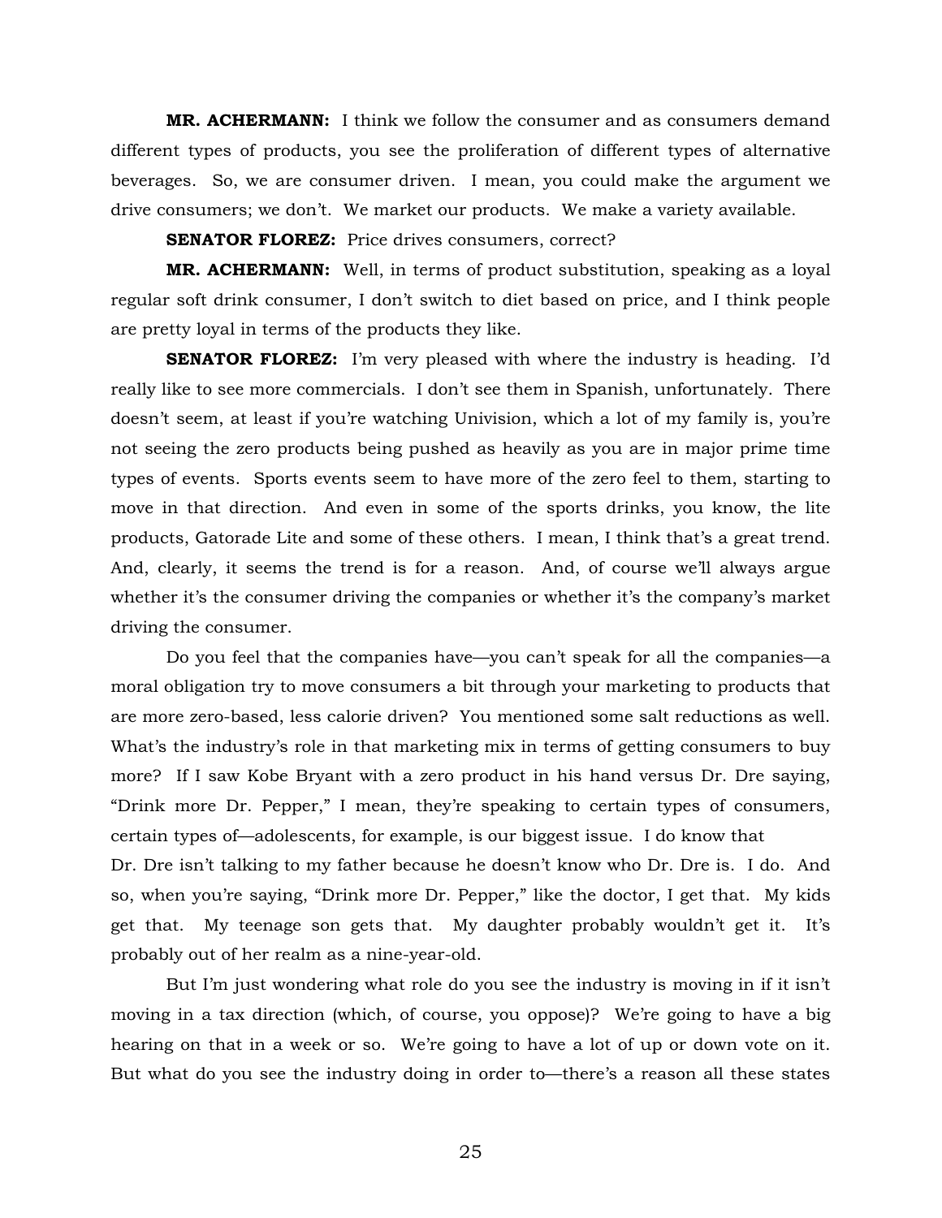**MR. ACHERMANN:** I think we follow the consumer and as consumers demand different types of products, you see the proliferation of different types of alternative beverages. So, we are consumer driven. I mean, you could make the argument we drive consumers; we don't. We market our products. We make a variety available.

**SENATOR FLOREZ:** Price drives consumers, correct?

**MR. ACHERMANN:** Well, in terms of product substitution, speaking as a loyal regular soft drink consumer, I don't switch to diet based on price, and I think people are pretty loyal in terms of the products they like.

**SENATOR FLOREZ:** I'm very pleased with where the industry is heading. I'd really like to see more commercials. I don't see them in Spanish, unfortunately. There doesn't seem, at least if you're watching Univision, which a lot of my family is, you're not seeing the zero products being pushed as heavily as you are in major prime time types of events. Sports events seem to have more of the zero feel to them, starting to move in that direction. And even in some of the sports drinks, you know, the lite products, Gatorade Lite and some of these others. I mean, I think that's a great trend. And, clearly, it seems the trend is for a reason. And, of course we'll always argue whether it's the consumer driving the companies or whether it's the company's market driving the consumer.

Do you feel that the companies have—you can't speak for all the companies—a moral obligation try to move consumers a bit through your marketing to products that are more zero-based, less calorie driven? You mentioned some salt reductions as well. What's the industry's role in that marketing mix in terms of getting consumers to buy more? If I saw Kobe Bryant with a zero product in his hand versus Dr. Dre saying, "Drink more Dr. Pepper," I mean, they're speaking to certain types of consumers, certain types of—adolescents, for example, is our biggest issue. I do know that Dr. Dre isn't talking to my father because he doesn't know who Dr. Dre is. I do. And so, when you're saying, "Drink more Dr. Pepper," like the doctor, I get that. My kids get that. My teenage son gets that. My daughter probably wouldn't get it. It's probably out of her realm as a nine-year-old.

But I'm just wondering what role do you see the industry is moving in if it isn't moving in a tax direction (which, of course, you oppose)? We're going to have a big hearing on that in a week or so. We're going to have a lot of up or down vote on it. But what do you see the industry doing in order to—there's a reason all these states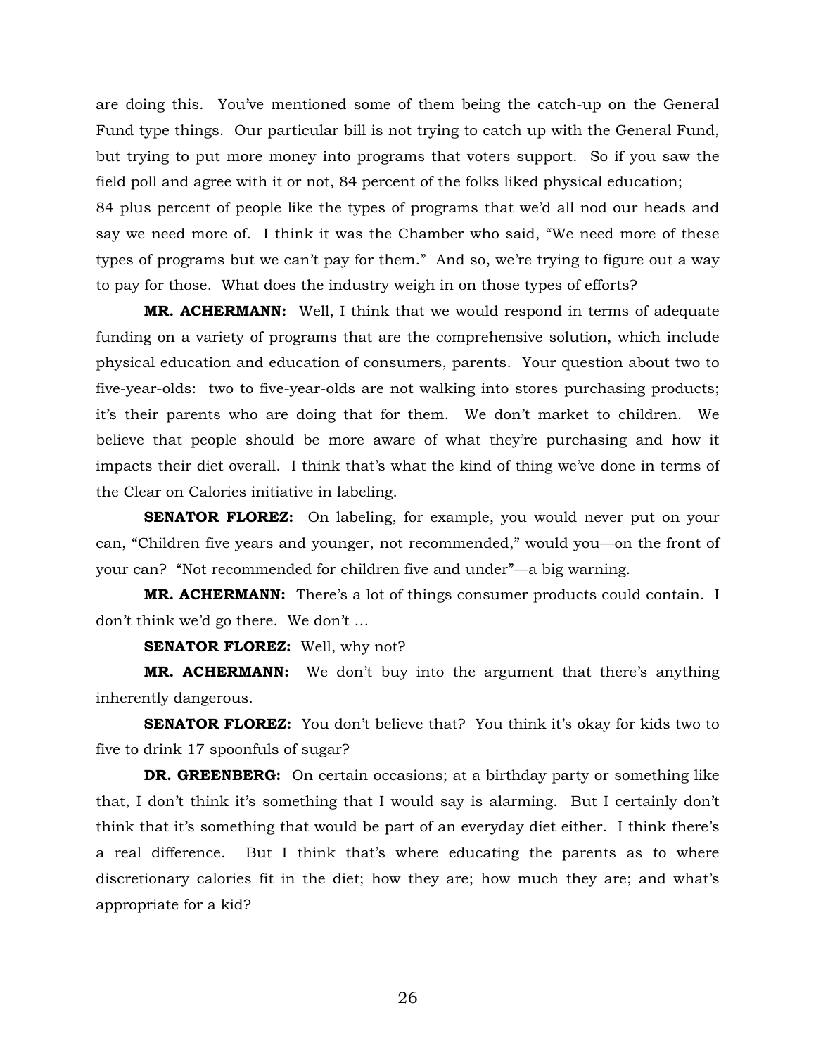are doing this. You've mentioned some of them being the catch-up on the General Fund type things. Our particular bill is not trying to catch up with the General Fund, but trying to put more money into programs that voters support. So if you saw the field poll and agree with it or not, 84 percent of the folks liked physical education; 84 plus percent of people like the types of programs that we'd all nod our heads and say we need more of. I think it was the Chamber who said, "We need more of these types of programs but we can't pay for them." And so, we're trying to figure out a way to pay for those. What does the industry weigh in on those types of efforts?

**MR. ACHERMANN:** Well, I think that we would respond in terms of adequate funding on a variety of programs that are the comprehensive solution, which include physical education and education of consumers, parents. Your question about two to five-year-olds: two to five-year-olds are not walking into stores purchasing products; it's their parents who are doing that for them. We don't market to children. We believe that people should be more aware of what they're purchasing and how it impacts their diet overall. I think that's what the kind of thing we've done in terms of the Clear on Calories initiative in labeling.

**SENATOR FLOREZ:** On labeling, for example, you would never put on your can, "Children five years and younger, not recommended," would you—on the front of your can? "Not recommended for children five and under"—a big warning.

**MR. ACHERMANN:** There's a lot of things consumer products could contain. I don't think we'd go there. We don't …

**SENATOR FLOREZ:** Well, why not?

**MR. ACHERMANN:** We don't buy into the argument that there's anything inherently dangerous.

**SENATOR FLOREZ:** You don't believe that? You think it's okay for kids two to five to drink 17 spoonfuls of sugar?

**DR. GREENBERG:** On certain occasions; at a birthday party or something like that, I don't think it's something that I would say is alarming. But I certainly don't think that it's something that would be part of an everyday diet either. I think there's a real difference. But I think that's where educating the parents as to where discretionary calories fit in the diet; how they are; how much they are; and what's appropriate for a kid?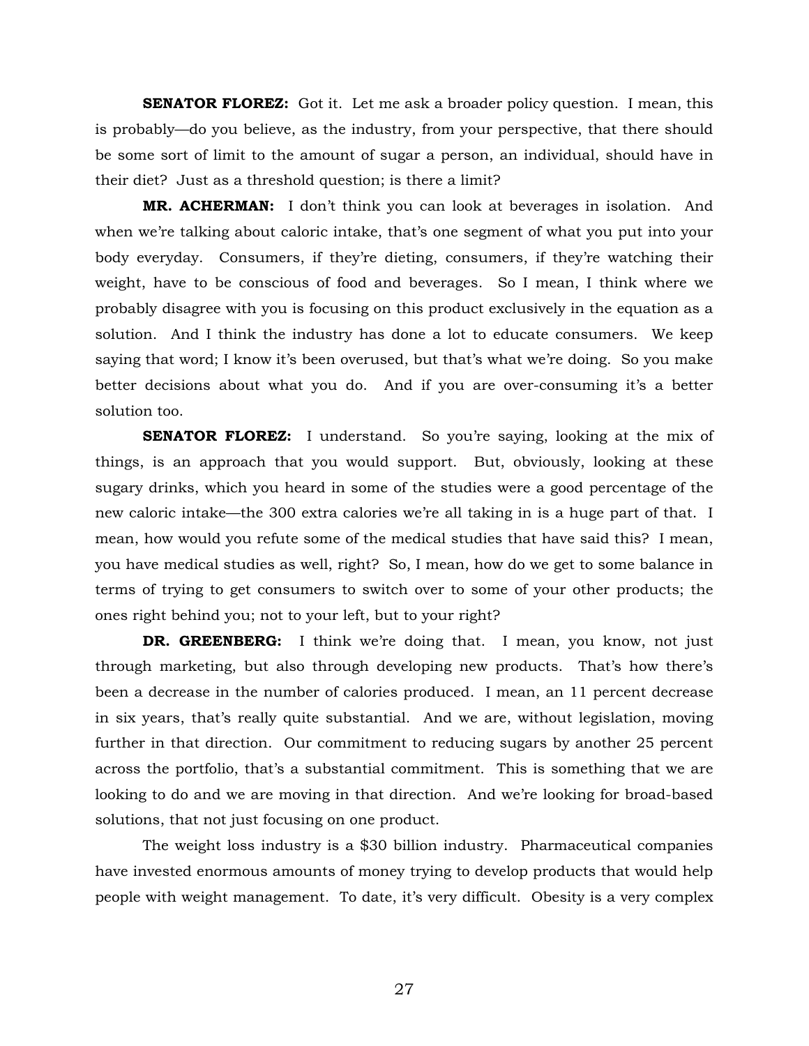**SENATOR FLOREZ:** Got it. Let me ask a broader policy question. I mean, this is probably—do you believe, as the industry, from your perspective, that there should be some sort of limit to the amount of sugar a person, an individual, should have in their diet? Just as a threshold question; is there a limit?

**MR. ACHERMAN:** I don't think you can look at beverages in isolation. And when we're talking about caloric intake, that's one segment of what you put into your body everyday. Consumers, if they're dieting, consumers, if they're watching their weight, have to be conscious of food and beverages. So I mean, I think where we probably disagree with you is focusing on this product exclusively in the equation as a solution. And I think the industry has done a lot to educate consumers. We keep saying that word; I know it's been overused, but that's what we're doing. So you make better decisions about what you do. And if you are over-consuming it's a better solution too.

**SENATOR FLOREZ:** I understand. So you're saying, looking at the mix of things, is an approach that you would support. But, obviously, looking at these sugary drinks, which you heard in some of the studies were a good percentage of the new caloric intake—the 300 extra calories we're all taking in is a huge part of that. I mean, how would you refute some of the medical studies that have said this? I mean, you have medical studies as well, right? So, I mean, how do we get to some balance in terms of trying to get consumers to switch over to some of your other products; the ones right behind you; not to your left, but to your right?

**DR. GREENBERG:** I think we're doing that. I mean, you know, not just through marketing, but also through developing new products. That's how there's been a decrease in the number of calories produced. I mean, an 11 percent decrease in six years, that's really quite substantial. And we are, without legislation, moving further in that direction. Our commitment to reducing sugars by another 25 percent across the portfolio, that's a substantial commitment. This is something that we are looking to do and we are moving in that direction. And we're looking for broad-based solutions, that not just focusing on one product.

The weight loss industry is a $30 billion industry. Pharmaceutical companies have invested enormous amounts of money trying to develop products that would help people with weight management. To date, it's very difficult. Obesity is a very complex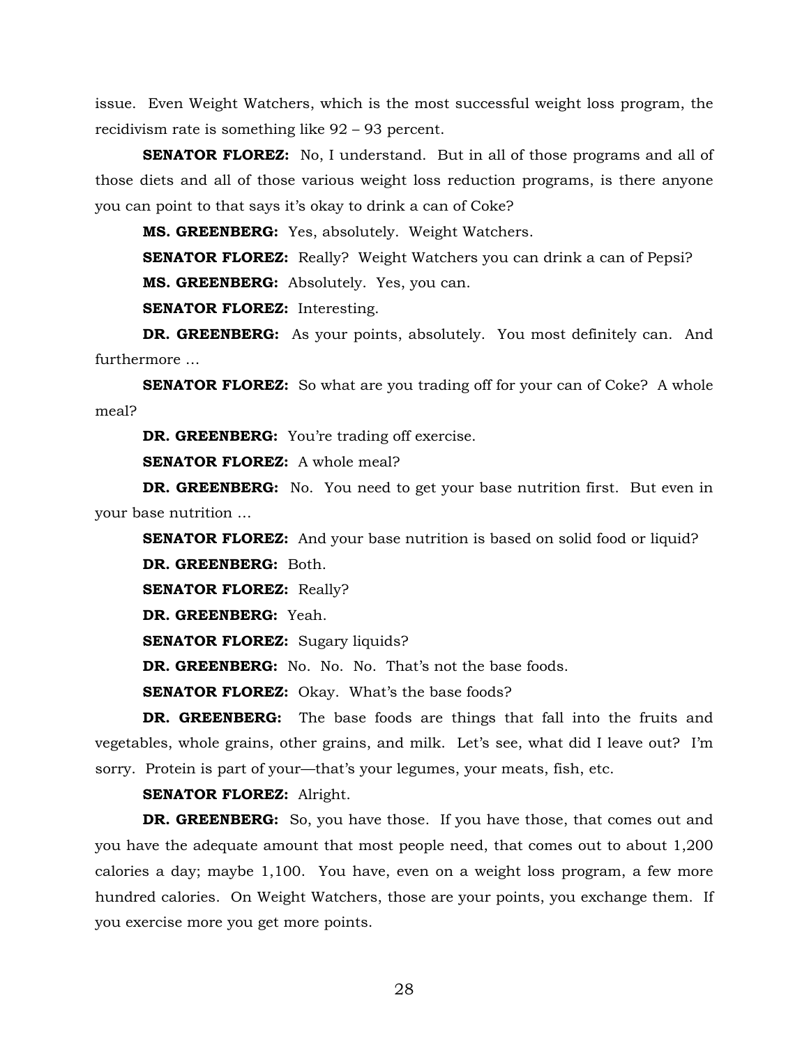issue. Even Weight Watchers, which is the most successful weight loss program, the recidivism rate is something like 92 – 93 percent.

**SENATOR FLOREZ:** No, I understand. But in all of those programs and all of those diets and all of those various weight loss reduction programs, is there anyone you can point to that says it's okay to drink a can of Coke?

**MS. GREENBERG:** Yes, absolutely. Weight Watchers.

**SENATOR FLOREZ:** Really? Weight Watchers you can drink a can of Pepsi?

**MS. GREENBERG:** Absolutely. Yes, you can.

**SENATOR FLOREZ:** Interesting.

**DR. GREENBERG:** As your points, absolutely. You most definitely can. And furthermore …

**SENATOR FLOREZ:** So what are you trading off for your can of Coke? A whole meal?

**DR. GREENBERG:** You're trading off exercise.

**SENATOR FLOREZ:** A whole meal?

**DR. GREENBERG:** No. You need to get your base nutrition first. But even in your base nutrition …

**SENATOR FLOREZ:** And your base nutrition is based on solid food or liquid?

**DR. GREENBERG:** Both.

**SENATOR FLOREZ:** Really?

**DR. GREENBERG:** Yeah.

**SENATOR FLOREZ:** Sugary liquids?

**DR. GREENBERG:** No. No. No. That's not the base foods.

**SENATOR FLOREZ:** Okay. What's the base foods?

**DR. GREENBERG:** The base foods are things that fall into the fruits and vegetables, whole grains, other grains, and milk. Let's see, what did I leave out? I'm sorry. Protein is part of your—that's your legumes, your meats, fish, etc.

**SENATOR FLOREZ:** Alright.

**DR. GREENBERG:** So, you have those. If you have those, that comes out and you have the adequate amount that most people need, that comes out to about 1,200 calories a day; maybe 1,100. You have, even on a weight loss program, a few more hundred calories. On Weight Watchers, those are your points, you exchange them. If you exercise more you get more points.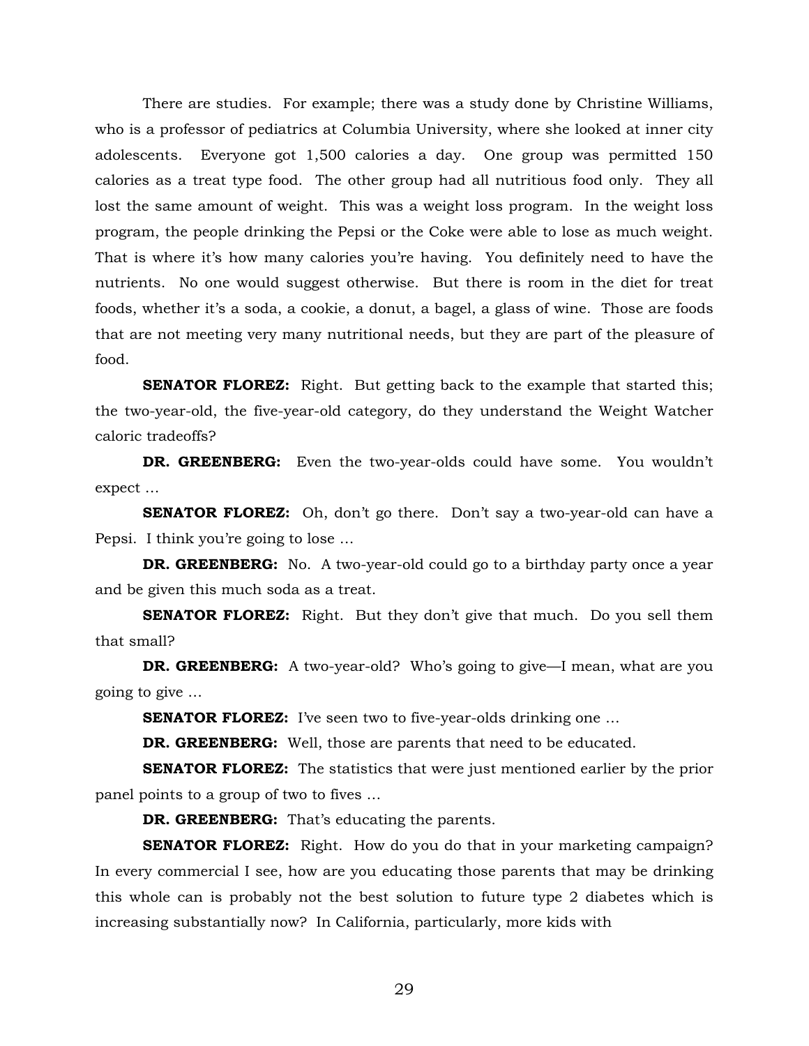There are studies. For example; there was a study done by Christine Williams, who is a professor of pediatrics at Columbia University, where she looked at inner city adolescents. Everyone got 1,500 calories a day. One group was permitted 150 calories as a treat type food. The other group had all nutritious food only. They all lost the same amount of weight. This was a weight loss program. In the weight loss program, the people drinking the Pepsi or the Coke were able to lose as much weight. That is where it's how many calories you're having. You definitely need to have the nutrients. No one would suggest otherwise. But there is room in the diet for treat foods, whether it's a soda, a cookie, a donut, a bagel, a glass of wine. Those are foods that are not meeting very many nutritional needs, but they are part of the pleasure of food.

**SENATOR FLOREZ:** Right. But getting back to the example that started this; the two-year-old, the five-year-old category, do they understand the Weight Watcher caloric tradeoffs?

**DR. GREENBERG:** Even the two-year-olds could have some. You wouldn't expect …

**SENATOR FLOREZ:** Oh, don't go there. Don't say a two-year-old can have a Pepsi. I think you're going to lose …

**DR. GREENBERG:** No. A two-year-old could go to a birthday party once a year and be given this much soda as a treat.

**SENATOR FLOREZ:** Right. But they don't give that much. Do you sell them that small?

**DR. GREENBERG:** A two-year-old? Who's going to give—I mean, what are you going to give …

**SENATOR FLOREZ:** I've seen two to five-year-olds drinking one …

**DR. GREENBERG:** Well, those are parents that need to be educated.

**SENATOR FLOREZ:** The statistics that were just mentioned earlier by the prior panel points to a group of two to fives …

**DR. GREENBERG:** That's educating the parents.

**SENATOR FLOREZ:** Right. How do you do that in your marketing campaign? In every commercial I see, how are you educating those parents that may be drinking this whole can is probably not the best solution to future type 2 diabetes which is increasing substantially now? In California, particularly, more kids with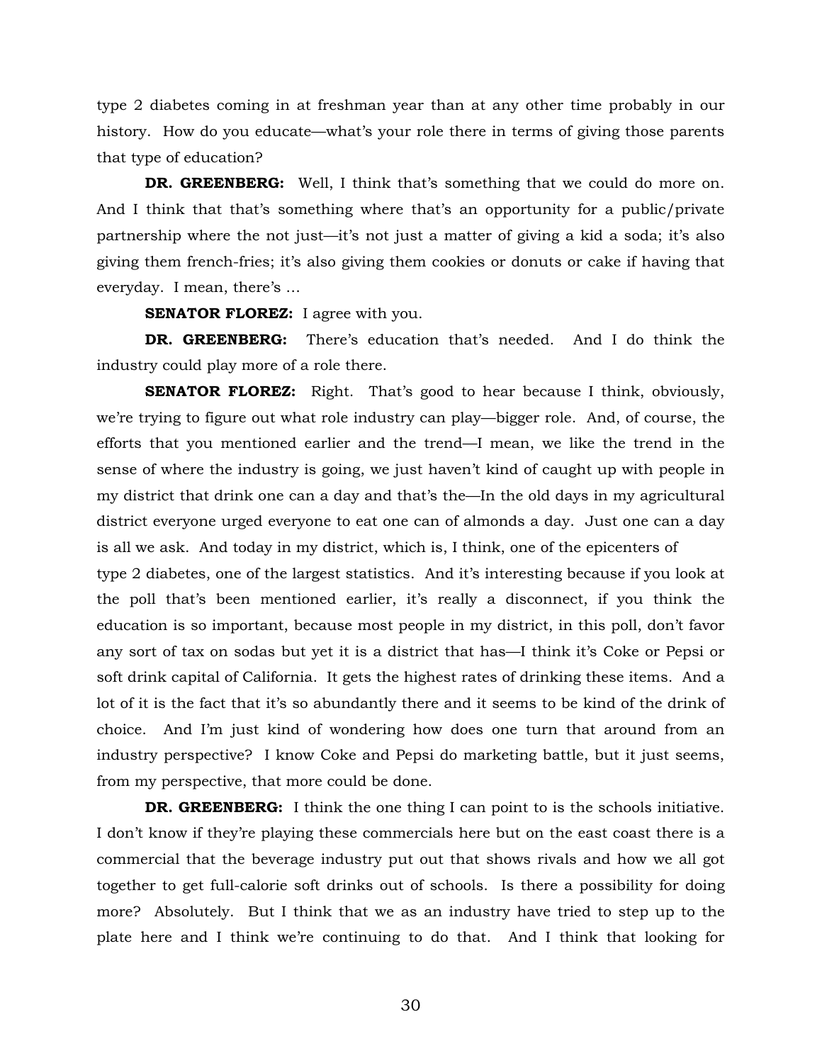type 2 diabetes coming in at freshman year than at any other time probably in our history. How do you educate—what's your role there in terms of giving those parents that type of education?

**DR. GREENBERG:** Well, I think that's something that we could do more on. And I think that that's something where that's an opportunity for a public/private partnership where the not just—it's not just a matter of giving a kid a soda; it's also giving them french-fries; it's also giving them cookies or donuts or cake if having that everyday. I mean, there's ...

**SENATOR FLOREZ:** I agree with you.

**DR. GREENBERG:** There's education that's needed. And I do think the industry could play more of a role there.

**SENATOR FLOREZ:** Right. That's good to hear because I think, obviously, we're trying to figure out what role industry can play—bigger role. And, of course, the efforts that you mentioned earlier and the trend—I mean, we like the trend in the sense of where the industry is going, we just haven't kind of caught up with people in my district that drink one can a day and that's the—In the old days in my agricultural district everyone urged everyone to eat one can of almonds a day. Just one can a day is all we ask. And today in my district, which is, I think, one of the epicenters of type 2 diabetes, one of the largest statistics. And it's interesting because if you look at the poll that's been mentioned earlier, it's really a disconnect, if you think the education is so important, because most people in my district, in this poll, don't favor any sort of tax on sodas but yet it is a district that has—I think it's Coke or Pepsi or soft drink capital of California. It gets the highest rates of drinking these items. And a lot of it is the fact that it's so abundantly there and it seems to be kind of the drink of choice. And I'm just kind of wondering how does one turn that around from an industry perspective? I know Coke and Pepsi do marketing battle, but it just seems, from my perspective, that more could be done.

**DR. GREENBERG:** I think the one thing I can point to is the schools initiative. I don't know if they're playing these commercials here but on the east coast there is a commercial that the beverage industry put out that shows rivals and how we all got together to get full-calorie soft drinks out of schools. Is there a possibility for doing more? Absolutely. But I think that we as an industry have tried to step up to the plate here and I think we're continuing to do that. And I think that looking for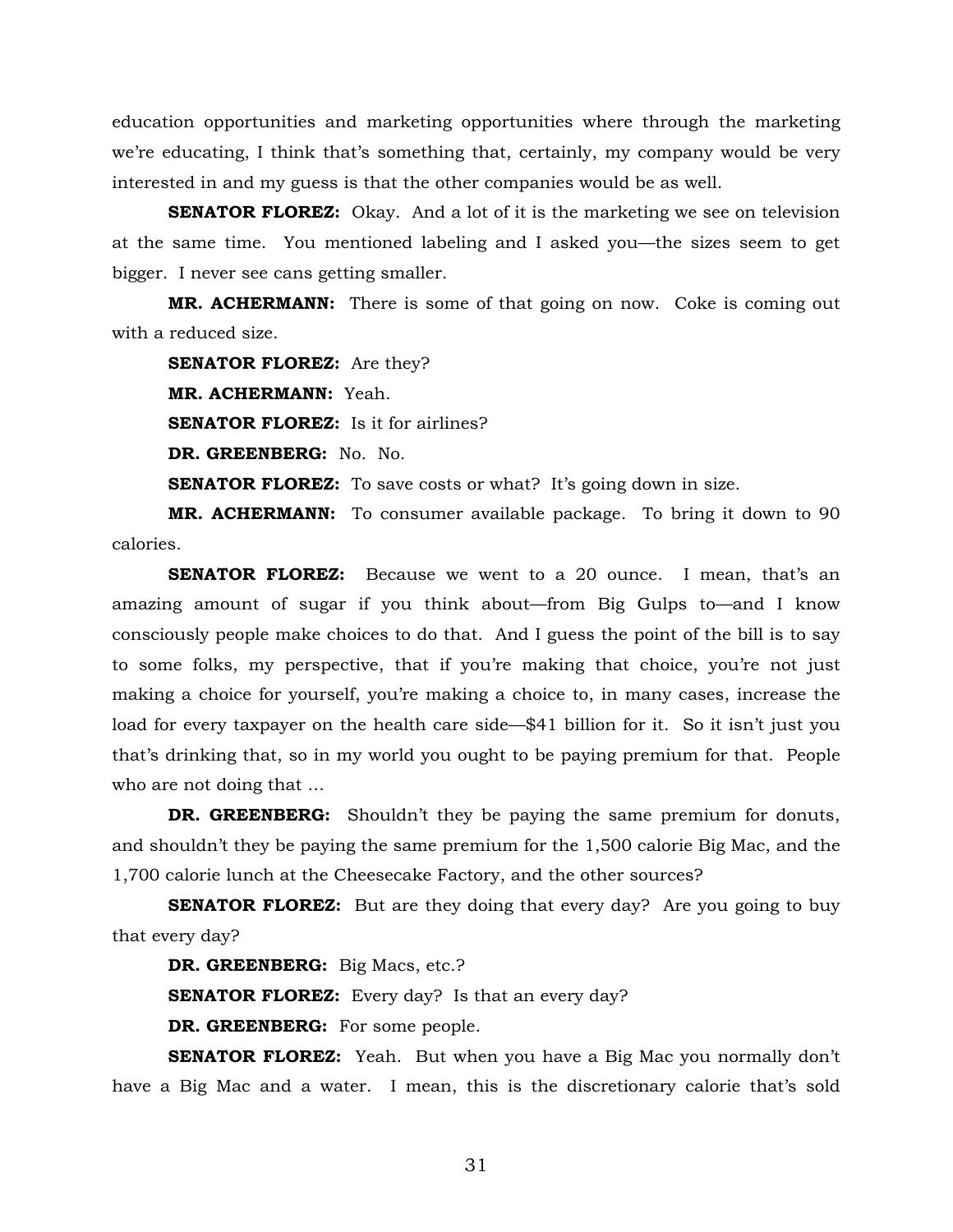education opportunities and marketing opportunities where through the marketing we're educating, I think that's something that, certainly, my company would be very interested in and my guess is that the other companies would be as well.

**SENATOR FLOREZ:** Okay. And a lot of it is the marketing we see on television at the same time. You mentioned labeling and I asked you—the sizes seem to get bigger. I never see cans getting smaller.

**MR. ACHERMANN:** There is some of that going on now. Coke is coming out with a reduced size.

**SENATOR FLOREZ:** Are they?

**MR. ACHERMANN:** Yeah.

**SENATOR FLOREZ:** Is it for airlines?

**DR. GREENBERG:** No. No.

**SENATOR FLOREZ:** To save costs or what? It's going down in size.

**MR. ACHERMANN:** To consumer available package. To bring it down to 90 calories.

**SENATOR FLOREZ:** Because we went to a 20 ounce. I mean, that's an amazing amount of sugar if you think about—from Big Gulps to—and I know consciously people make choices to do that. And I guess the point of the bill is to say to some folks, my perspective, that if you're making that choice, you're not just making a choice for yourself, you're making a choice to, in many cases, increase the load for every taxpayer on the health care side—$41 billion for it. So it isn't just you that's drinking that, so in my world you ought to be paying premium for that. People who are not doing that ...

**DR. GREENBERG:** Shouldn't they be paying the same premium for donuts, and shouldn't they be paying the same premium for the 1,500 calorie Big Mac, and the 1,700 calorie lunch at the Cheesecake Factory, and the other sources?

**SENATOR FLOREZ:** But are they doing that every day? Are you going to buy that every day?

**DR. GREENBERG:** Big Macs, etc.?

**SENATOR FLOREZ:** Every day? Is that an every day?

**DR. GREENBERG:** For some people.

**SENATOR FLOREZ:** Yeah. But when you have a Big Mac you normally don't have a Big Mac and a water. I mean, this is the discretionary calorie that's sold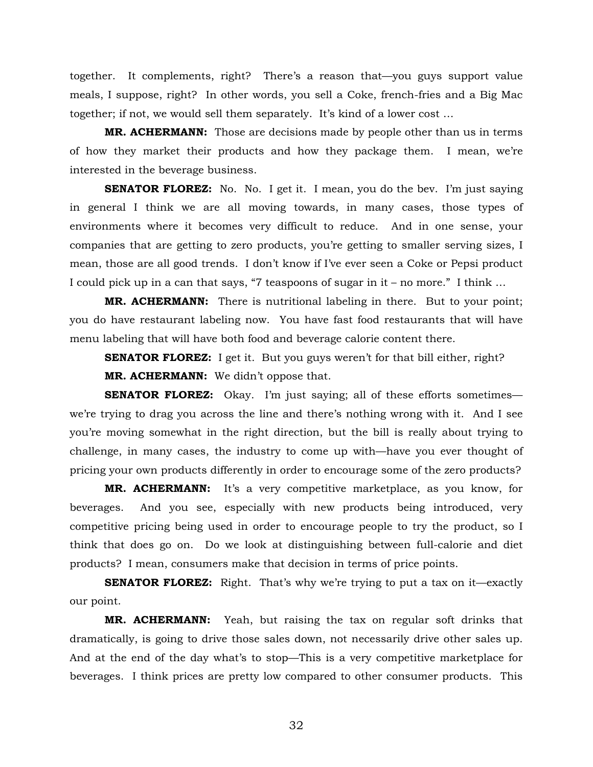together. It complements, right? There's a reason that—you guys support value meals, I suppose, right? In other words, you sell a Coke, french-fries and a Big Mac together; if not, we would sell them separately. It's kind of a lower cost …

**MR. ACHERMANN:** Those are decisions made by people other than us in terms of how they market their products and how they package them. I mean, we're interested in the beverage business.

**SENATOR FLOREZ:** No. No. I get it. I mean, you do the bev. I'm just saying in general I think we are all moving towards, in many cases, those types of environments where it becomes very difficult to reduce. And in one sense, your companies that are getting to zero products, you're getting to smaller serving sizes, I mean, those are all good trends. I don't know if I've ever seen a Coke or Pepsi product I could pick up in a can that says, "7 teaspoons of sugar in it – no more." I think …

**MR. ACHERMANN:** There is nutritional labeling in there. But to your point; you do have restaurant labeling now. You have fast food restaurants that will have menu labeling that will have both food and beverage calorie content there.

**SENATOR FLOREZ:** I get it. But you guys weren't for that bill either, right?

**MR. ACHERMANN:** We didn't oppose that.

**SENATOR FLOREZ:** Okay. I'm just saying; all of these efforts sometimes—we're trying to drag you across the line and there's nothing wrong with it. And I see you're moving somewhat in the right direction, but the bill is really about trying to challenge, in many cases, the industry to come up with—have you ever thought of pricing your own products differently in order to encourage some of the zero products?

**MR. ACHERMANN:** It's a very competitive marketplace, as you know, for beverages. And you see, especially with new products being introduced, very competitive pricing being used in order to encourage people to try the product, so I think that does go on. Do we look at distinguishing between full-calorie and diet products? I mean, consumers make that decision in terms of price points.

**SENATOR FLOREZ:** Right. That's why we're trying to put a tax on it—exactly our point.

**MR. ACHERMANN:** Yeah, but raising the tax on regular soft drinks that dramatically, is going to drive those sales down, not necessarily drive other sales up. And at the end of the day what's to stop—This is a very competitive marketplace for beverages. I think prices are pretty low compared to other consumer products. This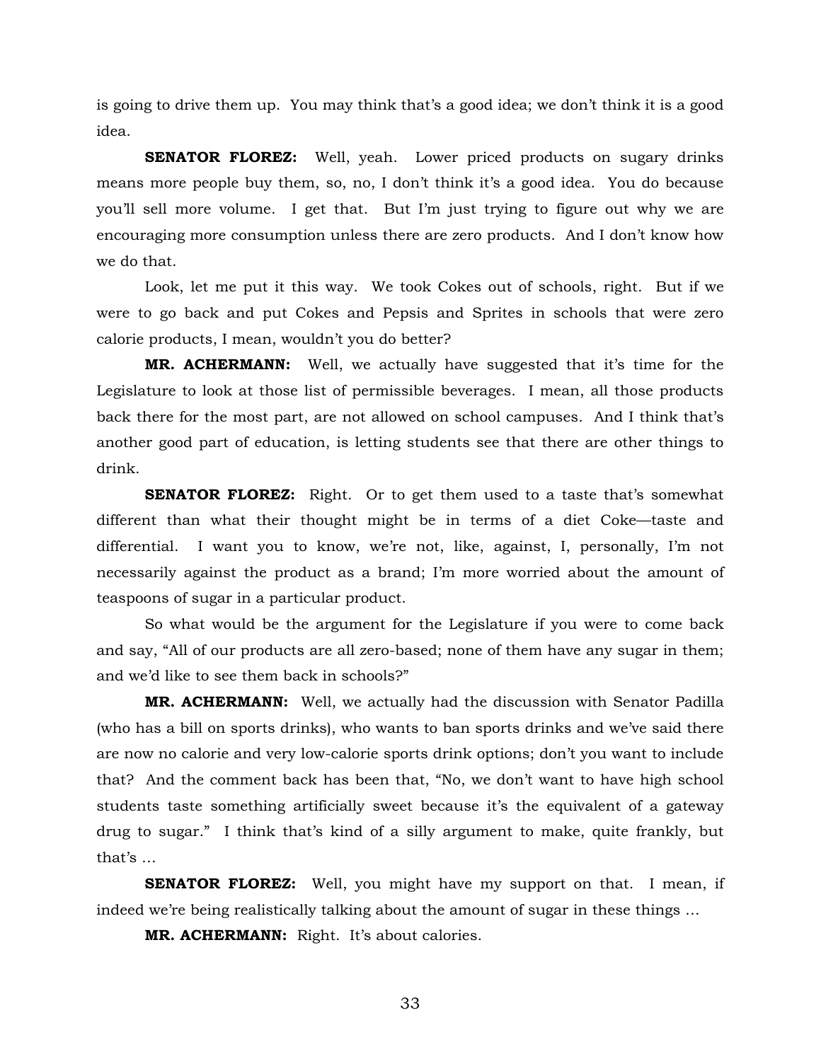is going to drive them up. You may think that's a good idea; we don't think it is a good idea.

**SENATOR FLOREZ:** Well, yeah. Lower priced products on sugary drinks means more people buy them, so, no, I don't think it's a good idea. You do because you'll sell more volume. I get that. But I'm just trying to figure out why we are encouraging more consumption unless there are zero products. And I don't know how we do that.

Look, let me put it this way. We took Cokes out of schools, right. But if we were to go back and put Cokes and Pepsis and Sprites in schools that were zero calorie products, I mean, wouldn't you do better?

**MR. ACHERMANN:** Well, we actually have suggested that it's time for the Legislature to look at those list of permissible beverages. I mean, all those products back there for the most part, are not allowed on school campuses. And I think that's another good part of education, is letting students see that there are other things to drink.

**SENATOR FLOREZ:** Right. Or to get them used to a taste that's somewhat different than what their thought might be in terms of a diet Coke—taste and differential. I want you to know, we're not, like, against, I, personally, I'm not necessarily against the product as a brand; I'm more worried about the amount of teaspoons of sugar in a particular product.

So what would be the argument for the Legislature if you were to come back and say, "All of our products are all zero-based; none of them have any sugar in them; and we'd like to see them back in schools?"

**MR. ACHERMANN:** Well, we actually had the discussion with Senator Padilla (who has a bill on sports drinks), who wants to ban sports drinks and we've said there are now no calorie and very low-calorie sports drink options; don't you want to include that? And the comment back has been that, "No, we don't want to have high school students taste something artificially sweet because it's the equivalent of a gateway drug to sugar." I think that's kind of a silly argument to make, quite frankly, but that's …

**SENATOR FLOREZ:** Well, you might have my support on that. I mean, if indeed we're being realistically talking about the amount of sugar in these things …

**MR. ACHERMANN:** Right. It's about calories.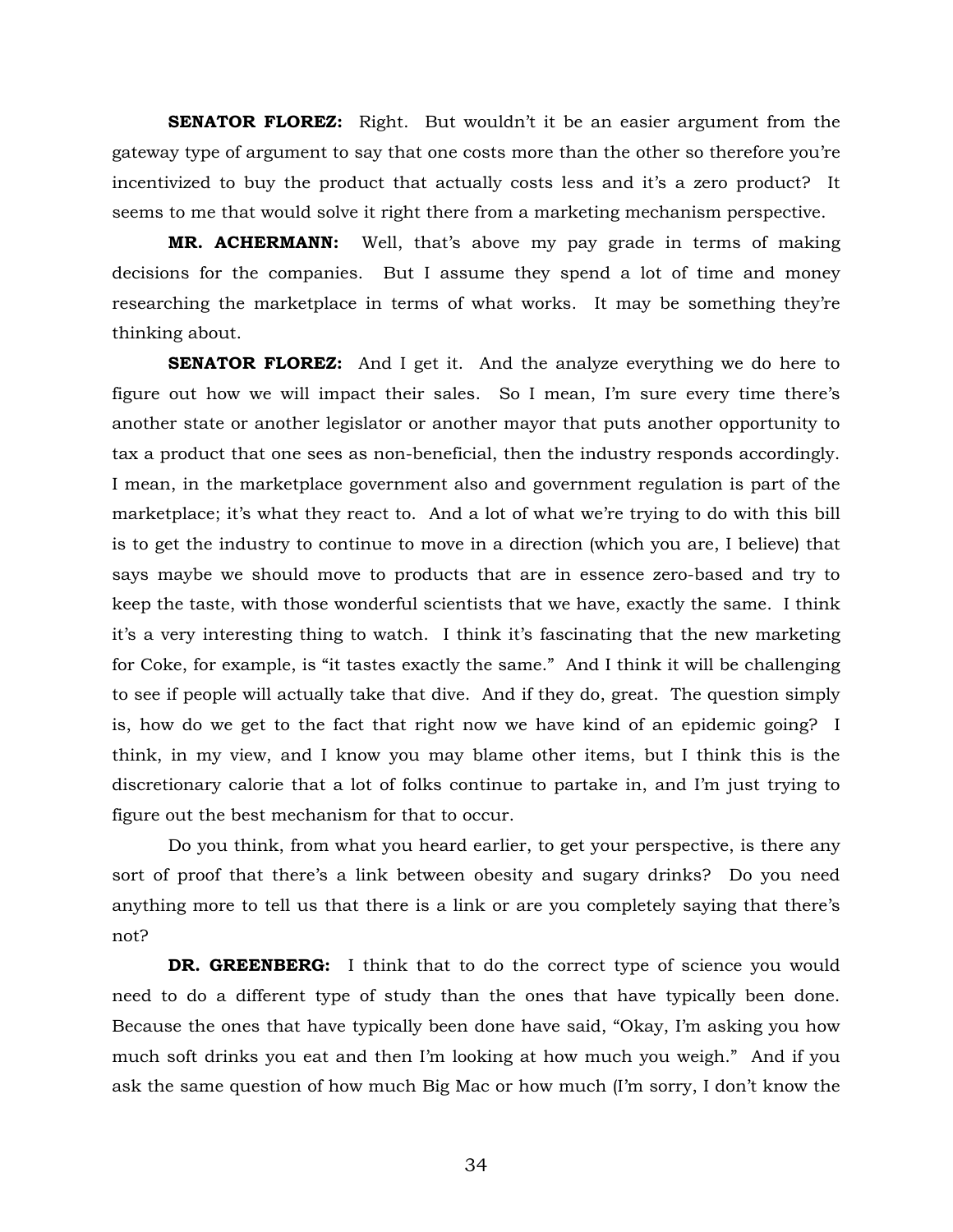**SENATOR FLOREZ:** Right. But wouldn't it be an easier argument from the gateway type of argument to say that one costs more than the other so therefore you're incentivized to buy the product that actually costs less and it's a zero product? It seems to me that would solve it right there from a marketing mechanism perspective.

**MR. ACHERMANN:** Well, that's above my pay grade in terms of making decisions for the companies. But I assume they spend a lot of time and money researching the marketplace in terms of what works. It may be something they're thinking about.

**SENATOR FLOREZ:** And I get it. And the analyze everything we do here to figure out how we will impact their sales. So I mean, I'm sure every time there's another state or another legislator or another mayor that puts another opportunity to tax a product that one sees as non-beneficial, then the industry responds accordingly. I mean, in the marketplace government also and government regulation is part of the marketplace; it's what they react to. And a lot of what we're trying to do with this bill is to get the industry to continue to move in a direction (which you are, I believe) that says maybe we should move to products that are in essence zero-based and try to keep the taste, with those wonderful scientists that we have, exactly the same. I think it's a very interesting thing to watch. I think it's fascinating that the new marketing for Coke, for example, is "it tastes exactly the same." And I think it will be challenging to see if people will actually take that dive. And if they do, great. The question simply is, how do we get to the fact that right now we have kind of an epidemic going? I think, in my view, and I know you may blame other items, but I think this is the discretionary calorie that a lot of folks continue to partake in, and I'm just trying to figure out the best mechanism for that to occur.

Do you think, from what you heard earlier, to get your perspective, is there any sort of proof that there's a link between obesity and sugary drinks? Do you need anything more to tell us that there is a link or are you completely saying that there's not?

**DR. GREENBERG:** I think that to do the correct type of science you would need to do a different type of study than the ones that have typically been done. Because the ones that have typically been done have said, "Okay, I'm asking you how much soft drinks you eat and then I'm looking at how much you weigh." And if you ask the same question of how much Big Mac or how much (I'm sorry, I don't know the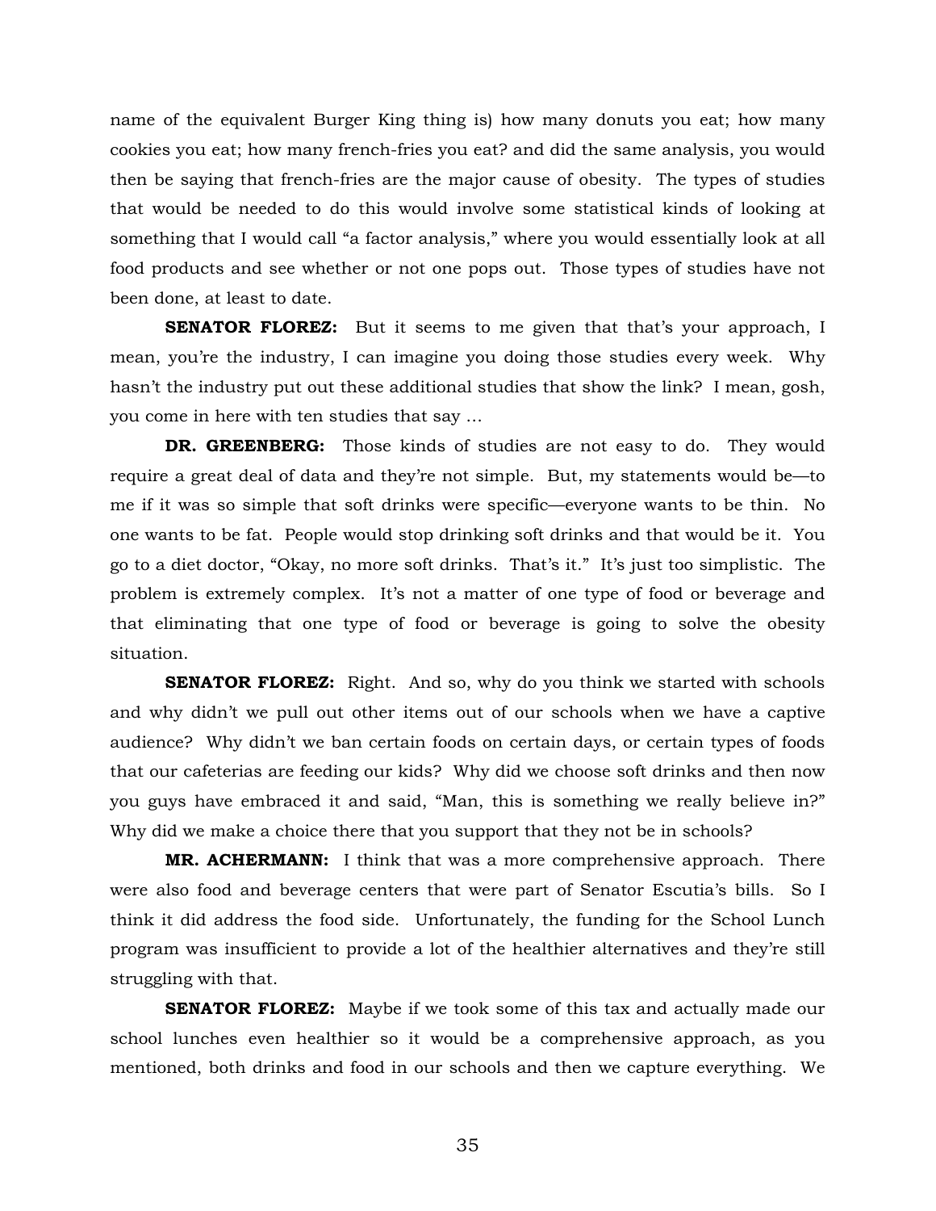name of the equivalent Burger King thing is) how many donuts you eat; how many cookies you eat; how many french-fries you eat? and did the same analysis, you would then be saying that french-fries are the major cause of obesity. The types of studies that would be needed to do this would involve some statistical kinds of looking at something that I would call "a factor analysis," where you would essentially look at all food products and see whether or not one pops out. Those types of studies have not been done, at least to date.

**SENATOR FLOREZ:** But it seems to me given that that's your approach, I mean, you're the industry, I can imagine you doing those studies every week. Why hasn't the industry put out these additional studies that show the link? I mean, gosh, you come in here with ten studies that say …

**DR. GREENBERG:** Those kinds of studies are not easy to do. They would require a great deal of data and they're not simple. But, my statements would be—to me if it was so simple that soft drinks were specific—everyone wants to be thin. No one wants to be fat. People would stop drinking soft drinks and that would be it. You go to a diet doctor, "Okay, no more soft drinks. That's it." It's just too simplistic. The problem is extremely complex. It's not a matter of one type of food or beverage and that eliminating that one type of food or beverage is going to solve the obesity situation.

**SENATOR FLOREZ:** Right. And so, why do you think we started with schools and why didn't we pull out other items out of our schools when we have a captive audience? Why didn't we ban certain foods on certain days, or certain types of foods that our cafeterias are feeding our kids? Why did we choose soft drinks and then now you guys have embraced it and said, "Man, this is something we really believe in?" Why did we make a choice there that you support that they not be in schools?

**MR. ACHERMANN:** I think that was a more comprehensive approach. There were also food and beverage centers that were part of Senator Escutia's bills. So I think it did address the food side. Unfortunately, the funding for the School Lunch program was insufficient to provide a lot of the healthier alternatives and they're still struggling with that.

**SENATOR FLOREZ:** Maybe if we took some of this tax and actually made our school lunches even healthier so it would be a comprehensive approach, as you mentioned, both drinks and food in our schools and then we capture everything. We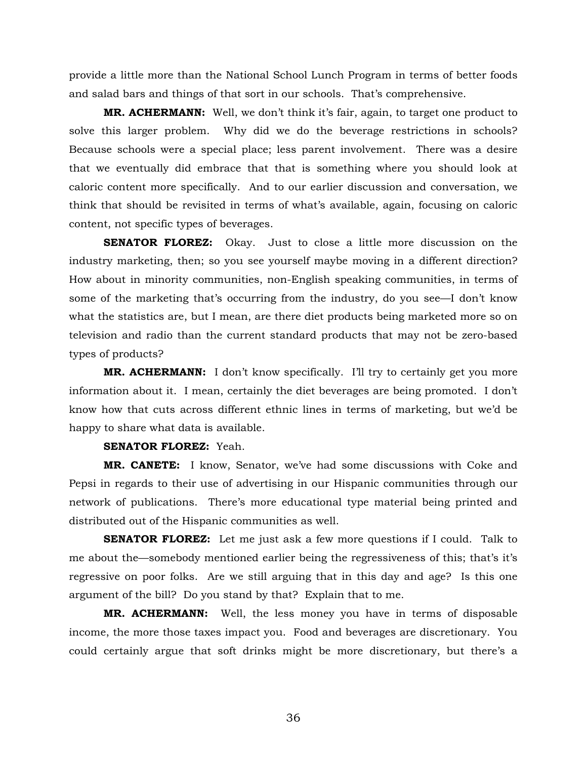provide a little more than the National School Lunch Program in terms of better foods and salad bars and things of that sort in our schools. That's comprehensive.

**MR. ACHERMANN:** Well, we don't think it's fair, again, to target one product to solve this larger problem. Why did we do the beverage restrictions in schools? Because schools were a special place; less parent involvement. There was a desire that we eventually did embrace that that is something where you should look at caloric content more specifically. And to our earlier discussion and conversation, we think that should be revisited in terms of what's available, again, focusing on caloric content, not specific types of beverages.

**SENATOR FLOREZ:** Okay. Just to close a little more discussion on the industry marketing, then; so you see yourself maybe moving in a different direction? How about in minority communities, non-English speaking communities, in terms of some of the marketing that's occurring from the industry, do you see—I don't know what the statistics are, but I mean, are there diet products being marketed more so on television and radio than the current standard products that may not be zero-based types of products?

**MR. ACHERMANN:** I don't know specifically. I'll try to certainly get you more information about it. I mean, certainly the diet beverages are being promoted. I don't know how that cuts across different ethnic lines in terms of marketing, but we'd be happy to share what data is available.

**SENATOR FLOREZ:** Yeah.

**MR. CANETE:** I know, Senator, we've had some discussions with Coke and Pepsi in regards to their use of advertising in our Hispanic communities through our network of publications. There's more educational type material being printed and distributed out of the Hispanic communities as well.

**SENATOR FLOREZ:** Let me just ask a few more questions if I could. Talk to me about the—somebody mentioned earlier being the regressiveness of this; that's it's regressive on poor folks. Are we still arguing that in this day and age? Is this one argument of the bill? Do you stand by that? Explain that to me.

**MR. ACHERMANN:** Well, the less money you have in terms of disposable income, the more those taxes impact you. Food and beverages are discretionary. You could certainly argue that soft drinks might be more discretionary, but there's a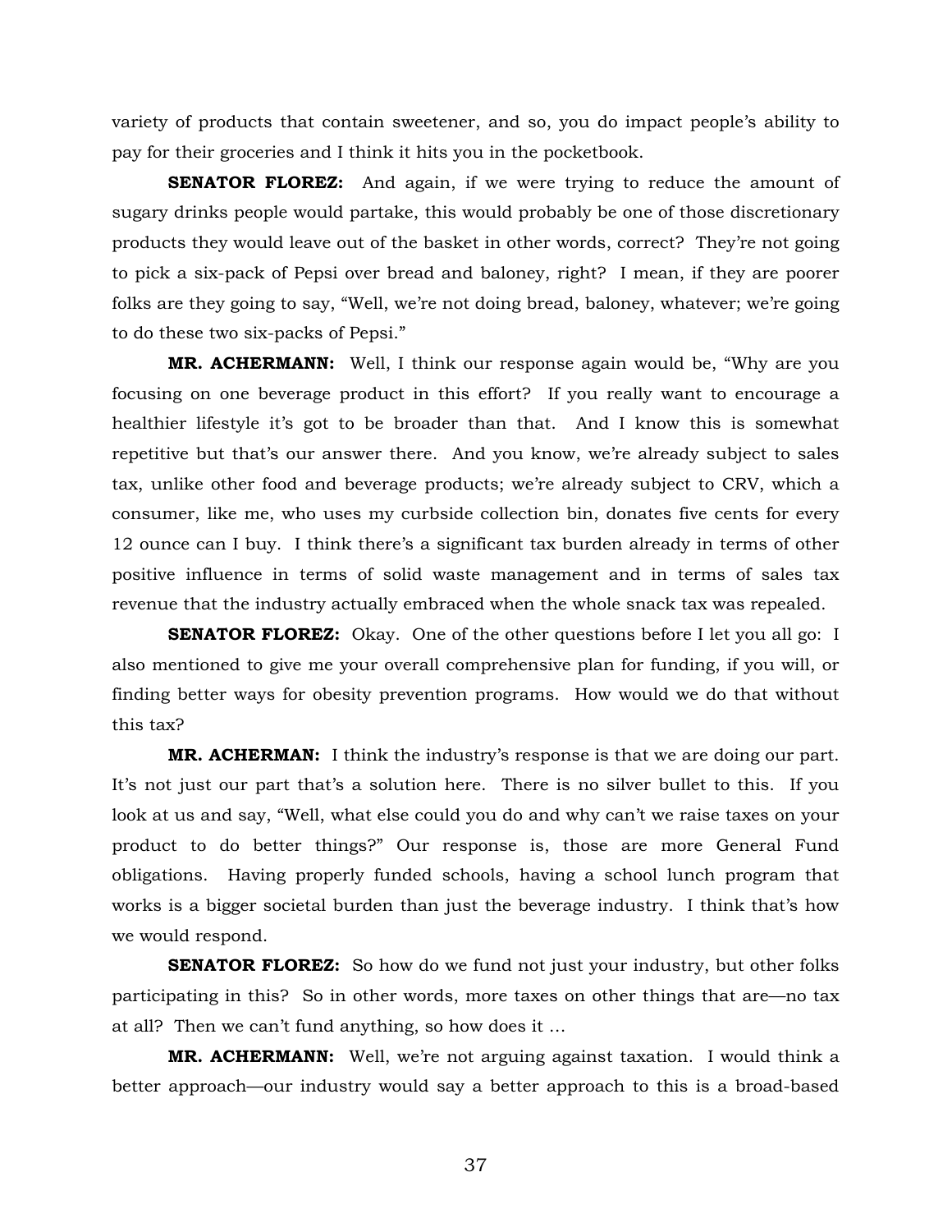variety of products that contain sweetener, and so, you do impact people's ability to pay for their groceries and I think it hits you in the pocketbook.

**SENATOR FLOREZ:** And again, if we were trying to reduce the amount of sugary drinks people would partake, this would probably be one of those discretionary products they would leave out of the basket in other words, correct? They're not going to pick a six-pack of Pepsi over bread and baloney, right? I mean, if they are poorer folks are they going to say, "Well, we're not doing bread, baloney, whatever; we're going to do these two six-packs of Pepsi."

**MR. ACHERMANN:** Well, I think our response again would be, "Why are you focusing on one beverage product in this effort? If you really want to encourage a healthier lifestyle it's got to be broader than that. And I know this is somewhat repetitive but that's our answer there. And you know, we're already subject to sales tax, unlike other food and beverage products; we're already subject to CRV, which a consumer, like me, who uses my curbside collection bin, donates five cents for every 12 ounce can I buy. I think there's a significant tax burden already in terms of other positive influence in terms of solid waste management and in terms of sales tax revenue that the industry actually embraced when the whole snack tax was repealed.

**SENATOR FLOREZ:** Okay. One of the other questions before I let you all go: I also mentioned to give me your overall comprehensive plan for funding, if you will, or finding better ways for obesity prevention programs. How would we do that without this tax?

**MR. ACHERMAN:** I think the industry's response is that we are doing our part. It's not just our part that's a solution here. There is no silver bullet to this. If you look at us and say, "Well, what else could you do and why can't we raise taxes on your product to do better things?" Our response is, those are more General Fund obligations. Having properly funded schools, having a school lunch program that works is a bigger societal burden than just the beverage industry. I think that's how we would respond.

**SENATOR FLOREZ:** So how do we fund not just your industry, but other folks participating in this? So in other words, more taxes on other things that are—no tax at all? Then we can't fund anything, so how does it …

**MR. ACHERMANN:** Well, we're not arguing against taxation. I would think a better approach—our industry would say a better approach to this is a broad-based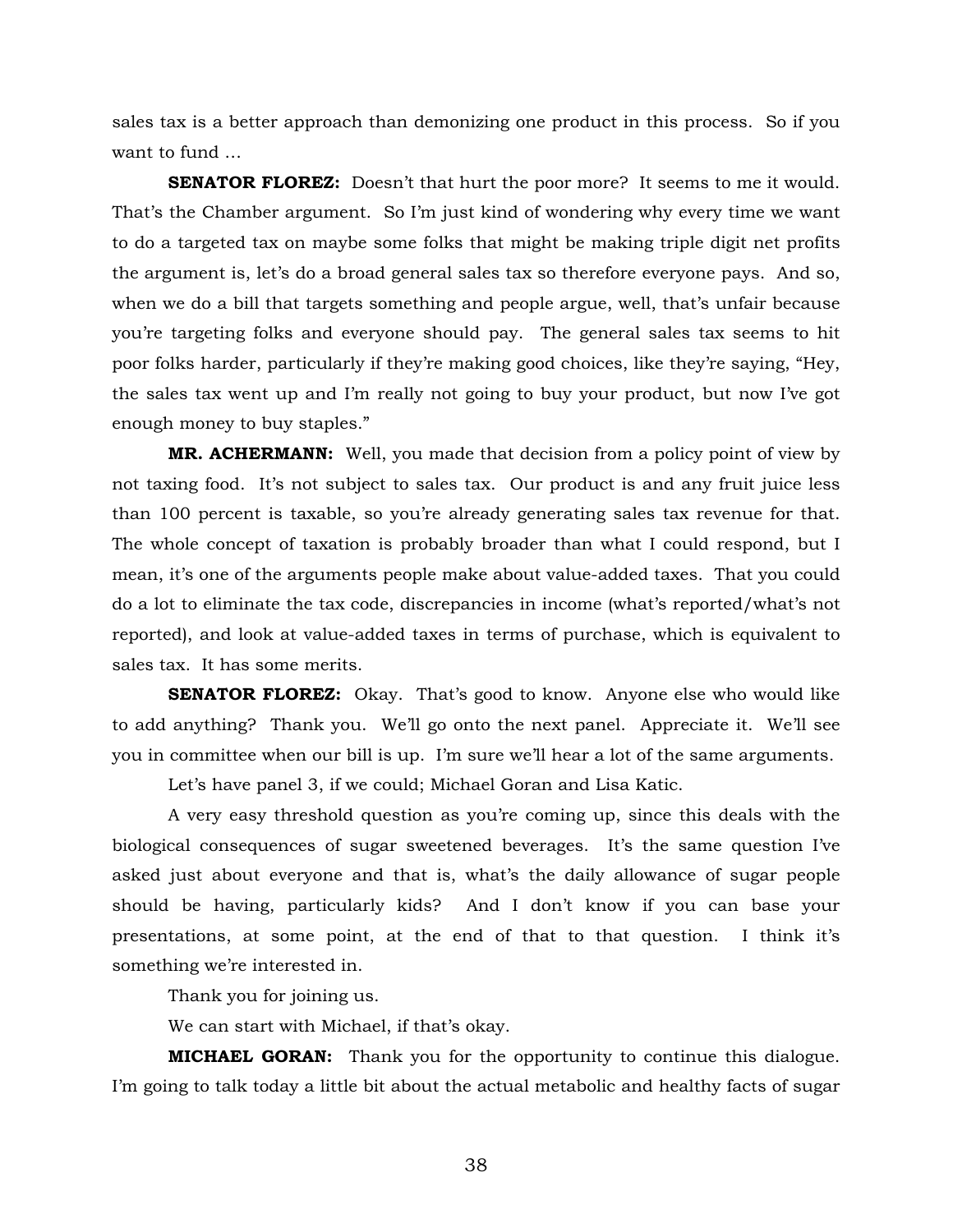sales tax is a better approach than demonizing one product in this process. So if you want to fund …

**SENATOR FLOREZ:** Doesn't that hurt the poor more? It seems to me it would. That's the Chamber argument. So I'm just kind of wondering why every time we want to do a targeted tax on maybe some folks that might be making triple digit net profits the argument is, let's do a broad general sales tax so therefore everyone pays. And so, when we do a bill that targets something and people argue, well, that's unfair because you're targeting folks and everyone should pay. The general sales tax seems to hit poor folks harder, particularly if they're making good choices, like they're saying, "Hey, the sales tax went up and I'm really not going to buy your product, but now I've got enough money to buy staples."

**MR. ACHERMANN:** Well, you made that decision from a policy point of view by not taxing food. It's not subject to sales tax. Our product is and any fruit juice less than 100 percent is taxable, so you're already generating sales tax revenue for that. The whole concept of taxation is probably broader than what I could respond, but I mean, it's one of the arguments people make about value-added taxes. That you could do a lot to eliminate the tax code, discrepancies in income (what's reported/what's not reported), and look at value-added taxes in terms of purchase, which is equivalent to sales tax. It has some merits.

**SENATOR FLOREZ:** Okay. That's good to know. Anyone else who would like to add anything? Thank you. We'll go onto the next panel. Appreciate it. We'll see you in committee when our bill is up. I'm sure we'll hear a lot of the same arguments.

Let's have panel 3, if we could; Michael Goran and Lisa Katic.

A very easy threshold question as you're coming up, since this deals with the biological consequences of sugar sweetened beverages. It's the same question I've asked just about everyone and that is, what's the daily allowance of sugar people should be having, particularly kids? And I don't know if you can base your presentations, at some point, at the end of that to that question. I think it's something we're interested in.

Thank you for joining us.

We can start with Michael, if that's okay.

**MICHAEL GORAN:** Thank you for the opportunity to continue this dialogue. I'm going to talk today a little bit about the actual metabolic and healthy facts of sugar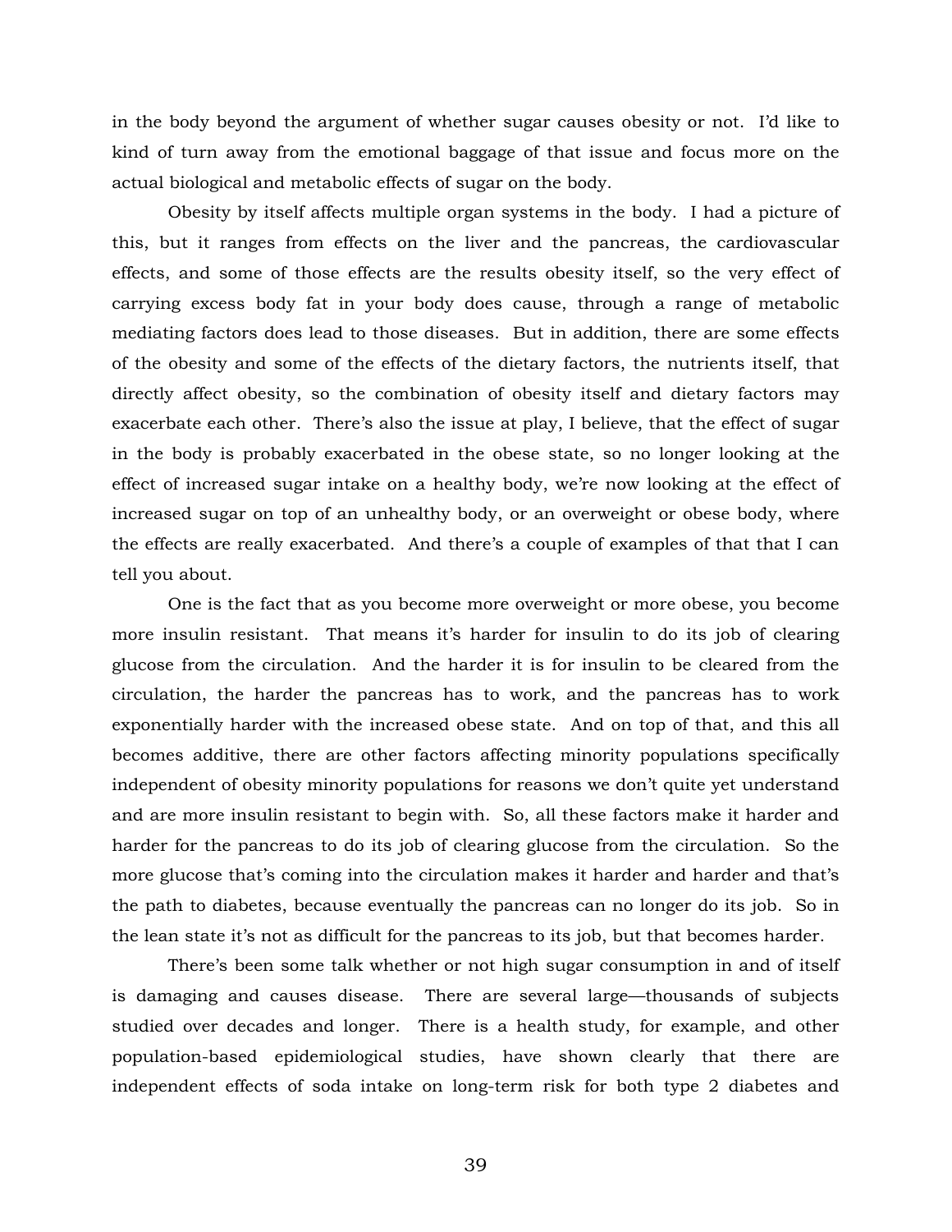in the body beyond the argument of whether sugar causes obesity or not. I'd like to kind of turn away from the emotional baggage of that issue and focus more on the actual biological and metabolic effects of sugar on the body.

Obesity by itself affects multiple organ systems in the body. I had a picture of this, but it ranges from effects on the liver and the pancreas, the cardiovascular effects, and some of those effects are the results obesity itself, so the very effect of carrying excess body fat in your body does cause, through a range of metabolic mediating factors does lead to those diseases. But in addition, there are some effects of the obesity and some of the effects of the dietary factors, the nutrients itself, that directly affect obesity, so the combination of obesity itself and dietary factors may exacerbate each other. There's also the issue at play, I believe, that the effect of sugar in the body is probably exacerbated in the obese state, so no longer looking at the effect of increased sugar intake on a healthy body, we're now looking at the effect of increased sugar on top of an unhealthy body, or an overweight or obese body, where the effects are really exacerbated. And there's a couple of examples of that that I can tell you about.

One is the fact that as you become more overweight or more obese, you become more insulin resistant. That means it's harder for insulin to do its job of clearing glucose from the circulation. And the harder it is for insulin to be cleared from the circulation, the harder the pancreas has to work, and the pancreas has to work exponentially harder with the increased obese state. And on top of that, and this all becomes additive, there are other factors affecting minority populations specifically independent of obesity minority populations for reasons we don't quite yet understand and are more insulin resistant to begin with. So, all these factors make it harder and harder for the pancreas to do its job of clearing glucose from the circulation. So the more glucose that's coming into the circulation makes it harder and harder and that's the path to diabetes, because eventually the pancreas can no longer do its job. So in the lean state it's not as difficult for the pancreas to its job, but that becomes harder.

There's been some talk whether or not high sugar consumption in and of itself is damaging and causes disease. There are several large—thousands of subjects studied over decades and longer. There is a health study, for example, and other population-based epidemiological studies, have shown clearly that there are independent effects of soda intake on long-term risk for both type 2 diabetes and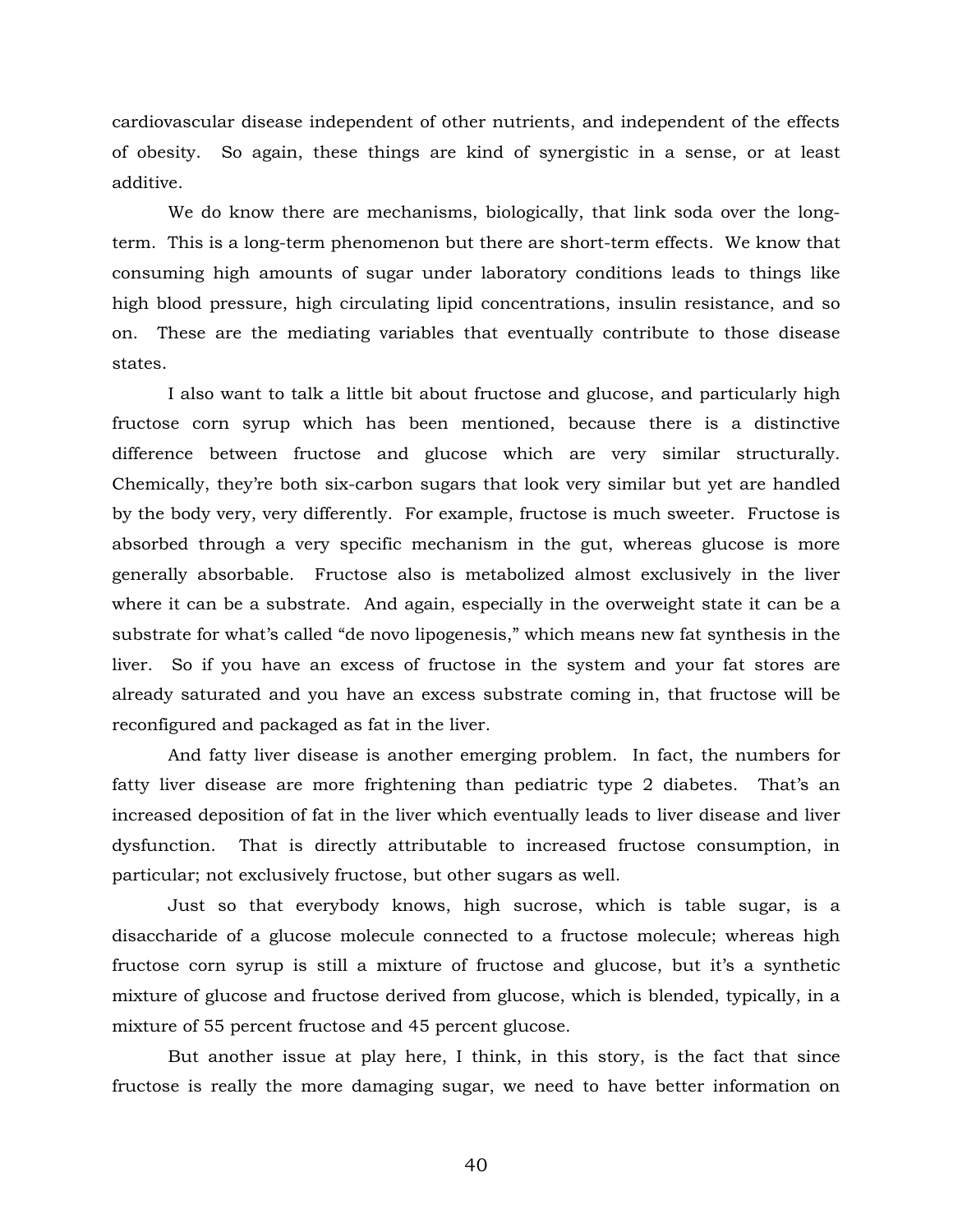cardiovascular disease independent of other nutrients, and independent of the effects of obesity. So again, these things are kind of synergistic in a sense, or at least additive.

We do know there are mechanisms, biologically, that link soda over the long-term. This is a long-term phenomenon but there are short-term effects. We know that consuming high amounts of sugar under laboratory conditions leads to things like high blood pressure, high circulating lipid concentrations, insulin resistance, and so on. These are the mediating variables that eventually contribute to those disease states.

I also want to talk a little bit about fructose and glucose, and particularly high fructose corn syrup which has been mentioned, because there is a distinctive difference between fructose and glucose which are very similar structurally. Chemically, they're both six-carbon sugars that look very similar but yet are handled by the body very, very differently. For example, fructose is much sweeter. Fructose is absorbed through a very specific mechanism in the gut, whereas glucose is more generally absorbable. Fructose also is metabolized almost exclusively in the liver where it can be a substrate. And again, especially in the overweight state it can be a substrate for what's called "de novo lipogenesis," which means new fat synthesis in the liver. So if you have an excess of fructose in the system and your fat stores are already saturated and you have an excess substrate coming in, that fructose will be reconfigured and packaged as fat in the liver.

And fatty liver disease is another emerging problem. In fact, the numbers for fatty liver disease are more frightening than pediatric type 2 diabetes. That's an increased deposition of fat in the liver which eventually leads to liver disease and liver dysfunction. That is directly attributable to increased fructose consumption, in particular; not exclusively fructose, but other sugars as well.

Just so that everybody knows, high sucrose, which is table sugar, is a disaccharide of a glucose molecule connected to a fructose molecule; whereas high fructose corn syrup is still a mixture of fructose and glucose, but it's a synthetic mixture of glucose and fructose derived from glucose, which is blended, typically, in a mixture of 55 percent fructose and 45 percent glucose.

But another issue at play here, I think, in this story, is the fact that since fructose is really the more damaging sugar, we need to have better information on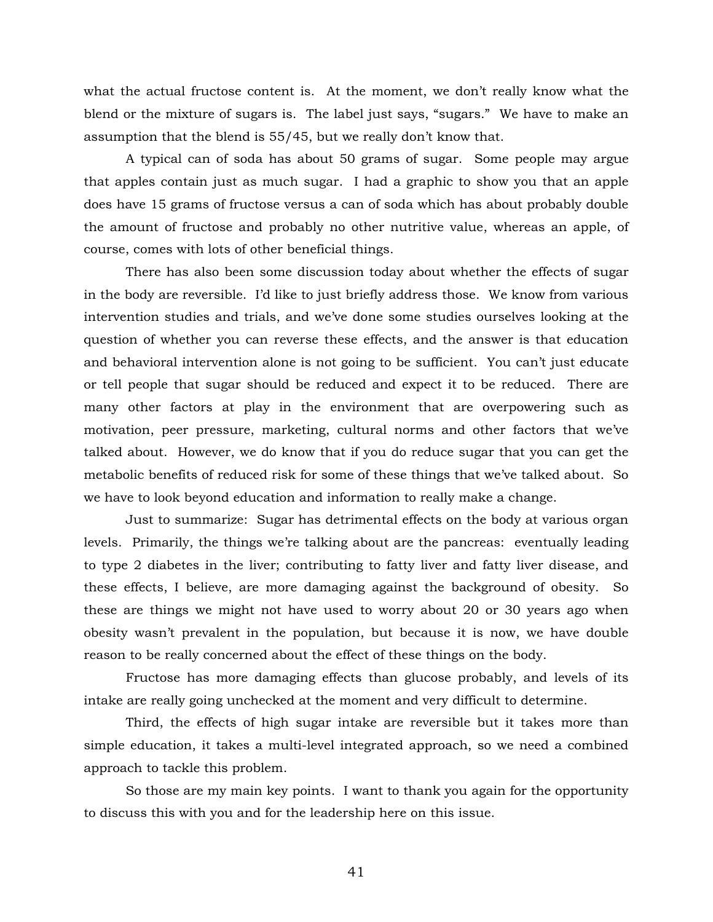what the actual fructose content is. At the moment, we don't really know what the blend or the mixture of sugars is. The label just says, "sugars." We have to make an assumption that the blend is 55/45, but we really don't know that.

A typical can of soda has about 50 grams of sugar. Some people may argue that apples contain just as much sugar. I had a graphic to show you that an apple does have 15 grams of fructose versus a can of soda which has about probably double the amount of fructose and probably no other nutritive value, whereas an apple, of course, comes with lots of other beneficial things.

There has also been some discussion today about whether the effects of sugar in the body are reversible. I'd like to just briefly address those. We know from various intervention studies and trials, and we've done some studies ourselves looking at the question of whether you can reverse these effects, and the answer is that education and behavioral intervention alone is not going to be sufficient. You can't just educate or tell people that sugar should be reduced and expect it to be reduced. There are many other factors at play in the environment that are overpowering such as motivation, peer pressure, marketing, cultural norms and other factors that we've talked about. However, we do know that if you do reduce sugar that you can get the metabolic benefits of reduced risk for some of these things that we've talked about. So we have to look beyond education and information to really make a change.

Just to summarize: Sugar has detrimental effects on the body at various organ levels. Primarily, the things we're talking about are the pancreas: eventually leading to type 2 diabetes in the liver; contributing to fatty liver and fatty liver disease, and these effects, I believe, are more damaging against the background of obesity. So these are things we might not have used to worry about 20 or 30 years ago when obesity wasn't prevalent in the population, but because it is now, we have double reason to be really concerned about the effect of these things on the body.

Fructose has more damaging effects than glucose probably, and levels of its intake are really going unchecked at the moment and very difficult to determine.

Third, the effects of high sugar intake are reversible but it takes more than simple education, it takes a multi-level integrated approach, so we need a combined approach to tackle this problem.

So those are my main key points. I want to thank you again for the opportunity to discuss this with you and for the leadership here on this issue.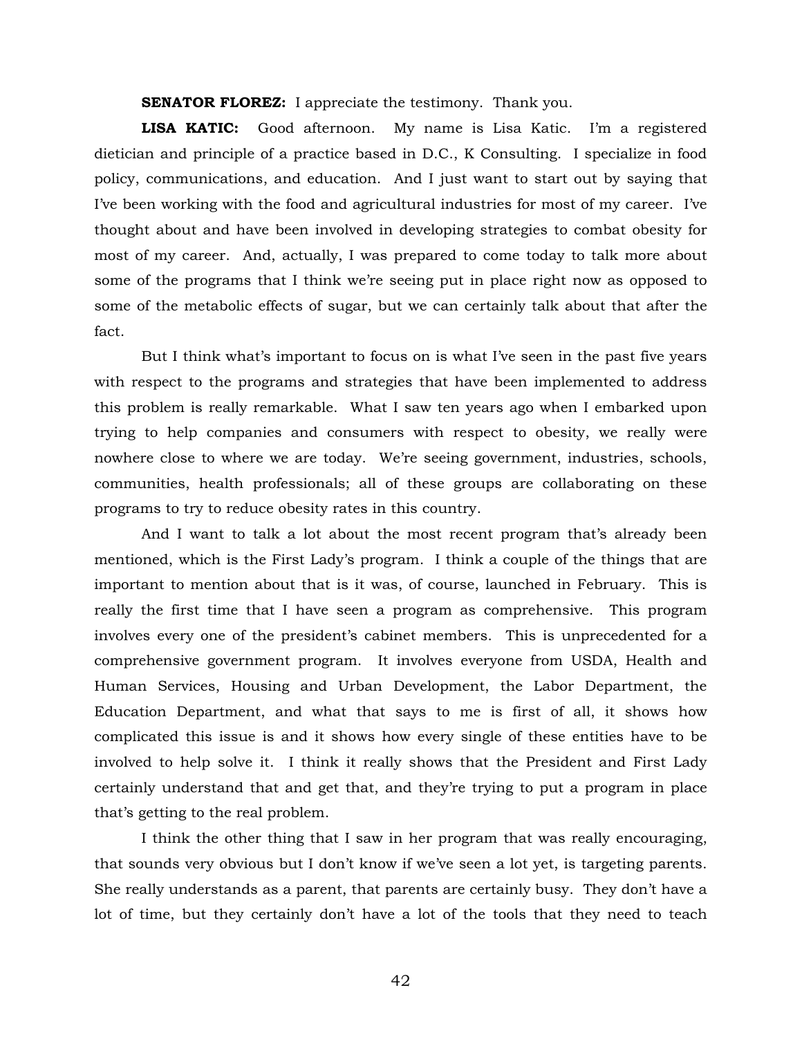**SENATOR FLOREZ:** I appreciate the testimony. Thank you.

**LISA KATIC:** Good afternoon. My name is Lisa Katic. I'm a registered dietician and principle of a practice based in D.C., K Consulting. I specialize in food policy, communications, and education. And I just want to start out by saying that I've been working with the food and agricultural industries for most of my career. I've thought about and have been involved in developing strategies to combat obesity for most of my career. And, actually, I was prepared to come today to talk more about some of the programs that I think we're seeing put in place right now as opposed to some of the metabolic effects of sugar, but we can certainly talk about that after the fact.

But I think what's important to focus on is what I've seen in the past five years with respect to the programs and strategies that have been implemented to address this problem is really remarkable. What I saw ten years ago when I embarked upon trying to help companies and consumers with respect to obesity, we really were nowhere close to where we are today. We're seeing government, industries, schools, communities, health professionals; all of these groups are collaborating on these programs to try to reduce obesity rates in this country.

And I want to talk a lot about the most recent program that's already been mentioned, which is the First Lady's program. I think a couple of the things that are important to mention about that is it was, of course, launched in February. This is really the first time that I have seen a program as comprehensive. This program involves every one of the president's cabinet members. This is unprecedented for a comprehensive government program. It involves everyone from USDA, Health and Human Services, Housing and Urban Development, the Labor Department, the Education Department, and what that says to me is first of all, it shows how complicated this issue is and it shows how every single of these entities have to be involved to help solve it. I think it really shows that the President and First Lady certainly understand that and get that, and they're trying to put a program in place that's getting to the real problem.

I think the other thing that I saw in her program that was really encouraging, that sounds very obvious but I don't know if we've seen a lot yet, is targeting parents. She really understands as a parent, that parents are certainly busy. They don't have a lot of time, but they certainly don't have a lot of the tools that they need to teach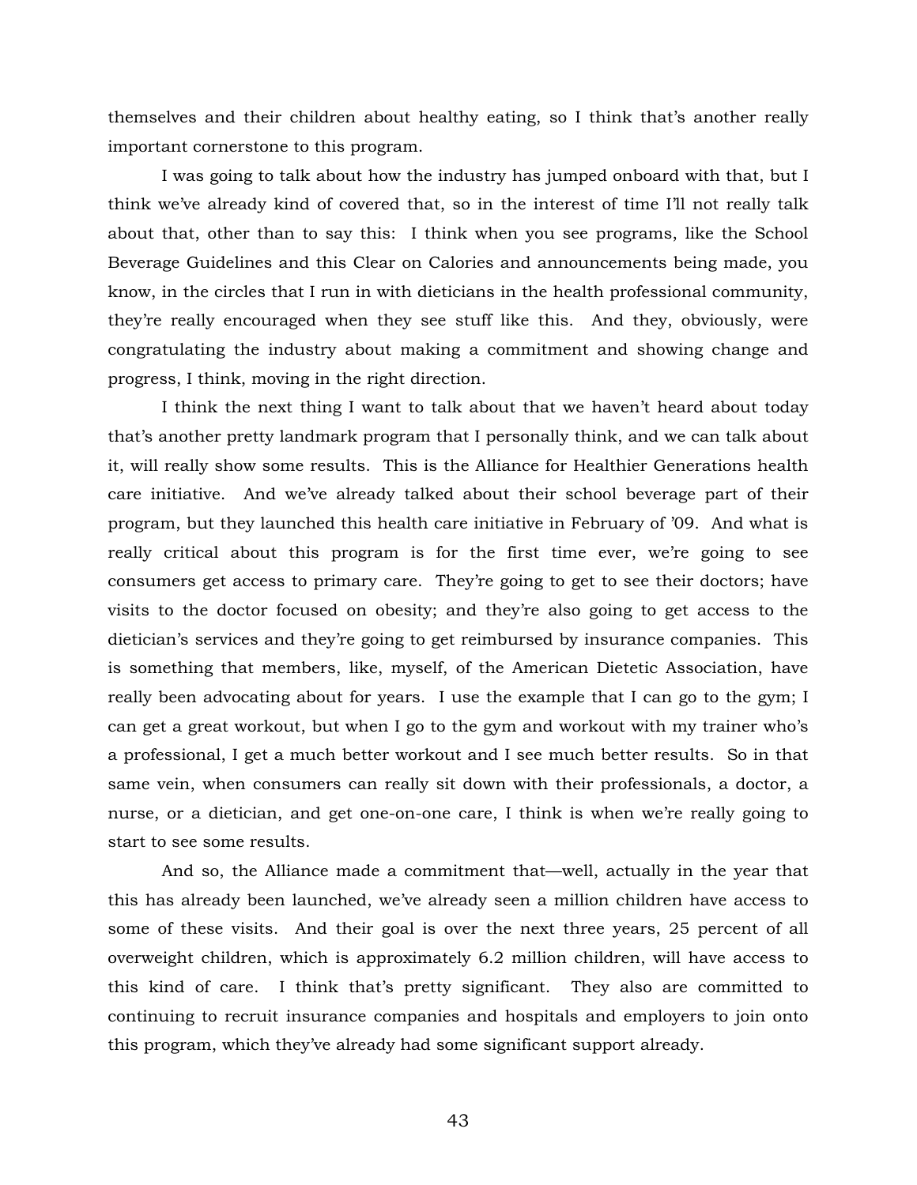themselves and their children about healthy eating, so I think that's another really important cornerstone to this program.

I was going to talk about how the industry has jumped onboard with that, but I think we've already kind of covered that, so in the interest of time I'll not really talk about that, other than to say this: I think when you see programs, like the School Beverage Guidelines and this Clear on Calories and announcements being made, you know, in the circles that I run in with dieticians in the health professional community, they're really encouraged when they see stuff like this. And they, obviously, were congratulating the industry about making a commitment and showing change and progress, I think, moving in the right direction.

I think the next thing I want to talk about that we haven't heard about today that's another pretty landmark program that I personally think, and we can talk about it, will really show some results. This is the Alliance for Healthier Generations health care initiative. And we've already talked about their school beverage part of their program, but they launched this health care initiative in February of '09. And what is really critical about this program is for the first time ever, we're going to see consumers get access to primary care. They're going to get to see their doctors; have visits to the doctor focused on obesity; and they're also going to get access to the dietician's services and they're going to get reimbursed by insurance companies. This is something that members, like, myself, of the American Dietetic Association, have really been advocating about for years. I use the example that I can go to the gym; I can get a great workout, but when I go to the gym and workout with my trainer who's a professional, I get a much better workout and I see much better results. So in that same vein, when consumers can really sit down with their professionals, a doctor, a nurse, or a dietician, and get one-on-one care, I think is when we're really going to start to see some results.

And so, the Alliance made a commitment that—well, actually in the year that this has already been launched, we've already seen a million children have access to some of these visits. And their goal is over the next three years, 25 percent of all overweight children, which is approximately 6.2 million children, will have access to this kind of care. I think that's pretty significant. They also are committed to continuing to recruit insurance companies and hospitals and employers to join onto this program, which they've already had some significant support already.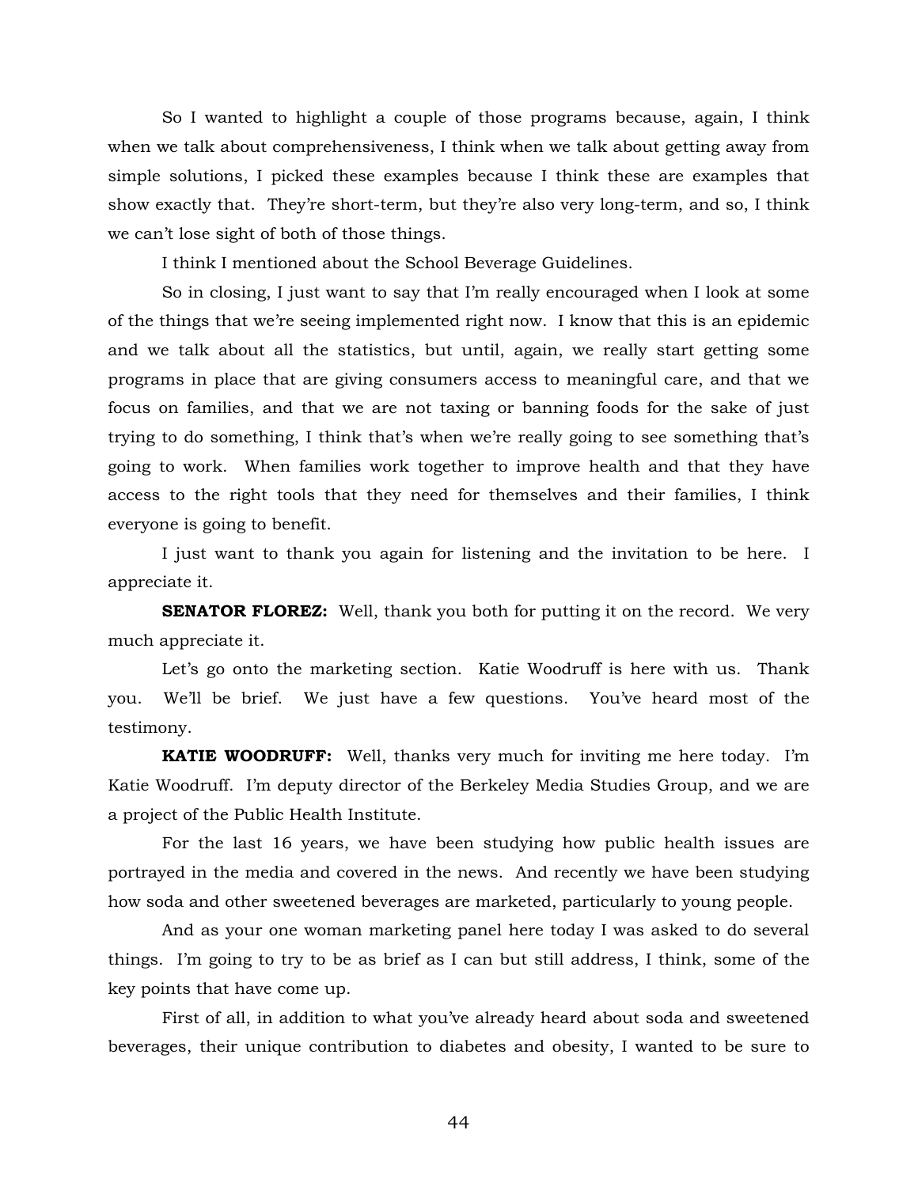So I wanted to highlight a couple of those programs because, again, I think when we talk about comprehensiveness, I think when we talk about getting away from simple solutions, I picked these examples because I think these are examples that show exactly that. They're short-term, but they're also very long-term, and so, I think we can't lose sight of both of those things.

I think I mentioned about the School Beverage Guidelines.

So in closing, I just want to say that I'm really encouraged when I look at some of the things that we're seeing implemented right now. I know that this is an epidemic and we talk about all the statistics, but until, again, we really start getting some programs in place that are giving consumers access to meaningful care, and that we focus on families, and that we are not taxing or banning foods for the sake of just trying to do something, I think that's when we're really going to see something that's going to work. When families work together to improve health and that they have access to the right tools that they need for themselves and their families, I think everyone is going to benefit.

I just want to thank you again for listening and the invitation to be here. I appreciate it.

**SENATOR FLOREZ:** Well, thank you both for putting it on the record. We very much appreciate it.

Let's go onto the marketing section. Katie Woodruff is here with us. Thank you. We'll be brief. We just have a few questions. You've heard most of the testimony.

**KATIE WOODRUFF:** Well, thanks very much for inviting me here today. I'm Katie Woodruff. I'm deputy director of the Berkeley Media Studies Group, and we are a project of the Public Health Institute.

For the last 16 years, we have been studying how public health issues are portrayed in the media and covered in the news. And recently we have been studying how soda and other sweetened beverages are marketed, particularly to young people.

And as your one woman marketing panel here today I was asked to do several things. I'm going to try to be as brief as I can but still address, I think, some of the key points that have come up.

First of all, in addition to what you've already heard about soda and sweetened beverages, their unique contribution to diabetes and obesity, I wanted to be sure to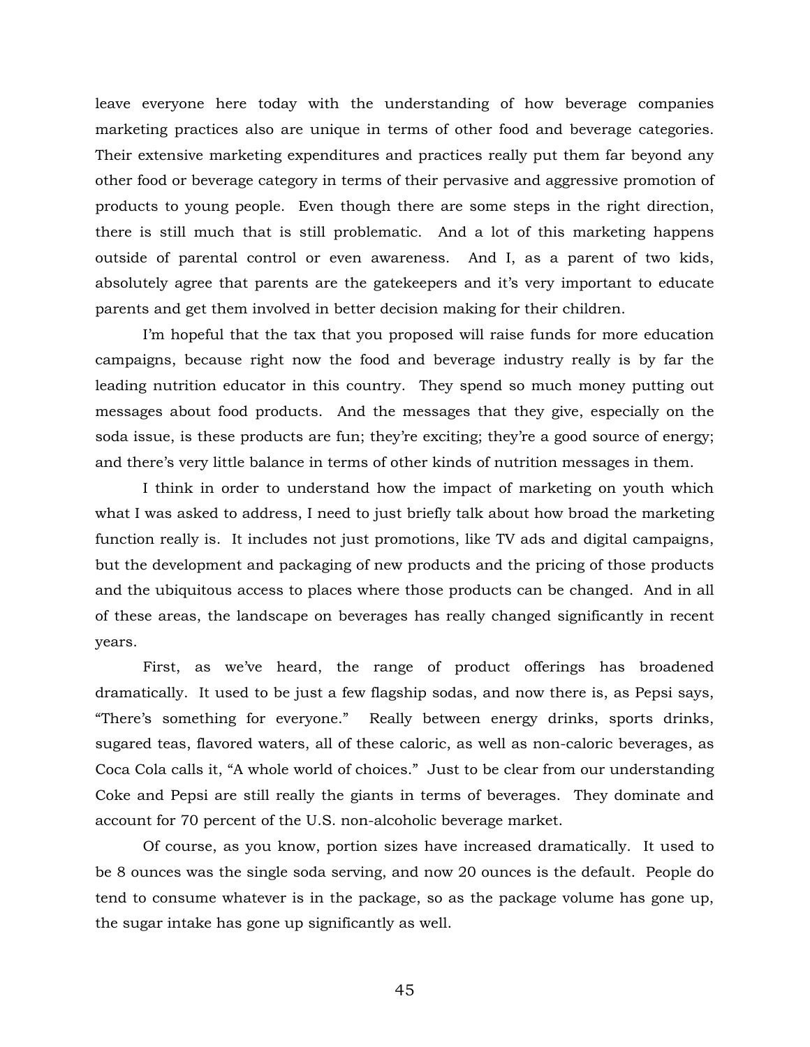leave everyone here today with the understanding of how beverage companies marketing practices also are unique in terms of other food and beverage categories. Their extensive marketing expenditures and practices really put them far beyond any other food or beverage category in terms of their pervasive and aggressive promotion of products to young people. Even though there are some steps in the right direction, there is still much that is still problematic. And a lot of this marketing happens outside of parental control or even awareness. And I, as a parent of two kids, absolutely agree that parents are the gatekeepers and it's very important to educate parents and get them involved in better decision making for their children.

I'm hopeful that the tax that you proposed will raise funds for more education campaigns, because right now the food and beverage industry really is by far the leading nutrition educator in this country. They spend so much money putting out messages about food products. And the messages that they give, especially on the soda issue, is these products are fun; they're exciting; they're a good source of energy; and there's very little balance in terms of other kinds of nutrition messages in them.

I think in order to understand how the impact of marketing on youth which what I was asked to address, I need to just briefly talk about how broad the marketing function really is. It includes not just promotions, like TV ads and digital campaigns, but the development and packaging of new products and the pricing of those products and the ubiquitous access to places where those products can be changed. And in all of these areas, the landscape on beverages has really changed significantly in recent years.

First, as we've heard, the range of product offerings has broadened dramatically. It used to be just a few flagship sodas, and now there is, as Pepsi says, "There's something for everyone." Really between energy drinks, sports drinks, sugared teas, flavored waters, all of these caloric, as well as non-caloric beverages, as Coca Cola calls it, "A whole world of choices." Just to be clear from our understanding Coke and Pepsi are still really the giants in terms of beverages. They dominate and account for 70 percent of the U.S. non-alcoholic beverage market.

Of course, as you know, portion sizes have increased dramatically. It used to be 8 ounces was the single soda serving, and now 20 ounces is the default. People do tend to consume whatever is in the package, so as the package volume has gone up, the sugar intake has gone up significantly as well.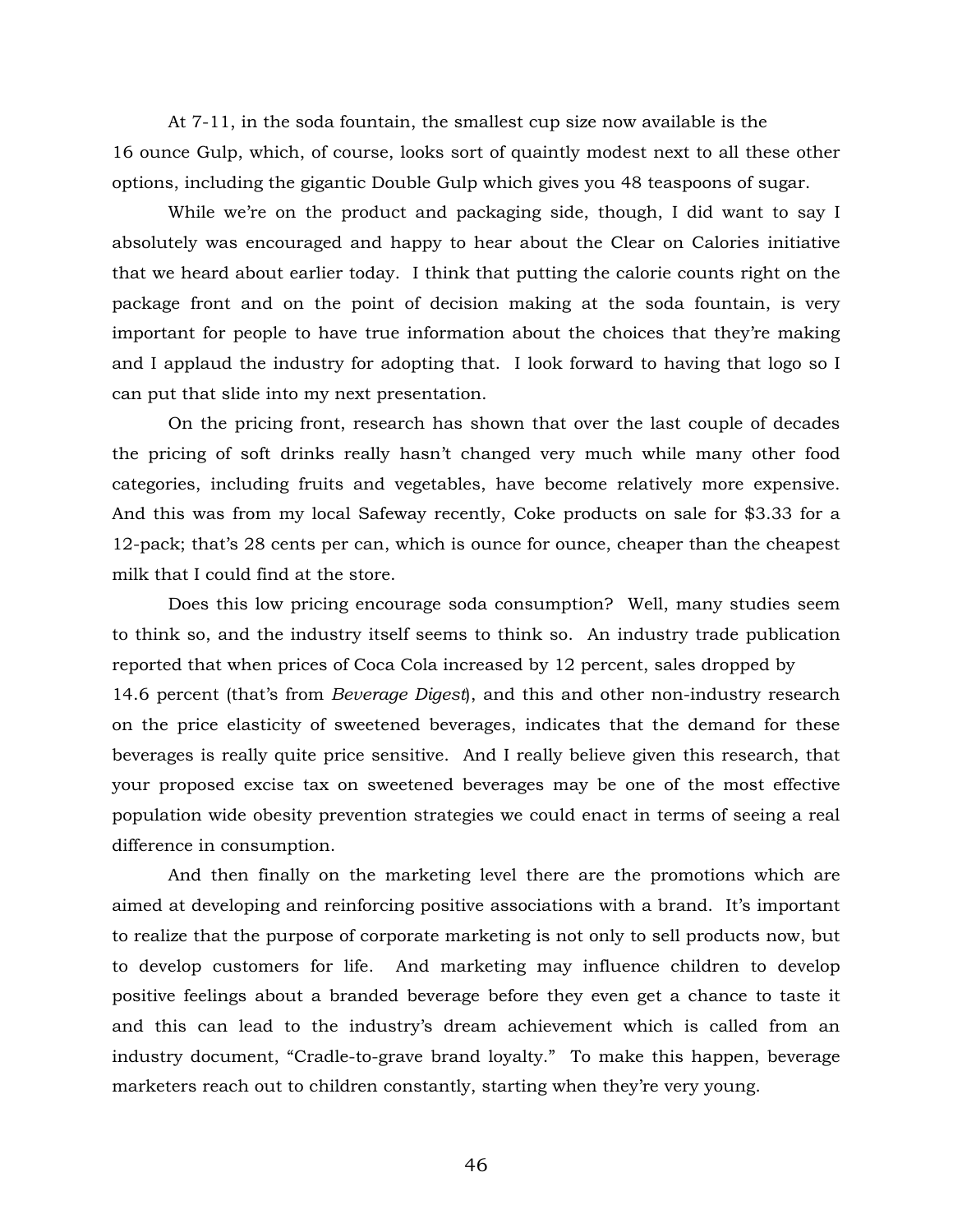At 7-11, in the soda fountain, the smallest cup size now available is the 16 ounce Gulp, which, of course, looks sort of quaintly modest next to all these other options, including the gigantic Double Gulp which gives you 48 teaspoons of sugar.

While we're on the product and packaging side, though, I did want to say I absolutely was encouraged and happy to hear about the Clear on Calories initiative that we heard about earlier today. I think that putting the calorie counts right on the package front and on the point of decision making at the soda fountain, is very important for people to have true information about the choices that they're making and I applaud the industry for adopting that. I look forward to having that logo so I can put that slide into my next presentation.

On the pricing front, research has shown that over the last couple of decades the pricing of soft drinks really hasn't changed very much while many other food categories, including fruits and vegetables, have become relatively more expensive. And this was from my local Safeway recently, Coke products on sale for $3.33 for a 12-pack; that's 28 cents per can, which is ounce for ounce, cheaper than the cheapest milk that I could find at the store.

Does this low pricing encourage soda consumption? Well, many studies seem to think so, and the industry itself seems to think so. An industry trade publication reported that when prices of Coca Cola increased by 12 percent, sales dropped by 14.6 percent (that's from *Beverage Digest*), and this and other non-industry research on the price elasticity of sweetened beverages, indicates that the demand for these beverages is really quite price sensitive. And I really believe given this research, that your proposed excise tax on sweetened beverages may be one of the most effective population wide obesity prevention strategies we could enact in terms of seeing a real difference in consumption.

And then finally on the marketing level there are the promotions which are aimed at developing and reinforcing positive associations with a brand. It's important to realize that the purpose of corporate marketing is not only to sell products now, but to develop customers for life. And marketing may influence children to develop positive feelings about a branded beverage before they even get a chance to taste it and this can lead to the industry's dream achievement which is called from an industry document, "Cradle-to-grave brand loyalty." To make this happen, beverage marketers reach out to children constantly, starting when they're very young.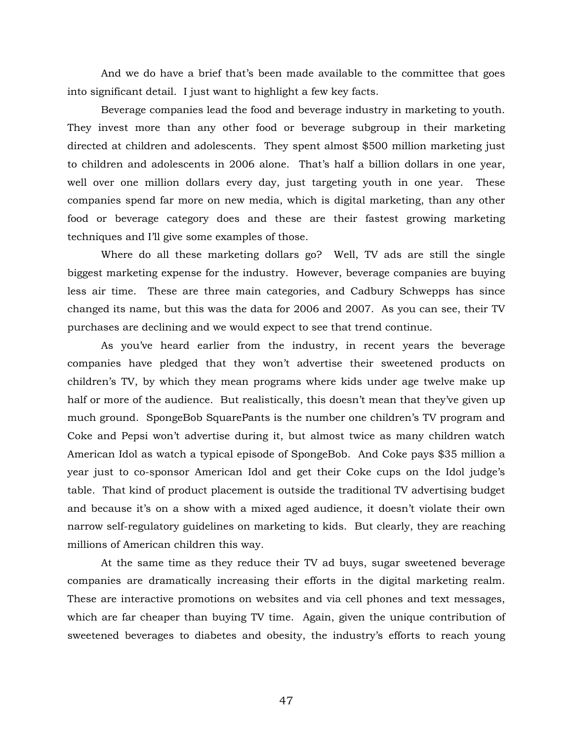And we do have a brief that's been made available to the committee that goes into significant detail. I just want to highlight a few key facts.

Beverage companies lead the food and beverage industry in marketing to youth. They invest more than any other food or beverage subgroup in their marketing directed at children and adolescents. They spent almost $500 million marketing just to children and adolescents in 2006 alone. That's half a billion dollars in one year, well over one million dollars every day, just targeting youth in one year. These companies spend far more on new media, which is digital marketing, than any other food or beverage category does and these are their fastest growing marketing techniques and I'll give some examples of those.

Where do all these marketing dollars go? Well, TV ads are still the single biggest marketing expense for the industry. However, beverage companies are buying less air time. These are three main categories, and Cadbury Schwepps has since changed its name, but this was the data for 2006 and 2007. As you can see, their TV purchases are declining and we would expect to see that trend continue.

As you've heard earlier from the industry, in recent years the beverage companies have pledged that they won't advertise their sweetened products on children's TV, by which they mean programs where kids under age twelve make up half or more of the audience. But realistically, this doesn't mean that they've given up much ground. SpongeBob SquarePants is the number one children's TV program and Coke and Pepsi won't advertise during it, but almost twice as many children watch American Idol as watch a typical episode of SpongeBob. And Coke pays $35 million a year just to co-sponsor American Idol and get their Coke cups on the Idol judge's table. That kind of product placement is outside the traditional TV advertising budget and because it's on a show with a mixed aged audience, it doesn't violate their own narrow self-regulatory guidelines on marketing to kids. But clearly, they are reaching millions of American children this way.

At the same time as they reduce their TV ad buys, sugar sweetened beverage companies are dramatically increasing their efforts in the digital marketing realm. These are interactive promotions on websites and via cell phones and text messages, which are far cheaper than buying TV time. Again, given the unique contribution of sweetened beverages to diabetes and obesity, the industry's efforts to reach young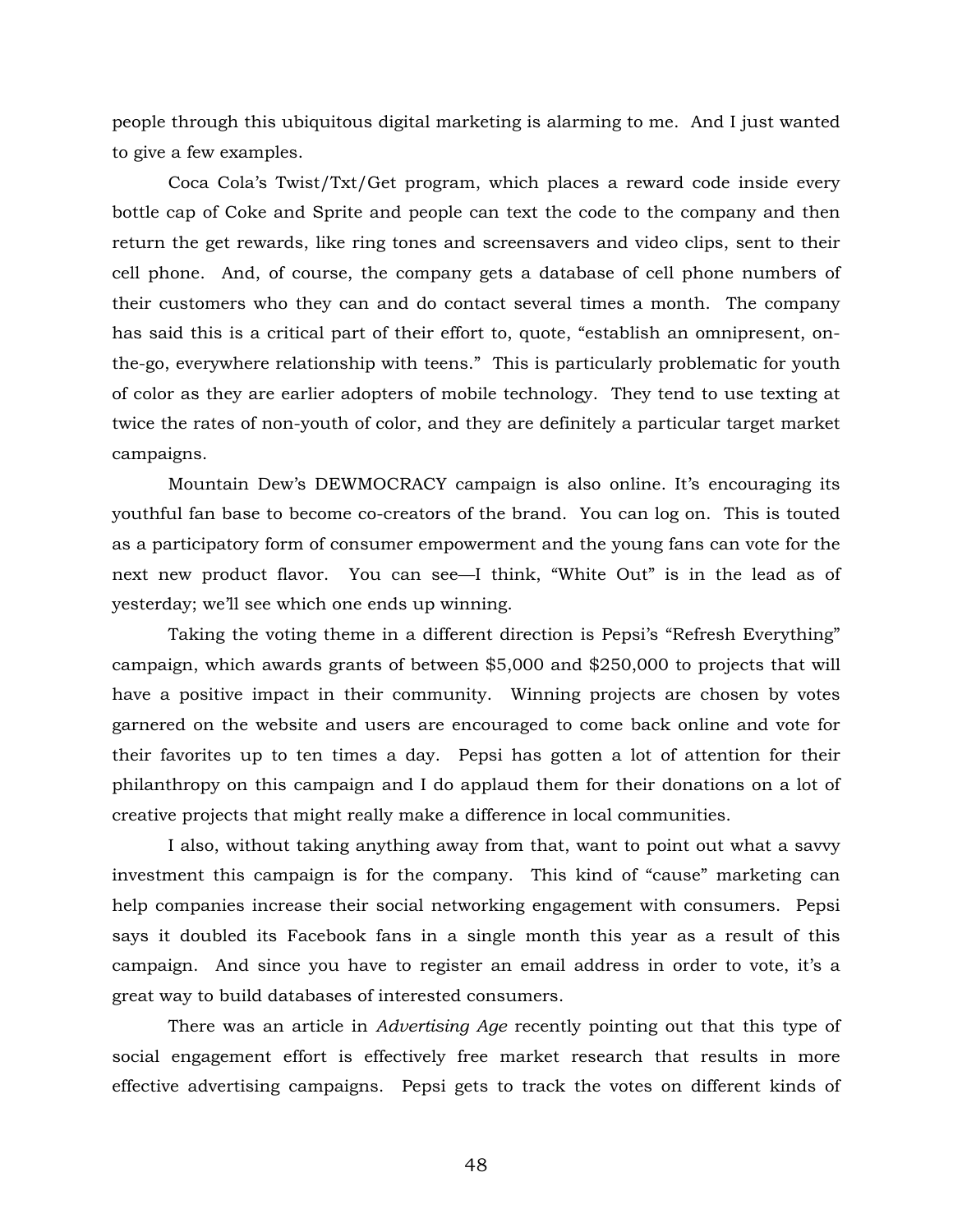people through this ubiquitous digital marketing is alarming to me. And I just wanted to give a few examples.

Coca Cola's Twist/Txt/Get program, which places a reward code inside every bottle cap of Coke and Sprite and people can text the code to the company and then return the get rewards, like ring tones and screensavers and video clips, sent to their cell phone. And, of course, the company gets a database of cell phone numbers of their customers who they can and do contact several times a month. The company has said this is a critical part of their effort to, quote, "establish an omnipresent, on-the-go, everywhere relationship with teens." This is particularly problematic for youth of color as they are earlier adopters of mobile technology. They tend to use texting at twice the rates of non-youth of color, and they are definitely a particular target market campaigns.

Mountain Dew's DEWMOCRACY campaign is also online. It's encouraging its youthful fan base to become co-creators of the brand. You can log on. This is touted as a participatory form of consumer empowerment and the young fans can vote for the next new product flavor. You can see—I think, "White Out" is in the lead as of yesterday; we'll see which one ends up winning.

Taking the voting theme in a different direction is Pepsi's "Refresh Everything" campaign, which awards grants of between $5,000 and $250,000 to projects that will have a positive impact in their community. Winning projects are chosen by votes garnered on the website and users are encouraged to come back online and vote for their favorites up to ten times a day. Pepsi has gotten a lot of attention for their philanthropy on this campaign and I do applaud them for their donations on a lot of creative projects that might really make a difference in local communities.

I also, without taking anything away from that, want to point out what a savvy investment this campaign is for the company. This kind of "cause" marketing can help companies increase their social networking engagement with consumers. Pepsi says it doubled its Facebook fans in a single month this year as a result of this campaign. And since you have to register an email address in order to vote, it's a great way to build databases of interested consumers.

There was an article in *Advertising Age* recently pointing out that this type of social engagement effort is effectively free market research that results in more effective advertising campaigns. Pepsi gets to track the votes on different kinds of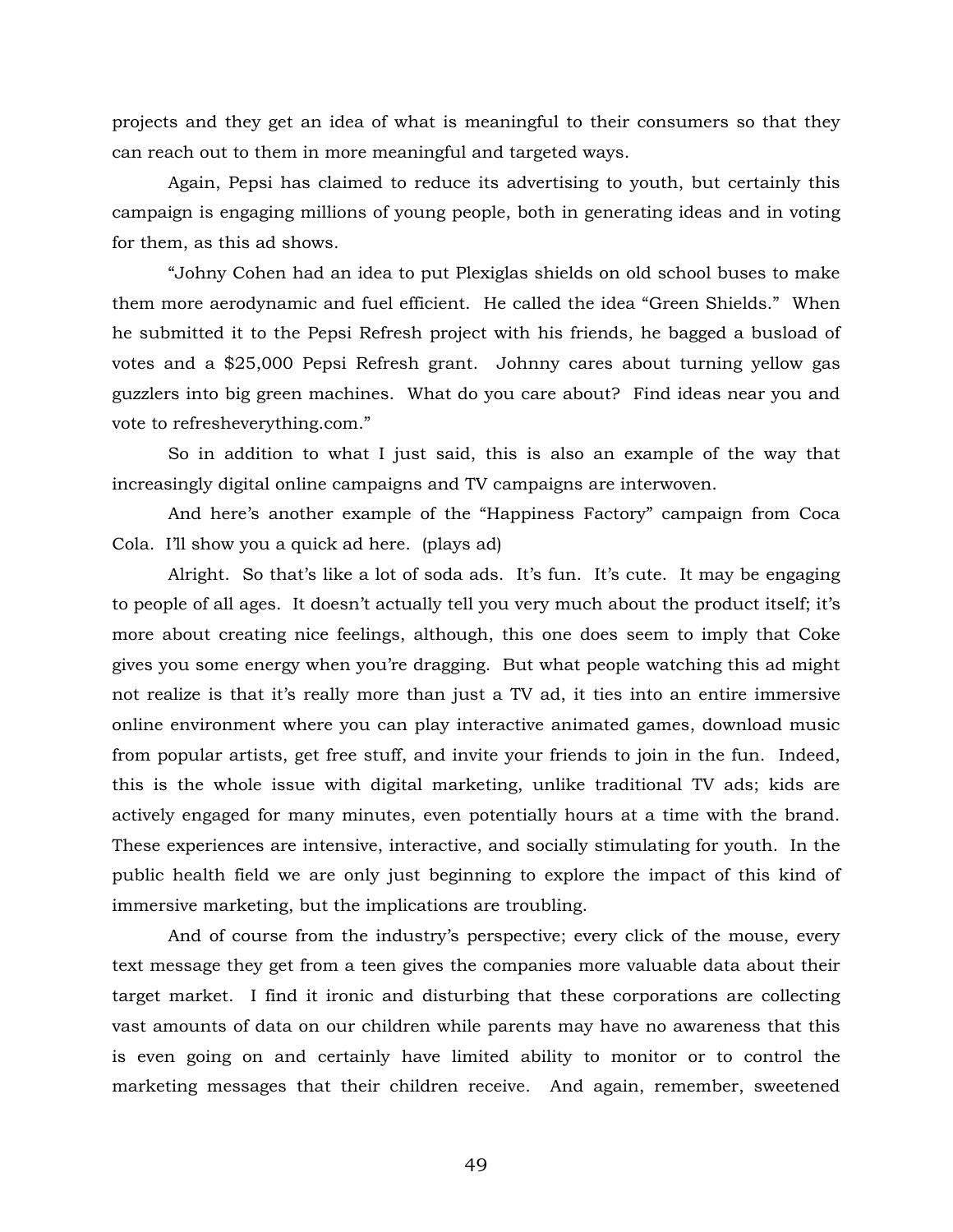projects and they get an idea of what is meaningful to their consumers so that they can reach out to them in more meaningful and targeted ways.

Again, Pepsi has claimed to reduce its advertising to youth, but certainly this campaign is engaging millions of young people, both in generating ideas and in voting for them, as this ad shows.

"Johny Cohen had an idea to put Plexiglas shields on old school buses to make them more aerodynamic and fuel efficient. He called the idea "Green Shields." When he submitted it to the Pepsi Refresh project with his friends, he bagged a busload of votes and a $25,000 Pepsi Refresh grant. Johnny cares about turning yellow gas guzzlers into big green machines. What do you care about? Find ideas near you and vote to refresheverything.com."

So in addition to what I just said, this is also an example of the way that increasingly digital online campaigns and TV campaigns are interwoven.

And here's another example of the "Happiness Factory" campaign from Coca Cola. I'll show you a quick ad here. (plays ad)

Alright. So that's like a lot of soda ads. It's fun. It's cute. It may be engaging to people of all ages. It doesn't actually tell you very much about the product itself; it's more about creating nice feelings, although, this one does seem to imply that Coke gives you some energy when you're dragging. But what people watching this ad might not realize is that it's really more than just a TV ad, it ties into an entire immersive online environment where you can play interactive animated games, download music from popular artists, get free stuff, and invite your friends to join in the fun. Indeed, this is the whole issue with digital marketing, unlike traditional TV ads; kids are actively engaged for many minutes, even potentially hours at a time with the brand. These experiences are intensive, interactive, and socially stimulating for youth. In the public health field we are only just beginning to explore the impact of this kind of immersive marketing, but the implications are troubling.

And of course from the industry's perspective; every click of the mouse, every text message they get from a teen gives the companies more valuable data about their target market. I find it ironic and disturbing that these corporations are collecting vast amounts of data on our children while parents may have no awareness that this is even going on and certainly have limited ability to monitor or to control the marketing messages that their children receive. And again, remember, sweetened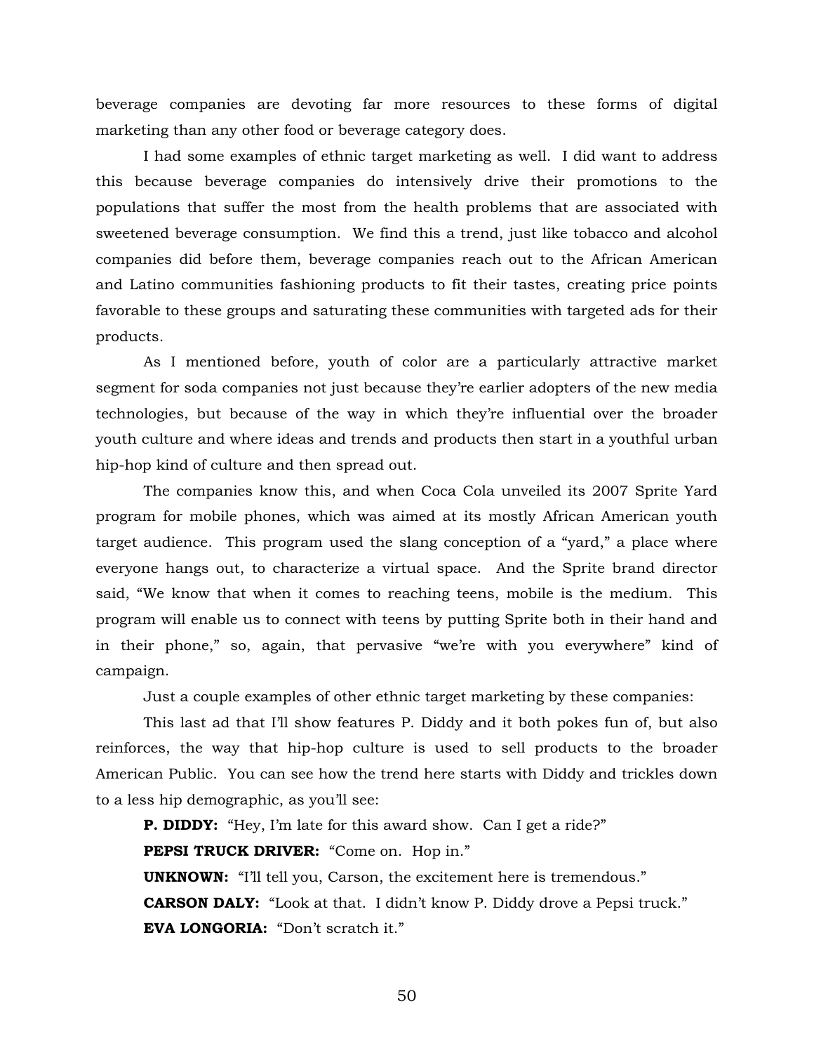beverage companies are devoting far more resources to these forms of digital marketing than any other food or beverage category does.

I had some examples of ethnic target marketing as well. I did want to address this because beverage companies do intensively drive their promotions to the populations that suffer the most from the health problems that are associated with sweetened beverage consumption. We find this a trend, just like tobacco and alcohol companies did before them, beverage companies reach out to the African American and Latino communities fashioning products to fit their tastes, creating price points favorable to these groups and saturating these communities with targeted ads for their products.

As I mentioned before, youth of color are a particularly attractive market segment for soda companies not just because they're earlier adopters of the new media technologies, but because of the way in which they're influential over the broader youth culture and where ideas and trends and products then start in a youthful urban hip-hop kind of culture and then spread out.

The companies know this, and when Coca Cola unveiled its 2007 Sprite Yard program for mobile phones, which was aimed at its mostly African American youth target audience. This program used the slang conception of a "yard," a place where everyone hangs out, to characterize a virtual space. And the Sprite brand director said, "We know that when it comes to reaching teens, mobile is the medium. This program will enable us to connect with teens by putting Sprite both in their hand and in their phone," so, again, that pervasive "we're with you everywhere" kind of campaign.

Just a couple examples of other ethnic target marketing by these companies:

This last ad that I'll show features P. Diddy and it both pokes fun of, but also reinforces, the way that hip-hop culture is used to sell products to the broader American Public. You can see how the trend here starts with Diddy and trickles down to a less hip demographic, as you'll see:

**P. DIDDY:** "Hey, I'm late for this award show. Can I get a ride?"

**PEPSI TRUCK DRIVER:** "Come on. Hop in."

**UNKNOWN:** "I'll tell you, Carson, the excitement here is tremendous."

**CARSON DALY:** "Look at that. I didn't know P. Diddy drove a Pepsi truck."

**EVA LONGORIA:** "Don't scratch it."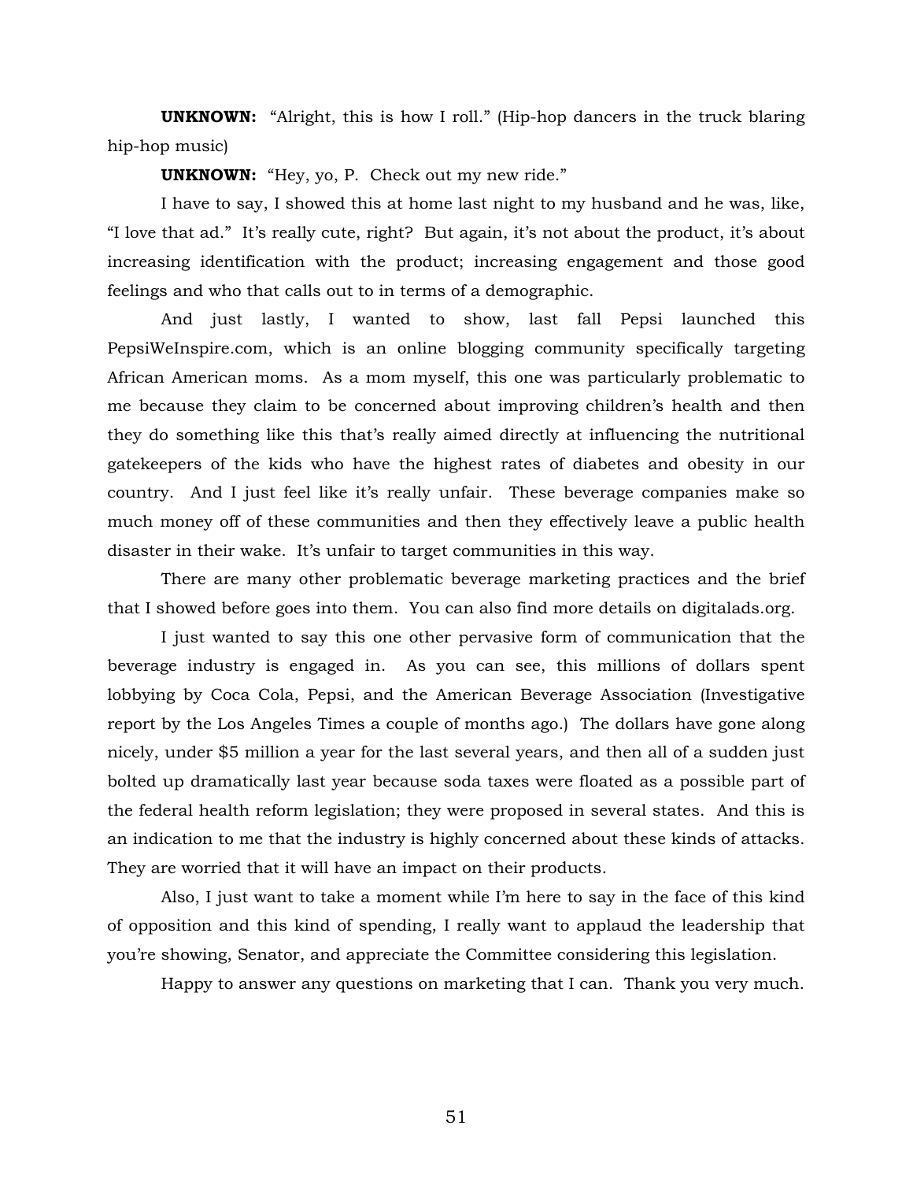**UNKNOWN:** "Alright, this is how I roll." (Hip-hop dancers in the truck blaring hip-hop music)

**UNKNOWN:** "Hey, yo, P. Check out my new ride."

I have to say, I showed this at home last night to my husband and he was, like, "I love that ad." It's really cute, right? But again, it's not about the product, it's about increasing identification with the product; increasing engagement and those good feelings and who that calls out to in terms of a demographic.

And just lastly, I wanted to show, last fall Pepsi launched this PepsiWeInspire.com, which is an online blogging community specifically targeting African American moms. As a mom myself, this one was particularly problematic to me because they claim to be concerned about improving children's health and then they do something like this that's really aimed directly at influencing the nutritional gatekeepers of the kids who have the highest rates of diabetes and obesity in our country. And I just feel like it's really unfair. These beverage companies make so much money off of these communities and then they effectively leave a public health disaster in their wake. It's unfair to target communities in this way.

There are many other problematic beverage marketing practices and the brief that I showed before goes into them. You can also find more details on digitalads.org.

I just wanted to say this one other pervasive form of communication that the beverage industry is engaged in. As you can see, this millions of dollars spent lobbying by Coca Cola, Pepsi, and the American Beverage Association (Investigative report by the Los Angeles Times a couple of months ago.) The dollars have gone along nicely, under $5 million a year for the last several years, and then all of a sudden just bolted up dramatically last year because soda taxes were floated as a possible part of the federal health reform legislation; they were proposed in several states. And this is an indication to me that the industry is highly concerned about these kinds of attacks. They are worried that it will have an impact on their products.

Also, I just want to take a moment while I'm here to say in the face of this kind of opposition and this kind of spending, I really want to applaud the leadership that you're showing, Senator, and appreciate the Committee considering this legislation.

Happy to answer any questions on marketing that I can. Thank you very much.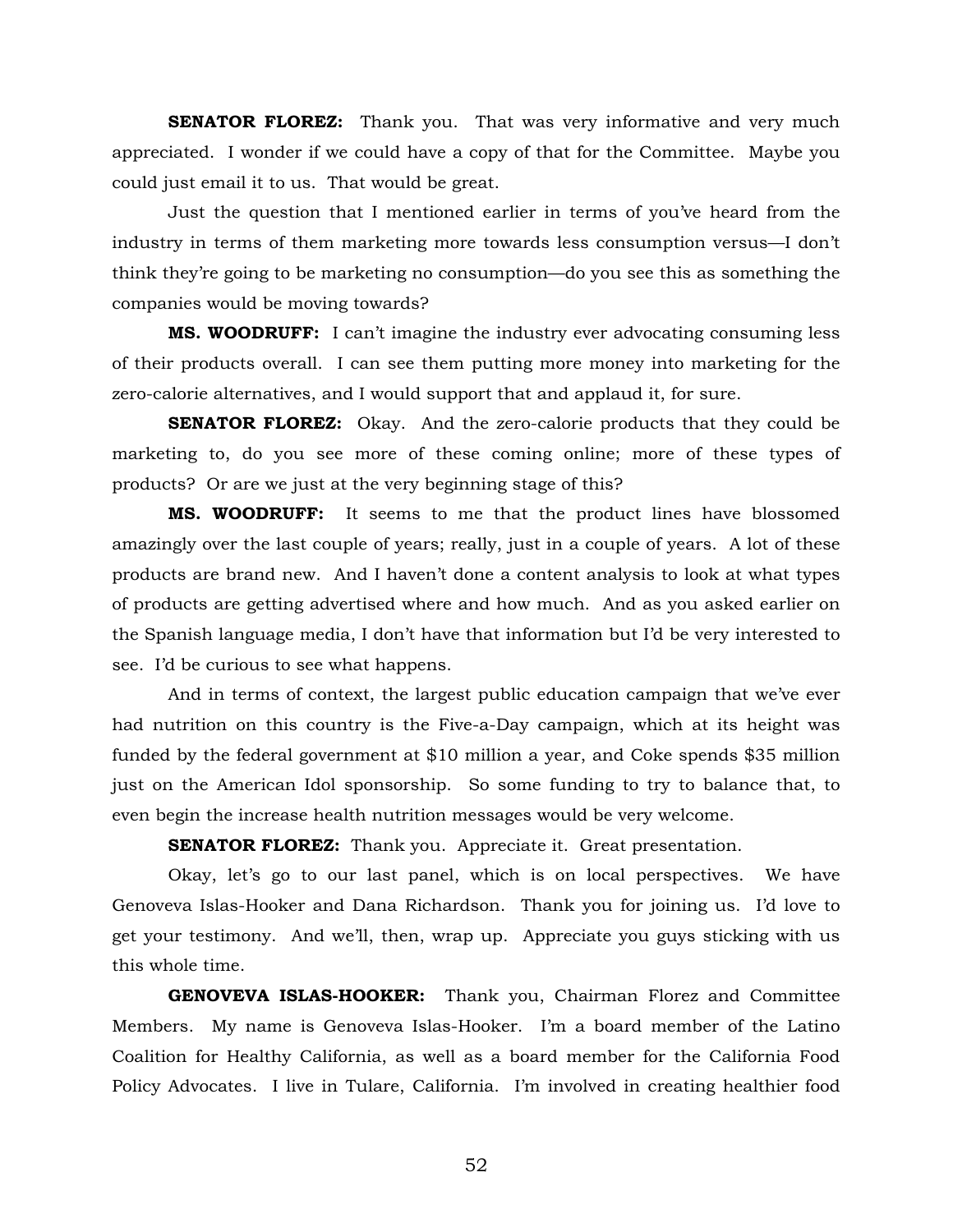**SENATOR FLOREZ:** Thank you. That was very informative and very much appreciated. I wonder if we could have a copy of that for the Committee. Maybe you could just email it to us. That would be great.

Just the question that I mentioned earlier in terms of you've heard from the industry in terms of them marketing more towards less consumption versus—I don't think they're going to be marketing no consumption—do you see this as something the companies would be moving towards?

**MS. WOODRUFF:** I can't imagine the industry ever advocating consuming less of their products overall. I can see them putting more money into marketing for the zero-calorie alternatives, and I would support that and applaud it, for sure.

**SENATOR FLOREZ:** Okay. And the zero-calorie products that they could be marketing to, do you see more of these coming online; more of these types of products? Or are we just at the very beginning stage of this?

**MS. WOODRUFF:** It seems to me that the product lines have blossomed amazingly over the last couple of years; really, just in a couple of years. A lot of these products are brand new. And I haven't done a content analysis to look at what types of products are getting advertised where and how much. And as you asked earlier on the Spanish language media, I don't have that information but I'd be very interested to see. I'd be curious to see what happens.

And in terms of context, the largest public education campaign that we've ever had nutrition on this country is the Five-a-Day campaign, which at its height was funded by the federal government at $10 million a year, and Coke spends $35 million just on the American Idol sponsorship. So some funding to try to balance that, to even begin the increase health nutrition messages would be very welcome.

**SENATOR FLOREZ:** Thank you. Appreciate it. Great presentation.

Okay, let's go to our last panel, which is on local perspectives. We have Genoveva Islas-Hooker and Dana Richardson. Thank you for joining us. I'd love to get your testimony. And we'll, then, wrap up. Appreciate you guys sticking with us this whole time.

**GENOVEVA ISLAS-HOOKER:** Thank you, Chairman Florez and Committee Members. My name is Genoveva Islas-Hooker. I'm a board member of the Latino Coalition for Healthy California, as well as a board member for the California Food Policy Advocates. I live in Tulare, California. I'm involved in creating healthier food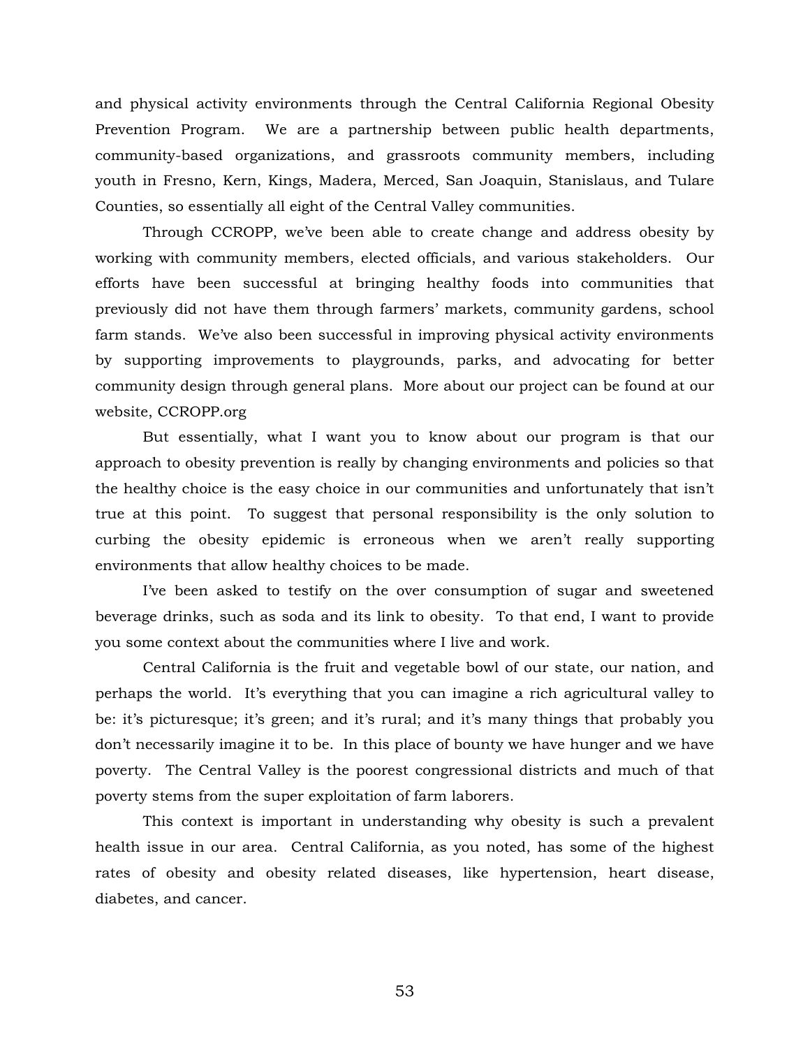and physical activity environments through the Central California Regional Obesity Prevention Program. We are a partnership between public health departments, community-based organizations, and grassroots community members, including youth in Fresno, Kern, Kings, Madera, Merced, San Joaquin, Stanislaus, and Tulare Counties, so essentially all eight of the Central Valley communities.

Through CCROPP, we've been able to create change and address obesity by working with community members, elected officials, and various stakeholders. Our efforts have been successful at bringing healthy foods into communities that previously did not have them through farmers' markets, community gardens, school farm stands. We've also been successful in improving physical activity environments by supporting improvements to playgrounds, parks, and advocating for better community design through general plans. More about our project can be found at our website, CCROPP.org

But essentially, what I want you to know about our program is that our approach to obesity prevention is really by changing environments and policies so that the healthy choice is the easy choice in our communities and unfortunately that isn't true at this point. To suggest that personal responsibility is the only solution to curbing the obesity epidemic is erroneous when we aren't really supporting environments that allow healthy choices to be made.

I've been asked to testify on the over consumption of sugar and sweetened beverage drinks, such as soda and its link to obesity. To that end, I want to provide you some context about the communities where I live and work.

Central California is the fruit and vegetable bowl of our state, our nation, and perhaps the world. It's everything that you can imagine a rich agricultural valley to be: it's picturesque; it's green; and it's rural; and it's many things that probably you don't necessarily imagine it to be. In this place of bounty we have hunger and we have poverty. The Central Valley is the poorest congressional districts and much of that poverty stems from the super exploitation of farm laborers.

This context is important in understanding why obesity is such a prevalent health issue in our area. Central California, as you noted, has some of the highest rates of obesity and obesity related diseases, like hypertension, heart disease, diabetes, and cancer.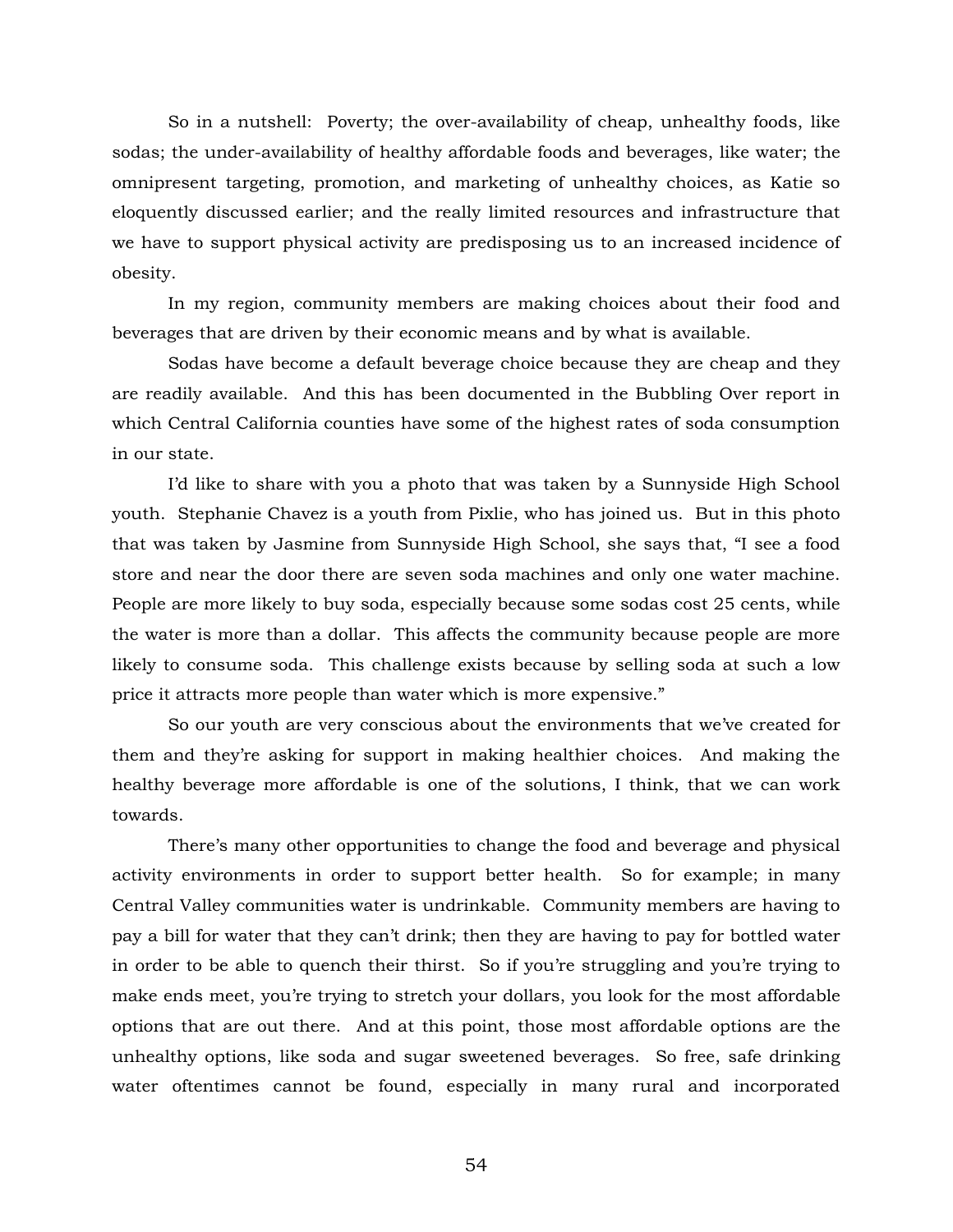So in a nutshell: Poverty; the over-availability of cheap, unhealthy foods, like sodas; the under-availability of healthy affordable foods and beverages, like water; the omnipresent targeting, promotion, and marketing of unhealthy choices, as Katie so eloquently discussed earlier; and the really limited resources and infrastructure that we have to support physical activity are predisposing us to an increased incidence of obesity.

In my region, community members are making choices about their food and beverages that are driven by their economic means and by what is available.

Sodas have become a default beverage choice because they are cheap and they are readily available. And this has been documented in the Bubbling Over report in which Central California counties have some of the highest rates of soda consumption in our state.

I'd like to share with you a photo that was taken by a Sunnyside High School youth. Stephanie Chavez is a youth from Pixlie, who has joined us. But in this photo that was taken by Jasmine from Sunnyside High School, she says that, "I see a food store and near the door there are seven soda machines and only one water machine. People are more likely to buy soda, especially because some sodas cost 25 cents, while the water is more than a dollar. This affects the community because people are more likely to consume soda. This challenge exists because by selling soda at such a low price it attracts more people than water which is more expensive."

So our youth are very conscious about the environments that we've created for them and they're asking for support in making healthier choices. And making the healthy beverage more affordable is one of the solutions, I think, that we can work towards.

There's many other opportunities to change the food and beverage and physical activity environments in order to support better health. So for example; in many Central Valley communities water is undrinkable. Community members are having to pay a bill for water that they can't drink; then they are having to pay for bottled water in order to be able to quench their thirst. So if you're struggling and you're trying to make ends meet, you're trying to stretch your dollars, you look for the most affordable options that are out there. And at this point, those most affordable options are the unhealthy options, like soda and sugar sweetened beverages. So free, safe drinking water oftentimes cannot be found, especially in many rural and incorporated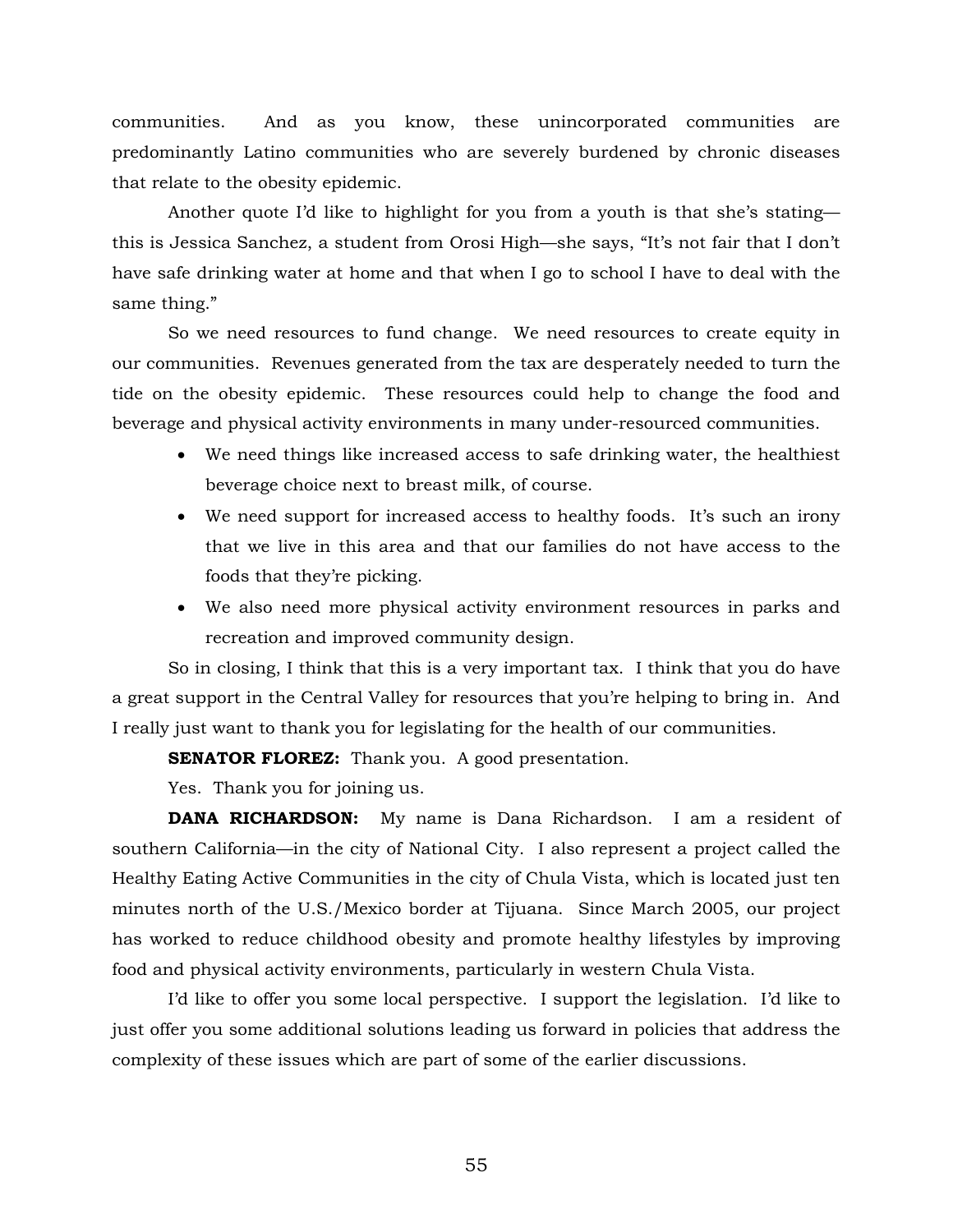communities. And as you know, these unincorporated communities are predominantly Latino communities who are severely burdened by chronic diseases that relate to the obesity epidemic.

Another quote I'd like to highlight for you from a youth is that she's stating—this is Jessica Sanchez, a student from Orosi High—she says, "It's not fair that I don't have safe drinking water at home and that when I go to school I have to deal with the same thing."

So we need resources to fund change. We need resources to create equity in our communities. Revenues generated from the tax are desperately needed to turn the tide on the obesity epidemic. These resources could help to change the food and beverage and physical activity environments in many under-resourced communities.

- We need things like increased access to safe drinking water, the healthiest beverage choice next to breast milk, of course.
- We need support for increased access to healthy foods. It's such an irony that we live in this area and that our families do not have access to the foods that they're picking.
- We also need more physical activity environment resources in parks and recreation and improved community design.

So in closing, I think that this is a very important tax. I think that you do have a great support in the Central Valley for resources that you're helping to bring in. And I really just want to thank you for legislating for the health of our communities.

**SENATOR FLOREZ:** Thank you. A good presentation.

Yes. Thank you for joining us.

**DANA RICHARDSON:** My name is Dana Richardson. I am a resident of southern California—in the city of National City. I also represent a project called the Healthy Eating Active Communities in the city of Chula Vista, which is located just ten minutes north of the U.S./Mexico border at Tijuana. Since March 2005, our project has worked to reduce childhood obesity and promote healthy lifestyles by improving food and physical activity environments, particularly in western Chula Vista.

I'd like to offer you some local perspective. I support the legislation. I'd like to just offer you some additional solutions leading us forward in policies that address the complexity of these issues which are part of some of the earlier discussions.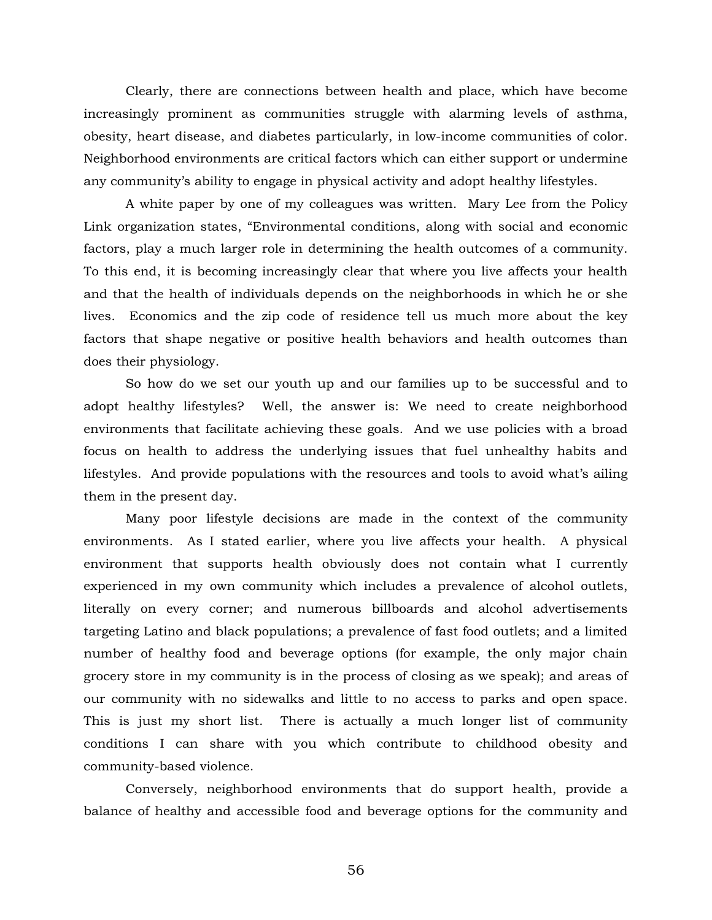Clearly, there are connections between health and place, which have become increasingly prominent as communities struggle with alarming levels of asthma, obesity, heart disease, and diabetes particularly, in low-income communities of color. Neighborhood environments are critical factors which can either support or undermine any community's ability to engage in physical activity and adopt healthy lifestyles.

A white paper by one of my colleagues was written. Mary Lee from the Policy Link organization states, "Environmental conditions, along with social and economic factors, play a much larger role in determining the health outcomes of a community. To this end, it is becoming increasingly clear that where you live affects your health and that the health of individuals depends on the neighborhoods in which he or she lives. Economics and the zip code of residence tell us much more about the key factors that shape negative or positive health behaviors and health outcomes than does their physiology.

So how do we set our youth up and our families up to be successful and to adopt healthy lifestyles? Well, the answer is: We need to create neighborhood environments that facilitate achieving these goals. And we use policies with a broad focus on health to address the underlying issues that fuel unhealthy habits and lifestyles. And provide populations with the resources and tools to avoid what's ailing them in the present day.

Many poor lifestyle decisions are made in the context of the community environments. As I stated earlier, where you live affects your health. A physical environment that supports health obviously does not contain what I currently experienced in my own community which includes a prevalence of alcohol outlets, literally on every corner; and numerous billboards and alcohol advertisements targeting Latino and black populations; a prevalence of fast food outlets; and a limited number of healthy food and beverage options (for example, the only major chain grocery store in my community is in the process of closing as we speak); and areas of our community with no sidewalks and little to no access to parks and open space. This is just my short list. There is actually a much longer list of community conditions I can share with you which contribute to childhood obesity and community-based violence.

Conversely, neighborhood environments that do support health, provide a balance of healthy and accessible food and beverage options for the community and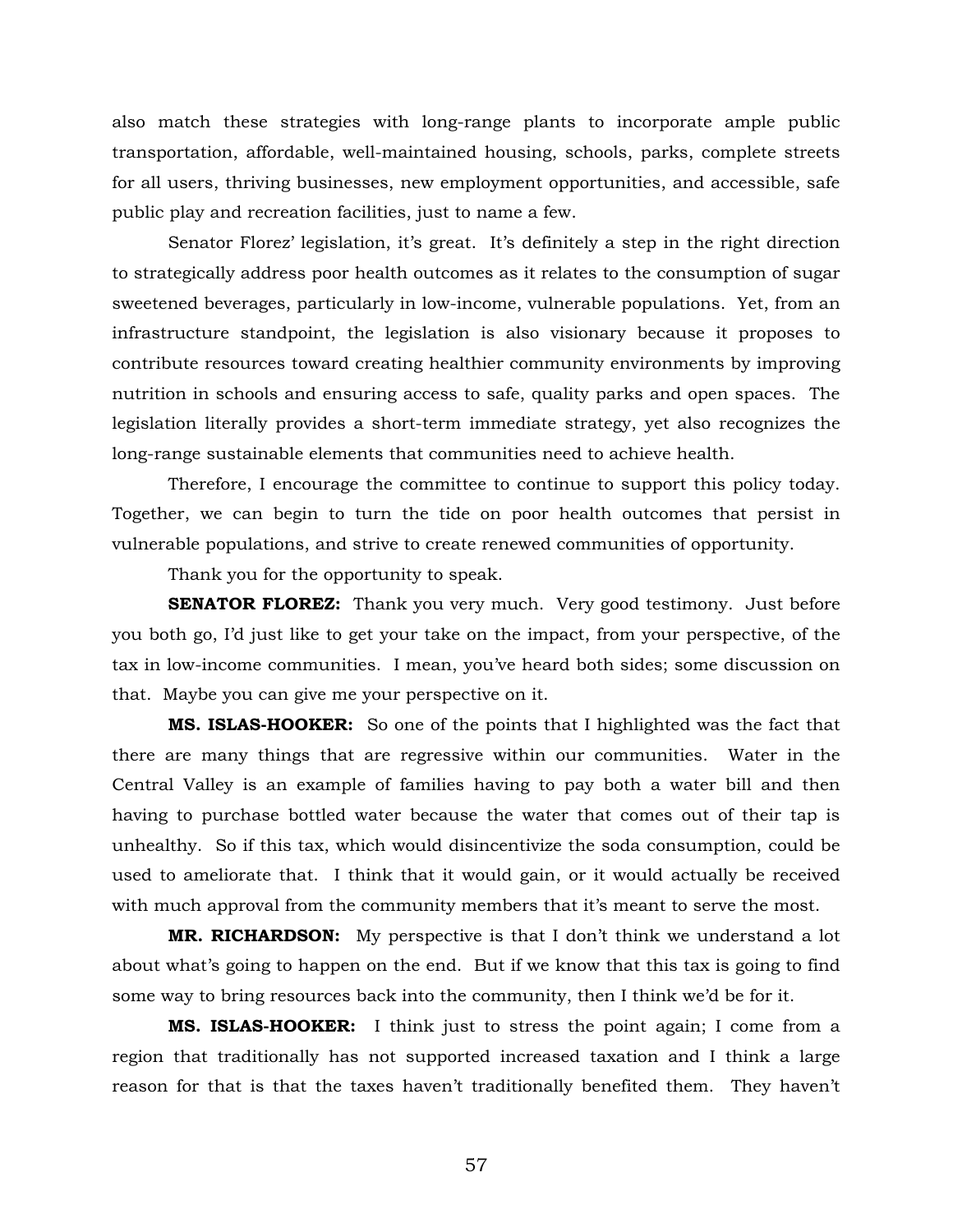also match these strategies with long-range plants to incorporate ample public transportation, affordable, well-maintained housing, schools, parks, complete streets for all users, thriving businesses, new employment opportunities, and accessible, safe public play and recreation facilities, just to name a few.

Senator Florez' legislation, it's great. It's definitely a step in the right direction to strategically address poor health outcomes as it relates to the consumption of sugar sweetened beverages, particularly in low-income, vulnerable populations. Yet, from an infrastructure standpoint, the legislation is also visionary because it proposes to contribute resources toward creating healthier community environments by improving nutrition in schools and ensuring access to safe, quality parks and open spaces. The legislation literally provides a short-term immediate strategy, yet also recognizes the long-range sustainable elements that communities need to achieve health.

Therefore, I encourage the committee to continue to support this policy today. Together, we can begin to turn the tide on poor health outcomes that persist in vulnerable populations, and strive to create renewed communities of opportunity.

Thank you for the opportunity to speak.

**SENATOR FLOREZ:** Thank you very much. Very good testimony. Just before you both go, I'd just like to get your take on the impact, from your perspective, of the tax in low-income communities. I mean, you've heard both sides; some discussion on that. Maybe you can give me your perspective on it.

**MS. ISLAS-HOOKER:** So one of the points that I highlighted was the fact that there are many things that are regressive within our communities. Water in the Central Valley is an example of families having to pay both a water bill and then having to purchase bottled water because the water that comes out of their tap is unhealthy. So if this tax, which would disincentivize the soda consumption, could be used to ameliorate that. I think that it would gain, or it would actually be received with much approval from the community members that it's meant to serve the most.

**MR. RICHARDSON:** My perspective is that I don't think we understand a lot about what's going to happen on the end. But if we know that this tax is going to find some way to bring resources back into the community, then I think we'd be for it.

**MS. ISLAS-HOOKER:** I think just to stress the point again; I come from a region that traditionally has not supported increased taxation and I think a large reason for that is that the taxes haven't traditionally benefited them. They haven't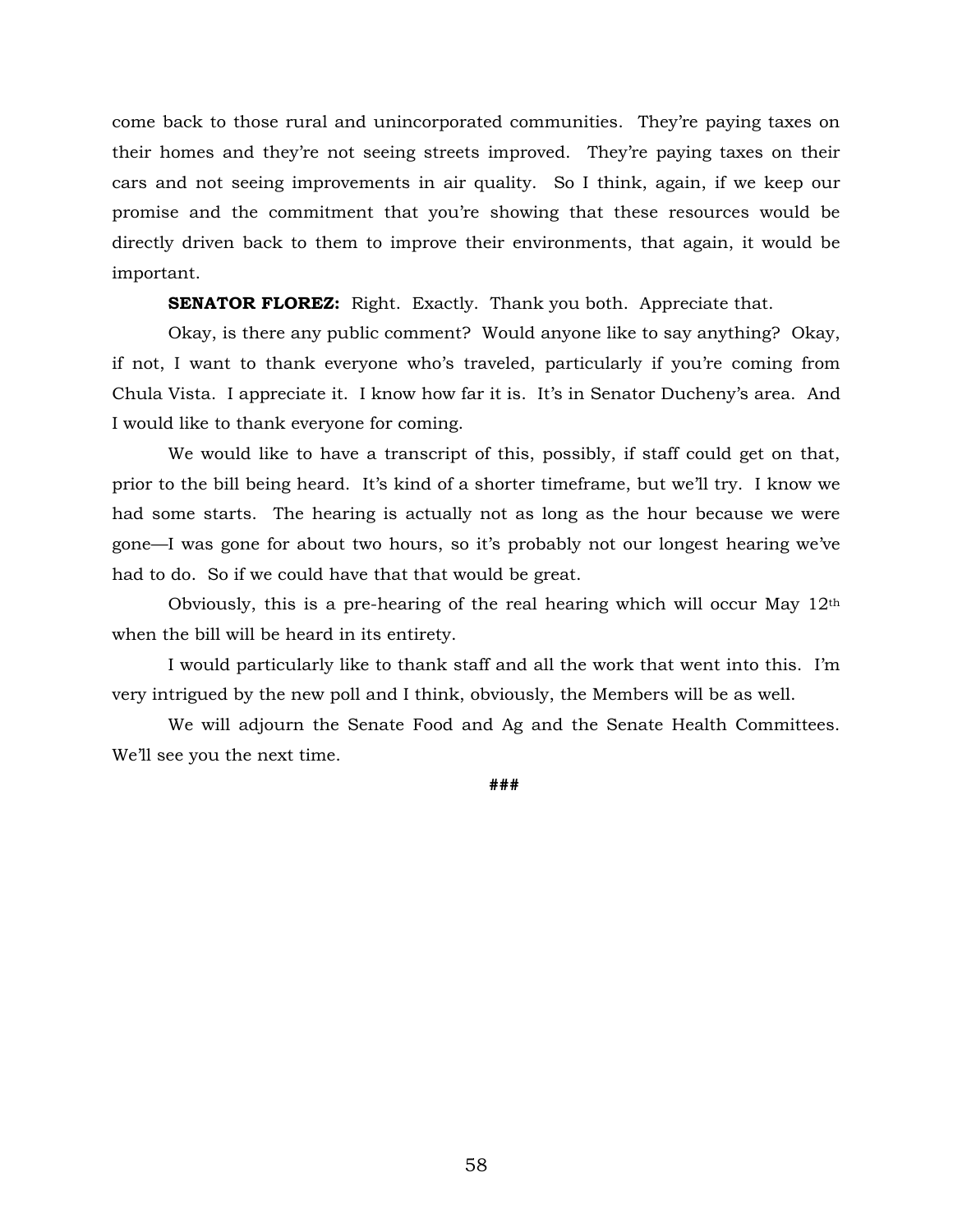come back to those rural and unincorporated communities. They're paying taxes on their homes and they're not seeing streets improved. They're paying taxes on their cars and not seeing improvements in air quality. So I think, again, if we keep our promise and the commitment that you're showing that these resources would be directly driven back to them to improve their environments, that again, it would be important.

**SENATOR FLOREZ:** Right. Exactly. Thank you both. Appreciate that.

Okay, is there any public comment? Would anyone like to say anything? Okay, if not, I want to thank everyone who's traveled, particularly if you're coming from Chula Vista. I appreciate it. I know how far it is. It's in Senator Ducheny's area. And I would like to thank everyone for coming.

We would like to have a transcript of this, possibly, if staff could get on that, prior to the bill being heard. It's kind of a shorter timeframe, but we'll try. I know we had some starts. The hearing is actually not as long as the hour because we were gone—I was gone for about two hours, so it's probably not our longest hearing we've had to do. So if we could have that that would be great.

Obviously, this is a pre-hearing of the real hearing which will occur May 12th when the bill will be heard in its entirety.

I would particularly like to thank staff and all the work that went into this. I'm very intrigued by the new poll and I think, obviously, the Members will be as well.

We will adjourn the Senate Food and Ag and the Senate Health Committees. We'll see you the next time.

###